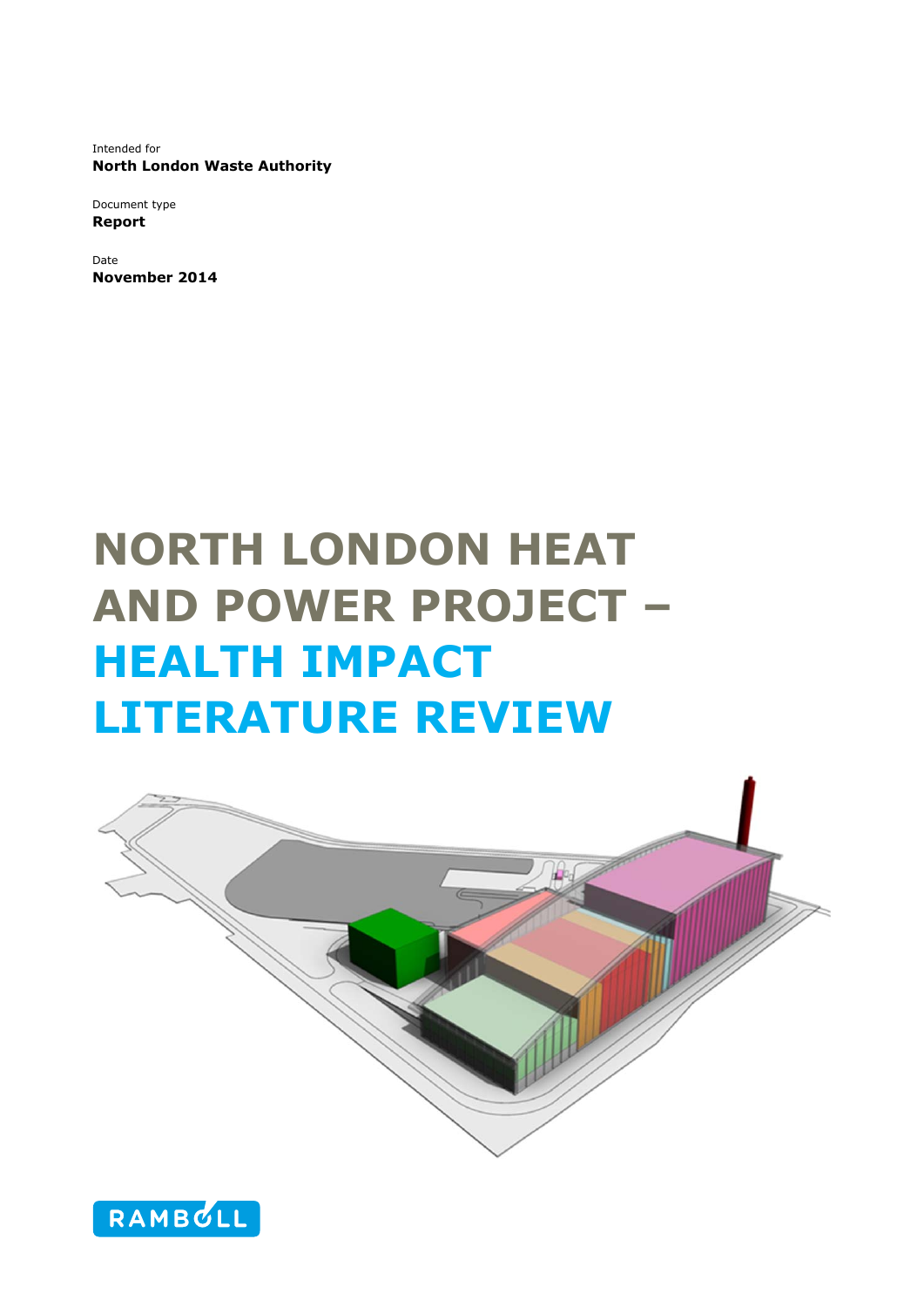Intended for
**North London Waste Authority**

Document type
**Report**

Date
**November 2014**

# NORTH LONDON HEAT AND POWER PROJECT – HEALTH IMPACT LITERATURE REVIEW

RAMBOLL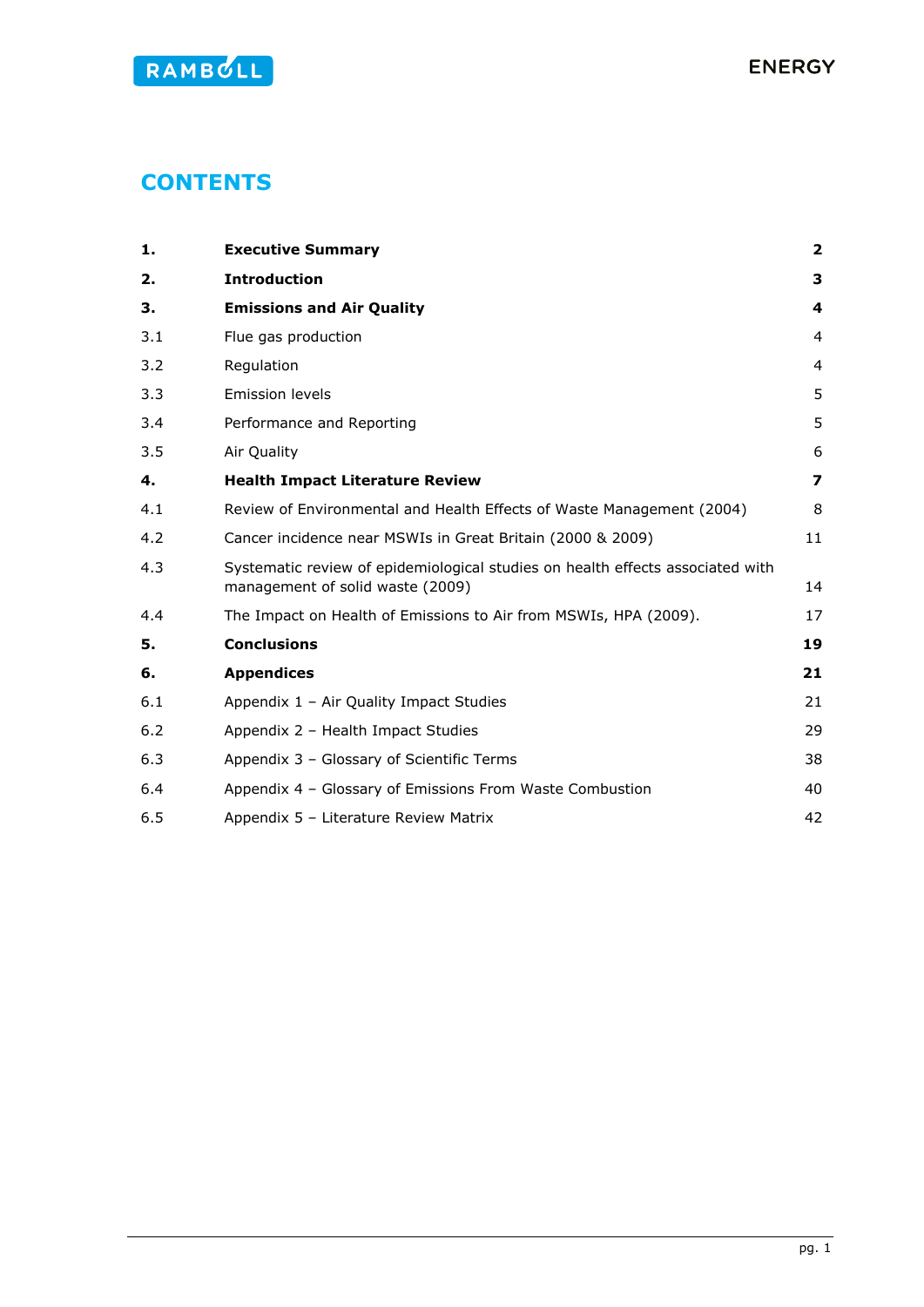# CONTENTS

| | | |
|---|---|---|
| **1.** | **Executive Summary** | **2** |
| **2.** | **Introduction** | **3** |
| **3.** | **Emissions and Air Quality** | **4** |
| 3.1 | Flue gas production | 4 |
| 3.2 | Regulation | 4 |
| 3.3 | Emission levels | 5 |
| 3.4 | Performance and Reporting | 5 |
| 3.5 | Air Quality | 6 |
| **4.** | **Health Impact Literature Review** | **7** |
| 4.1 | Review of Environmental and Health Effects of Waste Management (2004) | 8 |
| 4.2 | Cancer incidence near MSWIs in Great Britain (2000 & 2009) | 11 |
| 4.3 | Systematic review of epidemiological studies on health effects associated with management of solid waste (2009) | 14 |
| 4.4 | The Impact on Health of Emissions to Air from MSWIs, HPA (2009). | 17 |
| **5.** | **Conclusions** | **19** |
| **6.** | **Appendices** | **21** |
| 6.1 | Appendix 1 – Air Quality Impact Studies | 21 |
| 6.2 | Appendix 2 – Health Impact Studies | 29 |
| 6.3 | Appendix 3 – Glossary of Scientific Terms | 38 |
| 6.4 | Appendix 4 – Glossary of Emissions From Waste Combustion | 40 |
| 6.5 | Appendix 5 – Literature Review Matrix | 42 |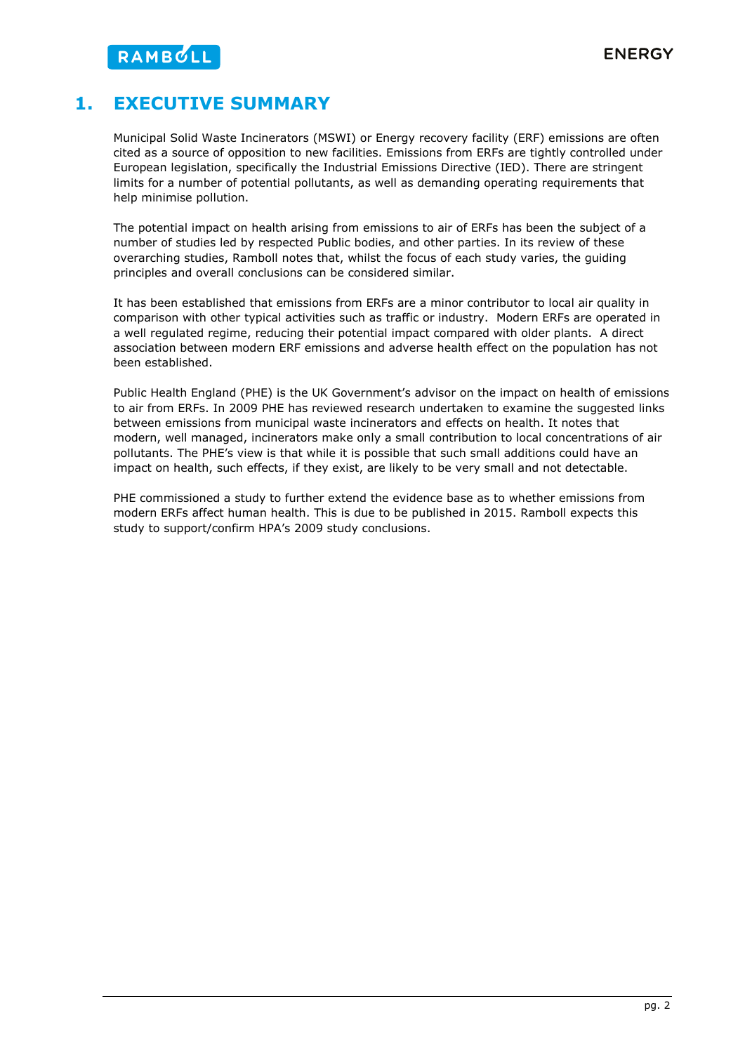# 1. EXECUTIVE SUMMARY

Municipal Solid Waste Incinerators (MSWI) or Energy recovery facility (ERF) emissions are often cited as a source of opposition to new facilities. Emissions from ERFs are tightly controlled under European legislation, specifically the Industrial Emissions Directive (IED). There are stringent limits for a number of potential pollutants, as well as demanding operating requirements that help minimise pollution.

The potential impact on health arising from emissions to air of ERFs has been the subject of a number of studies led by respected Public bodies, and other parties. In its review of these overarching studies, Ramboll notes that, whilst the focus of each study varies, the guiding principles and overall conclusions can be considered similar.

It has been established that emissions from ERFs are a minor contributor to local air quality in comparison with other typical activities such as traffic or industry. Modern ERFs are operated in a well regulated regime, reducing their potential impact compared with older plants. A direct association between modern ERF emissions and adverse health effect on the population has not been established.

Public Health England (PHE) is the UK Government's advisor on the impact on health of emissions to air from ERFs. In 2009 PHE has reviewed research undertaken to examine the suggested links between emissions from municipal waste incinerators and effects on health. It notes that modern, well managed, incinerators make only a small contribution to local concentrations of air pollutants. The PHE's view is that while it is possible that such small additions could have an impact on health, such effects, if they exist, are likely to be very small and not detectable.

PHE commissioned a study to further extend the evidence base as to whether emissions from modern ERFs affect human health. This is due to be published in 2015. Ramboll expects this study to support/confirm HPA's 2009 study conclusions.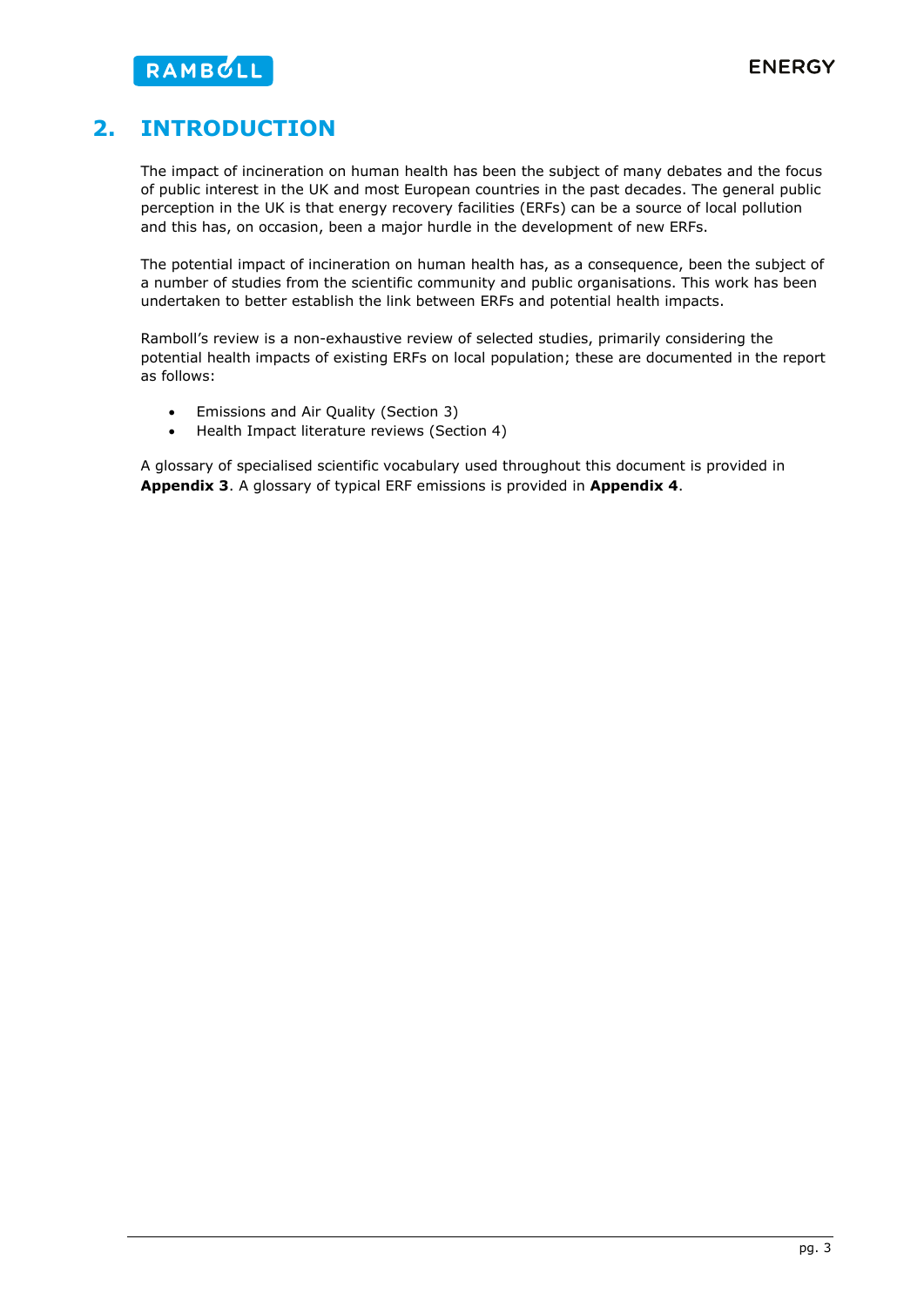# 2. INTRODUCTION

The impact of incineration on human health has been the subject of many debates and the focus of public interest in the UK and most European countries in the past decades. The general public perception in the UK is that energy recovery facilities (ERFs) can be a source of local pollution and this has, on occasion, been a major hurdle in the development of new ERFs.

The potential impact of incineration on human health has, as a consequence, been the subject of a number of studies from the scientific community and public organisations. This work has been undertaken to better establish the link between ERFs and potential health impacts.

Ramboll's review is a non-exhaustive review of selected studies, primarily considering the potential health impacts of existing ERFs on local population; these are documented in the report as follows:

- Emissions and Air Quality (Section 3)
- Health Impact literature reviews (Section 4)

A glossary of specialised scientific vocabulary used throughout this document is provided in **Appendix 3**. A glossary of typical ERF emissions is provided in **Appendix 4**.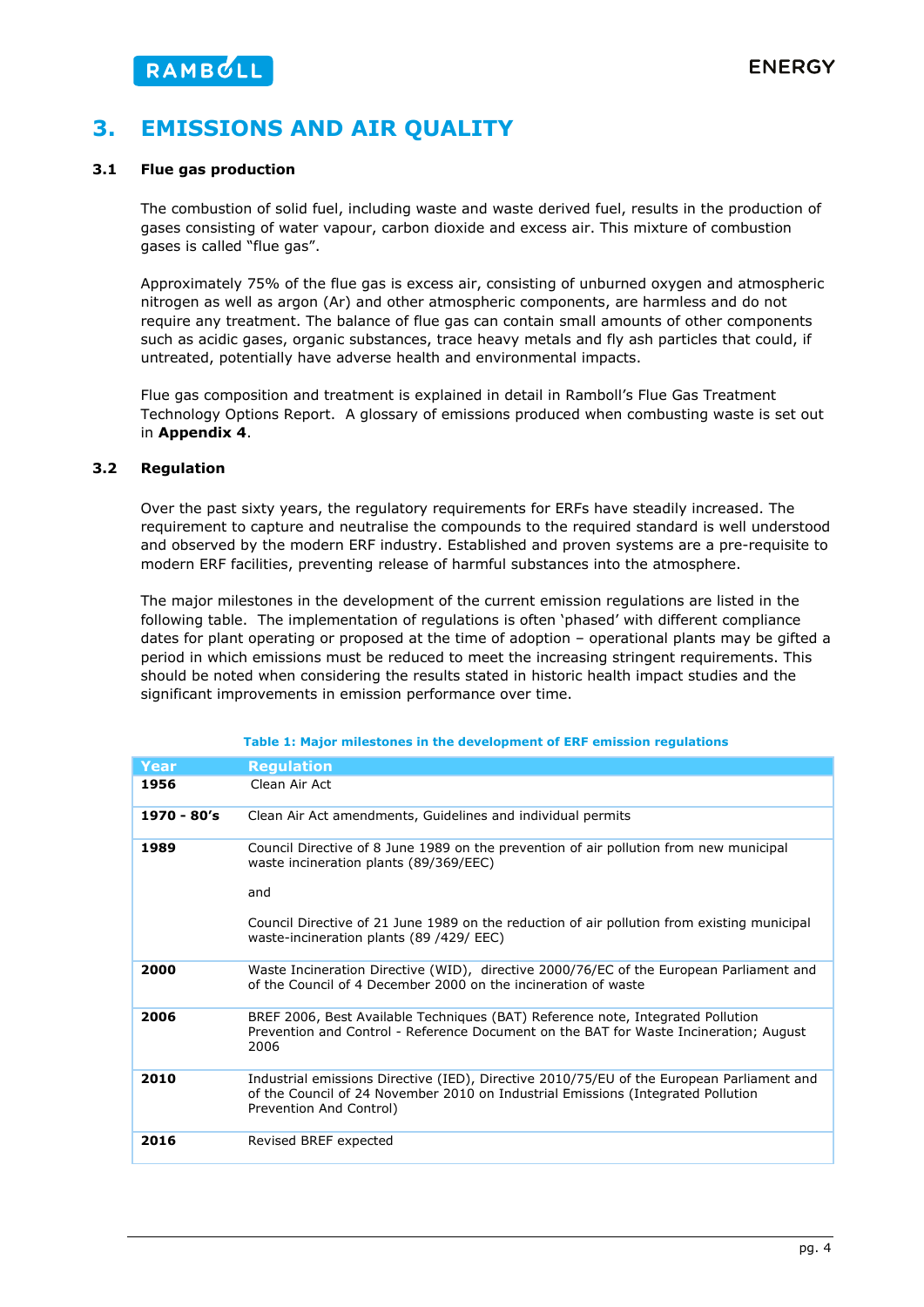# 3. EMISSIONS AND AIR QUALITY

## 3.1 Flue gas production

The combustion of solid fuel, including waste and waste derived fuel, results in the production of gases consisting of water vapour, carbon dioxide and excess air. This mixture of combustion gases is called "flue gas".

Approximately 75% of the flue gas is excess air, consisting of unburned oxygen and atmospheric nitrogen as well as argon (Ar) and other atmospheric components, are harmless and do not require any treatment. The balance of flue gas can contain small amounts of other components such as acidic gases, organic substances, trace heavy metals and fly ash particles that could, if untreated, potentially have adverse health and environmental impacts.

Flue gas composition and treatment is explained in detail in Ramboll's Flue Gas Treatment Technology Options Report. A glossary of emissions produced when combusting waste is set out in **Appendix 4**.

## 3.2 Regulation

Over the past sixty years, the regulatory requirements for ERFs have steadily increased. The requirement to capture and neutralise the compounds to the required standard is well understood and observed by the modern ERF industry. Established and proven systems are a pre-requisite to modern ERF facilities, preventing release of harmful substances into the atmosphere.

The major milestones in the development of the current emission regulations are listed in the following table. The implementation of regulations is often 'phased' with different compliance dates for plant operating or proposed at the time of adoption – operational plants may be gifted a period in which emissions must be reduced to meet the increasing stringent requirements. This should be noted when considering the results stated in historic health impact studies and the significant improvements in emission performance over time.

**Table 1: Major milestones in the development of ERF emission regulations**

| Year | Regulation |
|---|---|
| **1956** | Clean Air Act |
| **1970 - 80's** | Clean Air Act amendments, Guidelines and individual permits |
| **1989** | Council Directive of 8 June 1989 on the prevention of air pollution from new municipal waste incineration plants (89/369/EEC)<br><br>and<br><br>Council Directive of 21 June 1989 on the reduction of air pollution from existing municipal waste-incineration plants (89 /429/ EEC) |
| **2000** | Waste Incineration Directive (WID), directive 2000/76/EC of the European Parliament and of the Council of 4 December 2000 on the incineration of waste |
| **2006** | BREF 2006, Best Available Techniques (BAT) Reference note, Integrated Pollution Prevention and Control - Reference Document on the BAT for Waste Incineration; August 2006 |
| **2010** | Industrial emissions Directive (IED), Directive 2010/75/EU of the European Parliament and of the Council of 24 November 2010 on Industrial Emissions (Integrated Pollution Prevention And Control) |
| **2016** | Revised BREF expected |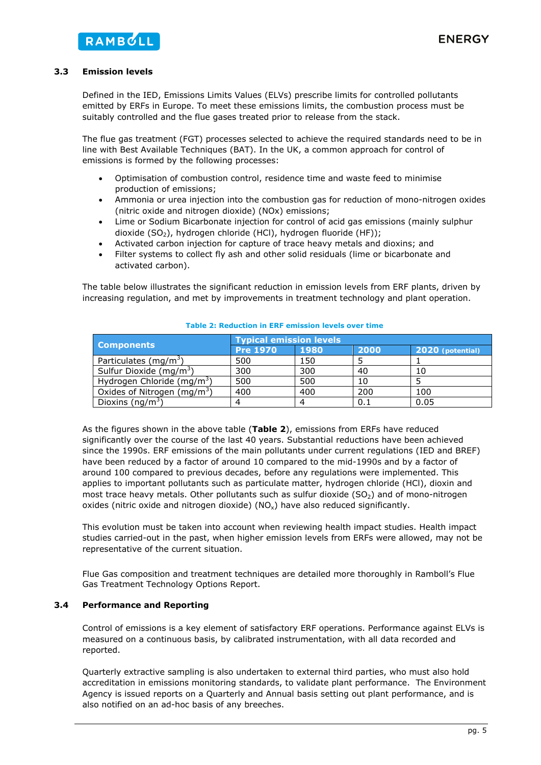### 3.3 Emission levels

Defined in the IED, Emissions Limits Values (ELVs) prescribe limits for controlled pollutants emitted by ERFs in Europe. To meet these emissions limits, the combustion process must be suitably controlled and the flue gases treated prior to release from the stack.

The flue gas treatment (FGT) processes selected to achieve the required standards need to be in line with Best Available Techniques (BAT). In the UK, a common approach for control of emissions is formed by the following processes:

- Optimisation of combustion control, residence time and waste feed to minimise production of emissions;
- Ammonia or urea injection into the combustion gas for reduction of mono-nitrogen oxides (nitric oxide and nitrogen dioxide) (NOx) emissions;
- Lime or Sodium Bicarbonate injection for control of acid gas emissions (mainly sulphur dioxide ($SO_2$), hydrogen chloride (HCl), hydrogen fluoride (HF));
- Activated carbon injection for capture of trace heavy metals and dioxins; and
- Filter systems to collect fly ash and other solid residuals (lime or bicarbonate and activated carbon).

The table below illustrates the significant reduction in emission levels from ERF plants, driven by increasing regulation, and met by improvements in treatment technology and plant operation.

**Table 2: Reduction in ERF emission levels over time**

| Components | Typical emission levels | | | |
|---|---|---|---|---|
| | Pre 1970 | 1980 | 2000 | 2020 (potential) |
| Particulates ($mg/m^3$) | 500 | 150 | 5 | 1 |
| Sulfur Dioxide ($mg/m^3$) | 300 | 300 | 40 | 10 |
| Hydrogen Chloride ($mg/m^3$) | 500 | 500 | 10 | 5 |
| Oxides of Nitrogen ($mg/m^3$) | 400 | 400 | 200 | 100 |
| Dioxins ($ng/m^3$) | 4 | 4 | 0.1 | 0.05 |

As the figures shown in the above table (**Table 2**), emissions from ERFs have reduced significantly over the course of the last 40 years. Substantial reductions have been achieved since the 1990s. ERF emissions of the main pollutants under current regulations (IED and BREF) have been reduced by a factor of around 10 compared to the mid-1990s and by a factor of around 100 compared to previous decades, before any regulations were implemented. This applies to important pollutants such as particulate matter, hydrogen chloride (HCl), dioxin and most trace heavy metals. Other pollutants such as sulfur dioxide ($SO_2$) and of mono-nitrogen oxides (nitric oxide and nitrogen dioxide) ($NO_x$) have also reduced significantly.

This evolution must be taken into account when reviewing health impact studies. Health impact studies carried-out in the past, when higher emission levels from ERFs were allowed, may not be representative of the current situation.

Flue Gas composition and treatment techniques are detailed more thoroughly in Ramboll's Flue Gas Treatment Technology Options Report.

### 3.4 Performance and Reporting

Control of emissions is a key element of satisfactory ERF operations. Performance against ELVs is measured on a continuous basis, by calibrated instrumentation, with all data recorded and reported.

Quarterly extractive sampling is also undertaken to external third parties, who must also hold accreditation in emissions monitoring standards, to validate plant performance. The Environment Agency is issued reports on a Quarterly and Annual basis setting out plant performance, and is also notified on an ad-hoc basis of any breeches.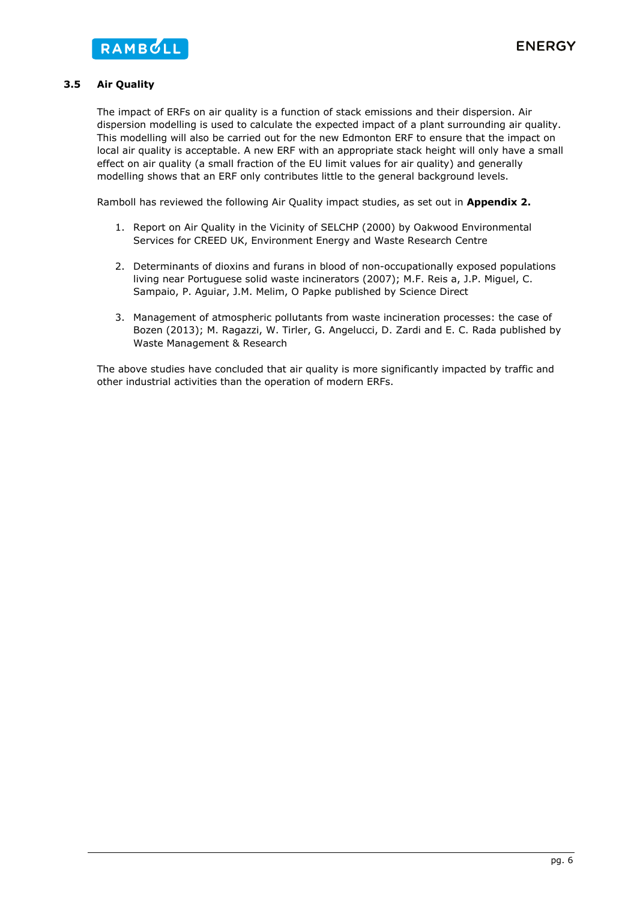### 3.5 Air Quality

The impact of ERFs on air quality is a function of stack emissions and their dispersion. Air dispersion modelling is used to calculate the expected impact of a plant surrounding air quality. This modelling will also be carried out for the new Edmonton ERF to ensure that the impact on local air quality is acceptable. A new ERF with an appropriate stack height will only have a small effect on air quality (a small fraction of the EU limit values for air quality) and generally modelling shows that an ERF only contributes little to the general background levels.

Ramboll has reviewed the following Air Quality impact studies, as set out in **Appendix 2.**

1. Report on Air Quality in the Vicinity of SELCHP (2000) by Oakwood Environmental Services for CREED UK, Environment Energy and Waste Research Centre

2. Determinants of dioxins and furans in blood of non-occupationally exposed populations living near Portuguese solid waste incinerators (2007); M.F. Reis a, J.P. Miguel, C. Sampaio, P. Aguiar, J.M. Melim, O Papke published by Science Direct

3. Management of atmospheric pollutants from waste incineration processes: the case of Bozen (2013); M. Ragazzi, W. Tirler, G. Angelucci, D. Zardi and E. C. Rada published by Waste Management & Research

The above studies have concluded that air quality is more significantly impacted by traffic and other industrial activities than the operation of modern ERFs.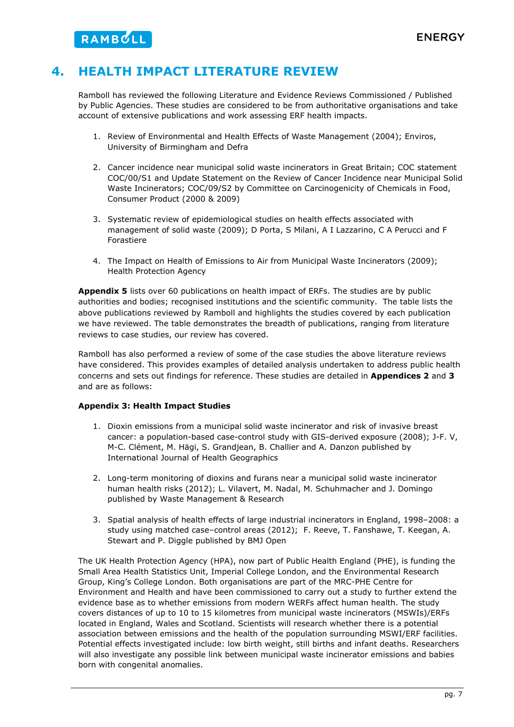# 4. HEALTH IMPACT LITERATURE REVIEW

Ramboll has reviewed the following Literature and Evidence Reviews Commissioned / Published by Public Agencies. These studies are considered to be from authoritative organisations and take account of extensive publications and work assessing ERF health impacts.

1. Review of Environmental and Health Effects of Waste Management (2004); Enviros, University of Birmingham and Defra

2. Cancer incidence near municipal solid waste incinerators in Great Britain; COC statement COC/00/S1 and Update Statement on the Review of Cancer Incidence near Municipal Solid Waste Incinerators; COC/09/S2 by Committee on Carcinogenicity of Chemicals in Food, Consumer Product (2000 & 2009)

3. Systematic review of epidemiological studies on health effects associated with management of solid waste (2009); D Porta, S Milani, A I Lazzarino, C A Perucci and F Forastiere

4. The Impact on Health of Emissions to Air from Municipal Waste Incinerators (2009); Health Protection Agency

**Appendix 5** lists over 60 publications on health impact of ERFs. The studies are by public authorities and bodies; recognised institutions and the scientific community. The table lists the above publications reviewed by Ramboll and highlights the studies covered by each publication we have reviewed. The table demonstrates the breadth of publications, ranging from literature reviews to case studies, our review has covered.

Ramboll has also performed a review of some of the case studies the above literature reviews have considered. This provides examples of detailed analysis undertaken to address public health concerns and sets out findings for reference. These studies are detailed in **Appendices 2** and **3** and are as follows:

**Appendix 3: Health Impact Studies**

1. Dioxin emissions from a municipal solid waste incinerator and risk of invasive breast cancer: a population-based case-control study with GIS-derived exposure (2008); J-F. V, M-C. Clément, M. Hägi, S. Grandjean, B. Challier and A. Danzon published by International Journal of Health Geographics

2. Long-term monitoring of dioxins and furans near a municipal solid waste incinerator human health risks (2012); L. Vilavert, M. Nadal, M. Schuhmacher and J. Domingo published by Waste Management & Research

3. Spatial analysis of health effects of large industrial incinerators in England, 1998–2008: a study using matched case–control areas (2012); F. Reeve, T. Fanshawe, T. Keegan, A. Stewart and P. Diggle published by BMJ Open

The UK Health Protection Agency (HPA), now part of Public Health England (PHE), is funding the Small Area Health Statistics Unit, Imperial College London, and the Environmental Research Group, King's College London. Both organisations are part of the MRC-PHE Centre for Environment and Health and have been commissioned to carry out a study to further extend the evidence base as to whether emissions from modern WERFs affect human health. The study covers distances of up to 10 to 15 kilometres from municipal waste incinerators (MSWIs)/ERFs located in England, Wales and Scotland. Scientists will research whether there is a potential association between emissions and the health of the population surrounding MSWI/ERF facilities. Potential effects investigated include: low birth weight, still births and infant deaths. Researchers will also investigate any possible link between municipal waste incinerator emissions and babies born with congenital anomalies.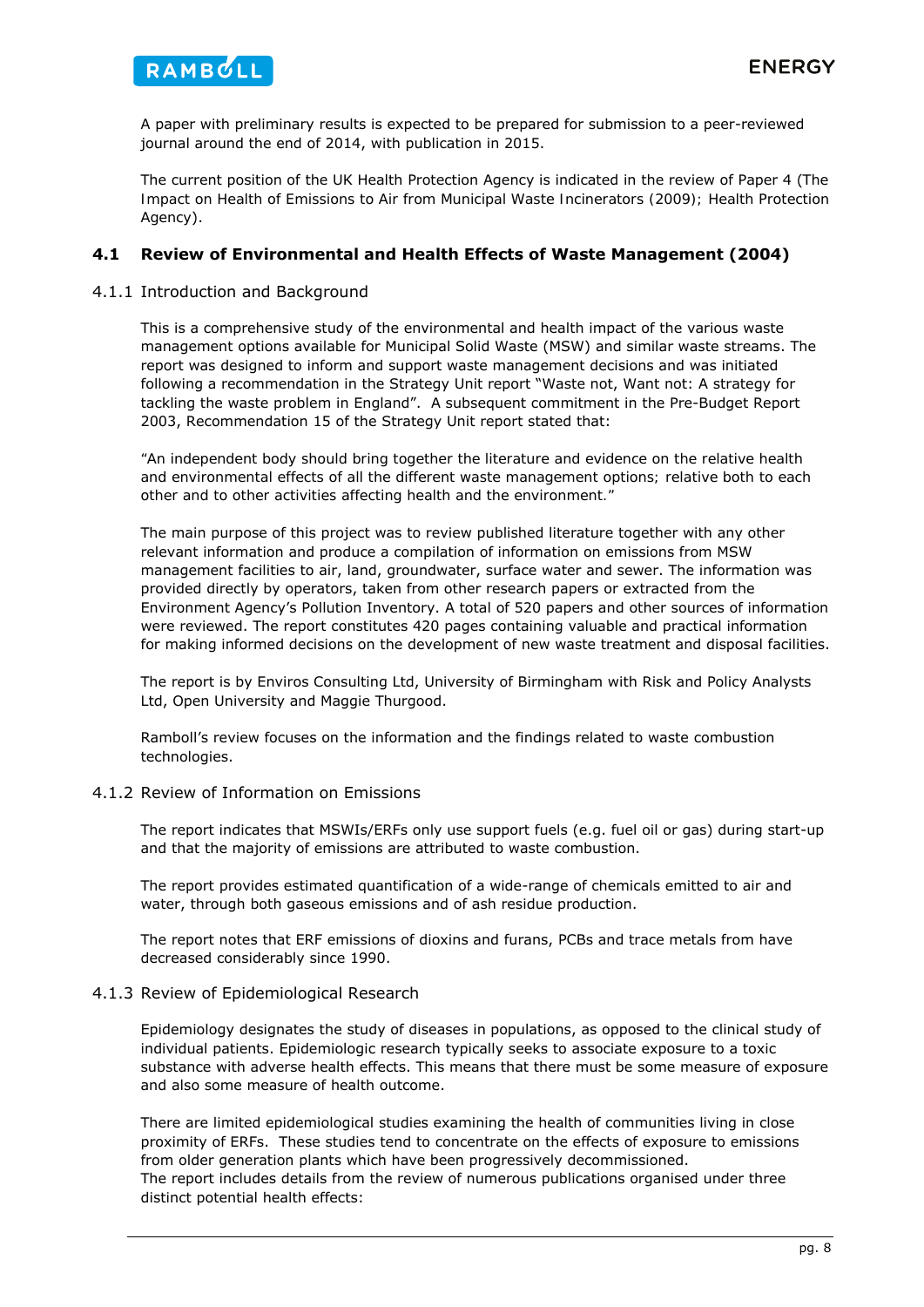A paper with preliminary results is expected to be prepared for submission to a peer-reviewed journal around the end of 2014, with publication in 2015.

The current position of the UK Health Protection Agency is indicated in the review of Paper 4 (The Impact on Health of Emissions to Air from Municipal Waste Incinerators (2009); Health Protection Agency).

## 4.1 Review of Environmental and Health Effects of Waste Management (2004)

### 4.1.1 Introduction and Background

This is a comprehensive study of the environmental and health impact of the various waste management options available for Municipal Solid Waste (MSW) and similar waste streams. The report was designed to inform and support waste management decisions and was initiated following a recommendation in the Strategy Unit report "Waste not, Want not: A strategy for tackling the waste problem in England". A subsequent commitment in the Pre-Budget Report 2003, Recommendation 15 of the Strategy Unit report stated that:

"An independent body should bring together the literature and evidence on the relative health and environmental effects of all the different waste management options; relative both to each other and to other activities affecting health and the environment."

The main purpose of this project was to review published literature together with any other relevant information and produce a compilation of information on emissions from MSW management facilities to air, land, groundwater, surface water and sewer. The information was provided directly by operators, taken from other research papers or extracted from the Environment Agency's Pollution Inventory. A total of 520 papers and other sources of information were reviewed. The report constitutes 420 pages containing valuable and practical information for making informed decisions on the development of new waste treatment and disposal facilities.

The report is by Enviros Consulting Ltd, University of Birmingham with Risk and Policy Analysts Ltd, Open University and Maggie Thurgood.

Ramboll's review focuses on the information and the findings related to waste combustion technologies.

### 4.1.2 Review of Information on Emissions

The report indicates that MSWIs/ERFs only use support fuels (e.g. fuel oil or gas) during start-up and that the majority of emissions are attributed to waste combustion.

The report provides estimated quantification of a wide-range of chemicals emitted to air and water, through both gaseous emissions and of ash residue production.

The report notes that ERF emissions of dioxins and furans, PCBs and trace metals from have decreased considerably since 1990.

### 4.1.3 Review of Epidemiological Research

Epidemiology designates the study of diseases in populations, as opposed to the clinical study of individual patients. Epidemiologic research typically seeks to associate exposure to a toxic substance with adverse health effects. This means that there must be some measure of exposure and also some measure of health outcome.

There are limited epidemiological studies examining the health of communities living in close proximity of ERFs. These studies tend to concentrate on the effects of exposure to emissions from older generation plants which have been progressively decommissioned.
The report includes details from the review of numerous publications organised under three distinct potential health effects: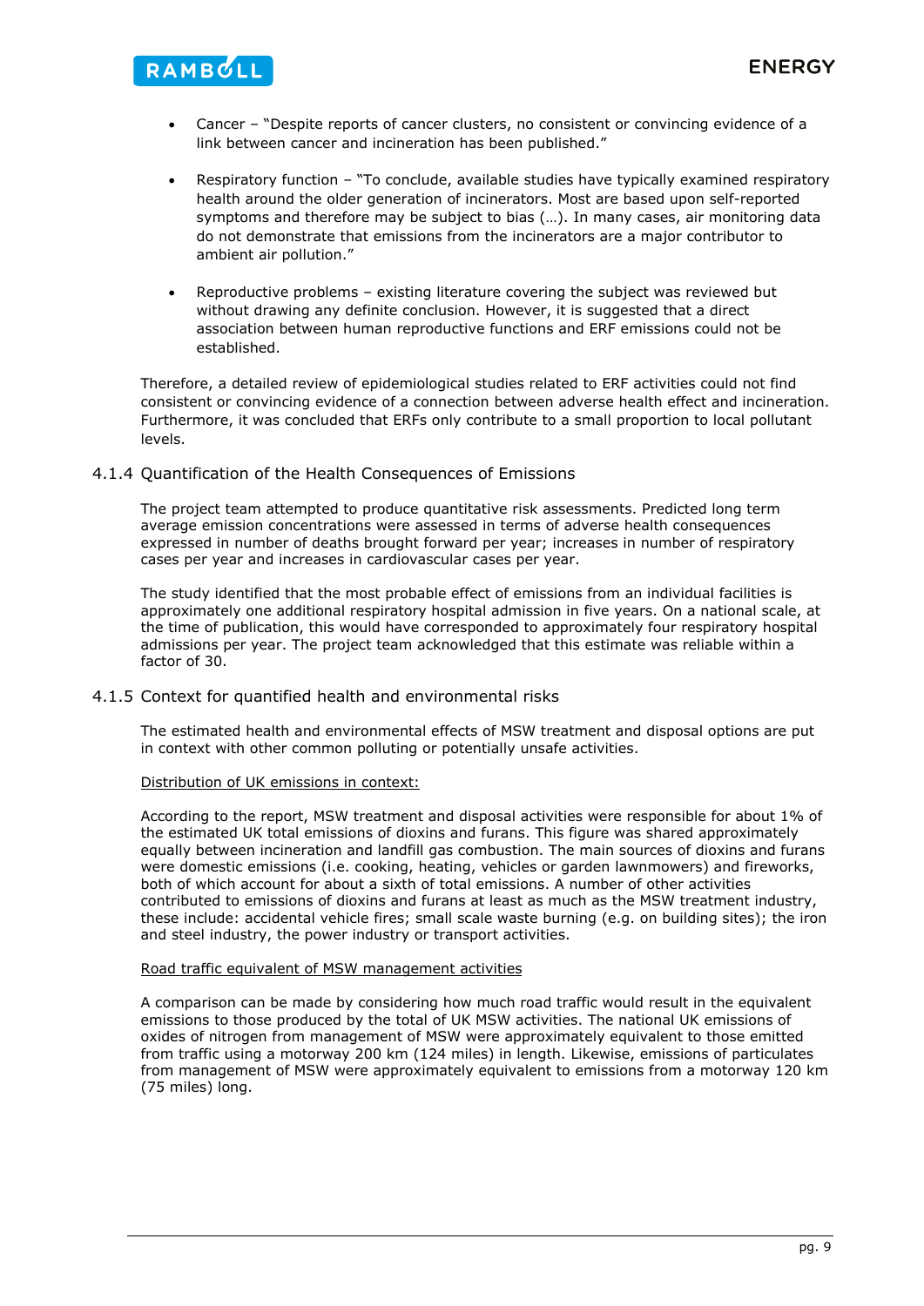- Cancer – "Despite reports of cancer clusters, no consistent or convincing evidence of a link between cancer and incineration has been published."

- Respiratory function – "To conclude, available studies have typically examined respiratory health around the older generation of incinerators. Most are based upon self-reported symptoms and therefore may be subject to bias (…). In many cases, air monitoring data do not demonstrate that emissions from the incinerators are a major contributor to ambient air pollution."

- Reproductive problems – existing literature covering the subject was reviewed but without drawing any definite conclusion. However, it is suggested that a direct association between human reproductive functions and ERF emissions could not be established.

Therefore, a detailed review of epidemiological studies related to ERF activities could not find consistent or convincing evidence of a connection between adverse health effect and incineration. Furthermore, it was concluded that ERFs only contribute to a small proportion to local pollutant levels.

### 4.1.4 Quantification of the Health Consequences of Emissions

The project team attempted to produce quantitative risk assessments. Predicted long term average emission concentrations were assessed in terms of adverse health consequences expressed in number of deaths brought forward per year; increases in number of respiratory cases per year and increases in cardiovascular cases per year.

The study identified that the most probable effect of emissions from an individual facilities is approximately one additional respiratory hospital admission in five years. On a national scale, at the time of publication, this would have corresponded to approximately four respiratory hospital admissions per year. The project team acknowledged that this estimate was reliable within a factor of 30.

### 4.1.5 Context for quantified health and environmental risks

The estimated health and environmental effects of MSW treatment and disposal options are put in context with other common polluting or potentially unsafe activities.

<u>Distribution of UK emissions in context:</u>

According to the report, MSW treatment and disposal activities were responsible for about 1% of the estimated UK total emissions of dioxins and furans. This figure was shared approximately equally between incineration and landfill gas combustion. The main sources of dioxins and furans were domestic emissions (i.e. cooking, heating, vehicles or garden lawnmowers) and fireworks, both of which account for about a sixth of total emissions. A number of other activities contributed to emissions of dioxins and furans at least as much as the MSW treatment industry, these include: accidental vehicle fires; small scale waste burning (e.g. on building sites); the iron and steel industry, the power industry or transport activities.

<u>Road traffic equivalent of MSW management activities</u>

A comparison can be made by considering how much road traffic would result in the equivalent emissions to those produced by the total of UK MSW activities. The national UK emissions of oxides of nitrogen from management of MSW were approximately equivalent to those emitted from traffic using a motorway 200 km (124 miles) in length. Likewise, emissions of particulates from management of MSW were approximately equivalent to emissions from a motorway 120 km (75 miles) long.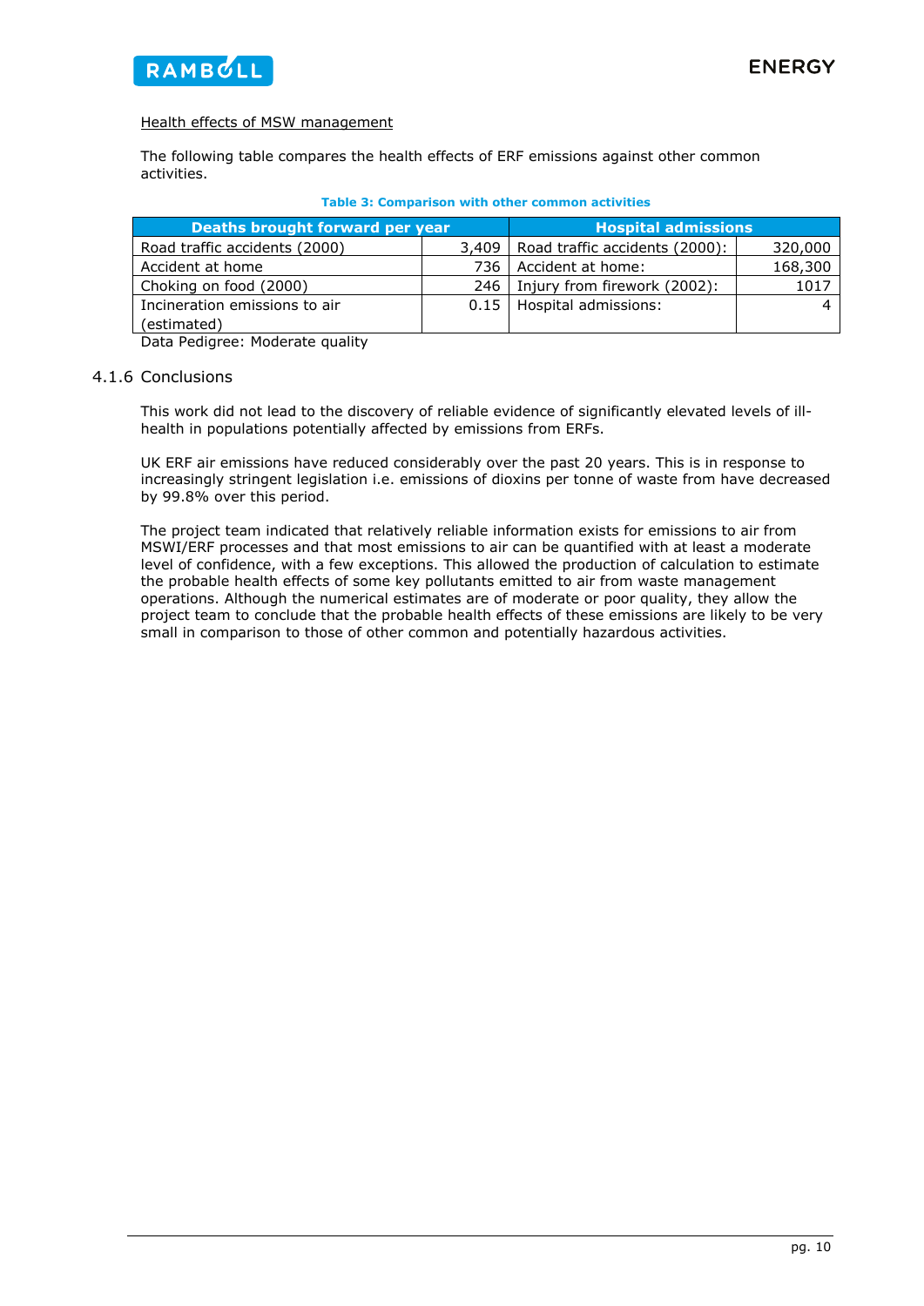Health effects of MSW management

The following table compares the health effects of ERF emissions against other common activities.

**Table 3: Comparison with other common activities**

| Deaths brought forward per year | | Hospital admissions | |
|---|---|---|---|
| Road traffic accidents (2000) | 3,409 | Road traffic accidents (2000): | 320,000 |
| Accident at home | 736 | Accident at home: | 168,300 |
| Choking on food (2000) | 246 | Injury from firework (2002): | 1017 |
| Incineration emissions to air (estimated) | 0.15 | Hospital admissions: | 4 |

Data Pedigree: Moderate quality

### 4.1.6 Conclusions

This work did not lead to the discovery of reliable evidence of significantly elevated levels of ill-health in populations potentially affected by emissions from ERFs.

UK ERF air emissions have reduced considerably over the past 20 years. This is in response to increasingly stringent legislation i.e. emissions of dioxins per tonne of waste from have decreased by 99.8% over this period.

The project team indicated that relatively reliable information exists for emissions to air from MSWI/ERF processes and that most emissions to air can be quantified with at least a moderate level of confidence, with a few exceptions. This allowed the production of calculation to estimate the probable health effects of some key pollutants emitted to air from waste management operations. Although the numerical estimates are of moderate or poor quality, they allow the project team to conclude that the probable health effects of these emissions are likely to be very small in comparison to those of other common and potentially hazardous activities.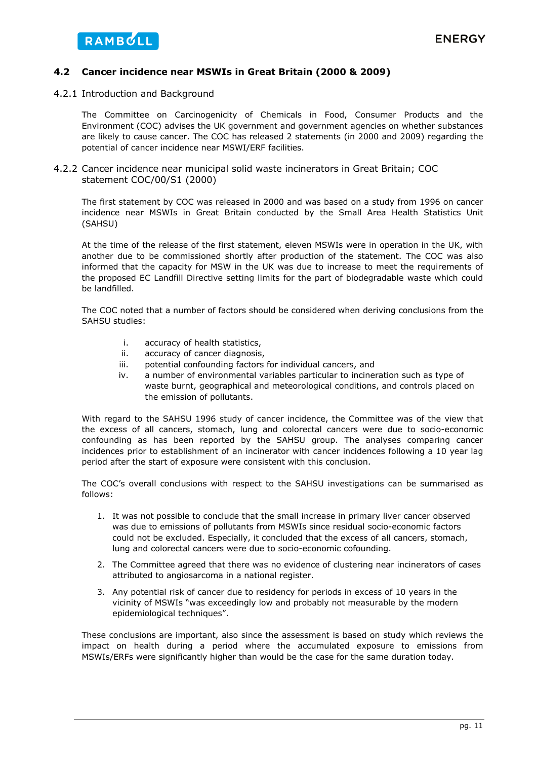## 4.2 Cancer incidence near MSWIs in Great Britain (2000 & 2009)

### 4.2.1 Introduction and Background

The Committee on Carcinogenicity of Chemicals in Food, Consumer Products and the Environment (COC) advises the UK government and government agencies on whether substances are likely to cause cancer. The COC has released 2 statements (in 2000 and 2009) regarding the potential of cancer incidence near MSWI/ERF facilities.

### 4.2.2 Cancer incidence near municipal solid waste incinerators in Great Britain; COC statement COC/00/S1 (2000)

The first statement by COC was released in 2000 and was based on a study from 1996 on cancer incidence near MSWIs in Great Britain conducted by the Small Area Health Statistics Unit (SAHSU)

At the time of the release of the first statement, eleven MSWIs were in operation in the UK, with another due to be commissioned shortly after production of the statement. The COC was also informed that the capacity for MSW in the UK was due to increase to meet the requirements of the proposed EC Landfill Directive setting limits for the part of biodegradable waste which could be landfilled.

The COC noted that a number of factors should be considered when deriving conclusions from the SAHSU studies:

i. accuracy of health statistics,
ii. accuracy of cancer diagnosis,
iii. potential confounding factors for individual cancers, and
iv. a number of environmental variables particular to incineration such as type of waste burnt, geographical and meteorological conditions, and controls placed on the emission of pollutants.

With regard to the SAHSU 1996 study of cancer incidence, the Committee was of the view that the excess of all cancers, stomach, lung and colorectal cancers were due to socio-economic confounding as has been reported by the SAHSU group. The analyses comparing cancer incidences prior to establishment of an incinerator with cancer incidences following a 10 year lag period after the start of exposure were consistent with this conclusion.

The COC's overall conclusions with respect to the SAHSU investigations can be summarised as follows:

1. It was not possible to conclude that the small increase in primary liver cancer observed was due to emissions of pollutants from MSWIs since residual socio-economic factors could not be excluded. Especially, it concluded that the excess of all cancers, stomach, lung and colorectal cancers were due to socio-economic cofounding.
2. The Committee agreed that there was no evidence of clustering near incinerators of cases attributed to angiosarcoma in a national register.
3. Any potential risk of cancer due to residency for periods in excess of 10 years in the vicinity of MSWIs "was exceedingly low and probably not measurable by the modern epidemiological techniques".

These conclusions are important, also since the assessment is based on study which reviews the impact on health during a period where the accumulated exposure to emissions from MSWIs/ERFs were significantly higher than would be the case for the same duration today.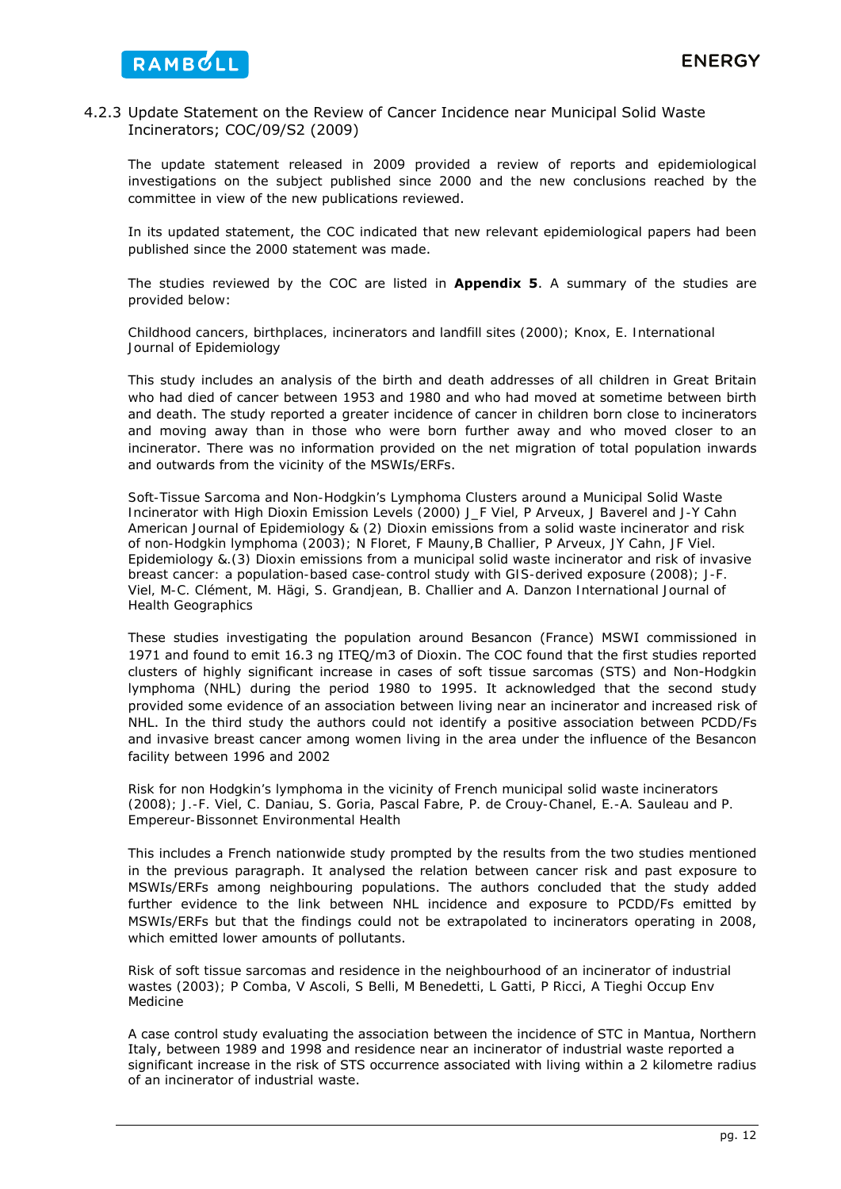### 4.2.3 Update Statement on the Review of Cancer Incidence near Municipal Solid Waste Incinerators; COC/09/S2 (2009)

The update statement released in 2009 provided a review of reports and epidemiological investigations on the subject published since 2000 and the new conclusions reached by the committee in view of the new publications reviewed.

In its updated statement, the COC indicated that new relevant epidemiological papers had been published since the 2000 statement was made.

The studies reviewed by the COC are listed in **Appendix 5**. A summary of the studies are provided below:

*Childhood cancers, birthplaces, incinerators and landfill sites (2000); Knox, E. International Journal of Epidemiology*

This study includes an analysis of the birth and death addresses of all children in Great Britain who had died of cancer between 1953 and 1980 and who had moved at sometime between birth and death. The study reported a greater incidence of cancer in children born close to incinerators and moving away than in those who were born further away and who moved closer to an incinerator. There was no information provided on the net migration of total population inwards and outwards from the vicinity of the MSWIs/ERFs.

*Soft-Tissue Sarcoma and Non-Hodgkin's Lymphoma Clusters around a Municipal Solid Waste Incinerator with High Dioxin Emission Levels (2000) J_F Viel, P Arveux, J Baverel and J-Y Cahn American Journal of Epidemiology & (2) Dioxin emissions from a solid waste incinerator and risk of non-Hodgkin lymphoma (2003); N Floret, F Mauny,B Challier, P Arveux, JY Cahn, JF Viel. Epidemiology &.(3) Dioxin emissions from a municipal solid waste incinerator and risk of invasive breast cancer: a population-based case-control study with GIS-derived exposure (2008); J-F. Viel, M-C. Clément, M. Hägi, S. Grandjean, B. Challier and A. Danzon International Journal of Health Geographics*

These studies investigating the population around Besancon (France) MSWI commissioned in 1971 and found to emit 16.3 ng ITEQ/m3 of Dioxin. The COC found that the first studies reported clusters of highly significant increase in cases of soft tissue sarcomas (STS) and Non-Hodgkin lymphoma (NHL) during the period 1980 to 1995. It acknowledged that the second study provided some evidence of an association between living near an incinerator and increased risk of NHL. In the third study the authors could not identify a positive association between PCDD/Fs and invasive breast cancer among women living in the area under the influence of the Besancon facility between 1996 and 2002

*Risk for non Hodgkin's lymphoma in the vicinity of French municipal solid waste incinerators (2008); J.-F. Viel, C. Daniau, S. Goria, Pascal Fabre, P. de Crouy-Chanel, E.-A. Sauleau and P. Empereur-Bissonnet Environmental Health*

This includes a French nationwide study prompted by the results from the two studies mentioned in the previous paragraph. It analysed the relation between cancer risk and past exposure to MSWIs/ERFs among neighbouring populations. The authors concluded that the study added further evidence to the link between NHL incidence and exposure to PCDD/Fs emitted by MSWIs/ERFs but that the findings could not be extrapolated to incinerators operating in 2008, which emitted lower amounts of pollutants.

*Risk of soft tissue sarcomas and residence in the neighbourhood of an incinerator of industrial wastes (2003); P Comba, V Ascoli, S Belli, M Benedetti, L Gatti, P Ricci, A Tieghi Occup Env Medicine*

A case control study evaluating the association between the incidence of STC in Mantua, Northern Italy, between 1989 and 1998 and residence near an incinerator of industrial waste reported a significant increase in the risk of STS occurrence associated with living within a 2 kilometre radius of an incinerator of industrial waste.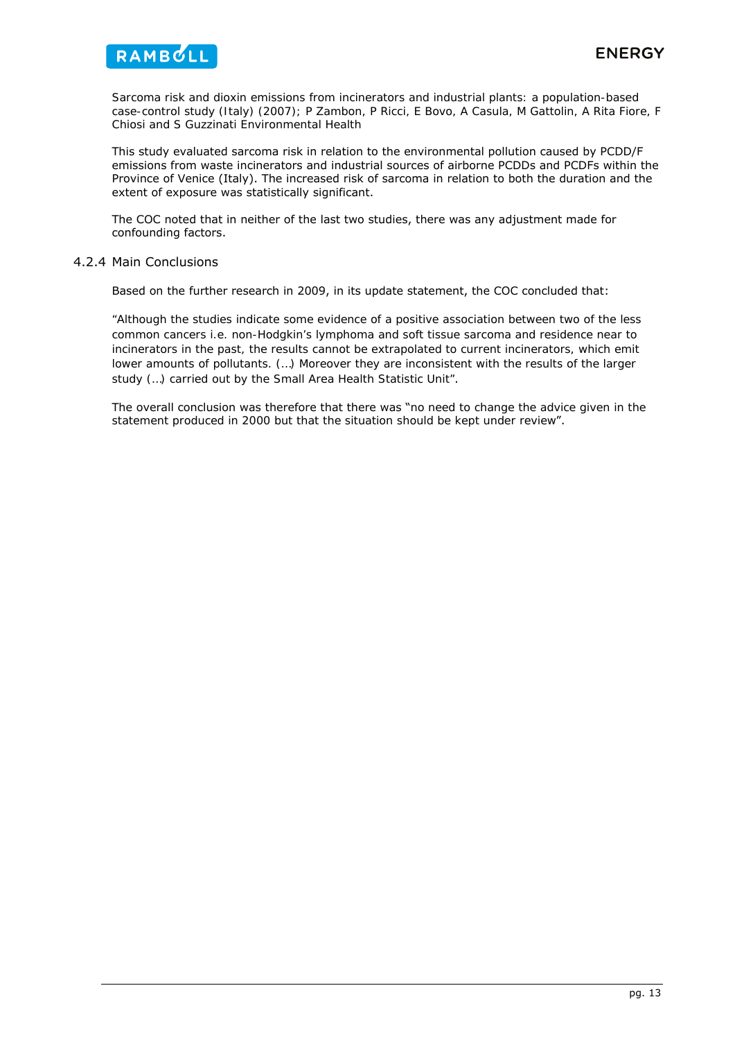Sarcoma risk and dioxin emissions from incinerators and industrial plants: a population-based case-control study (Italy) (2007); P Zambon, P Ricci, E Bovo, A Casula, M Gattolin, A Rita Fiore, F Chiosi and S Guzzinati Environmental Health

This study evaluated sarcoma risk in relation to the environmental pollution caused by PCDD/F emissions from waste incinerators and industrial sources of airborne PCDDs and PCDFs within the Province of Venice (Italy). The increased risk of sarcoma in relation to both the duration and the extent of exposure was statistically significant.

The COC noted that in neither of the last two studies, there was any adjustment made for confounding factors.

### 4.2.4 Main Conclusions

Based on the further research in 2009, in its update statement, the COC concluded that:

"Although the studies indicate some evidence of a positive association between two of the less common cancers i.e. non-Hodgkin's lymphoma and soft tissue sarcoma and residence near to incinerators in the past, the results cannot be extrapolated to current incinerators, which emit lower amounts of pollutants. (…) Moreover they are inconsistent with the results of the larger study (…) carried out by the Small Area Health Statistic Unit".

The overall conclusion was therefore that there was "no need to change the advice given in the statement produced in 2000 but that the situation should be kept under review".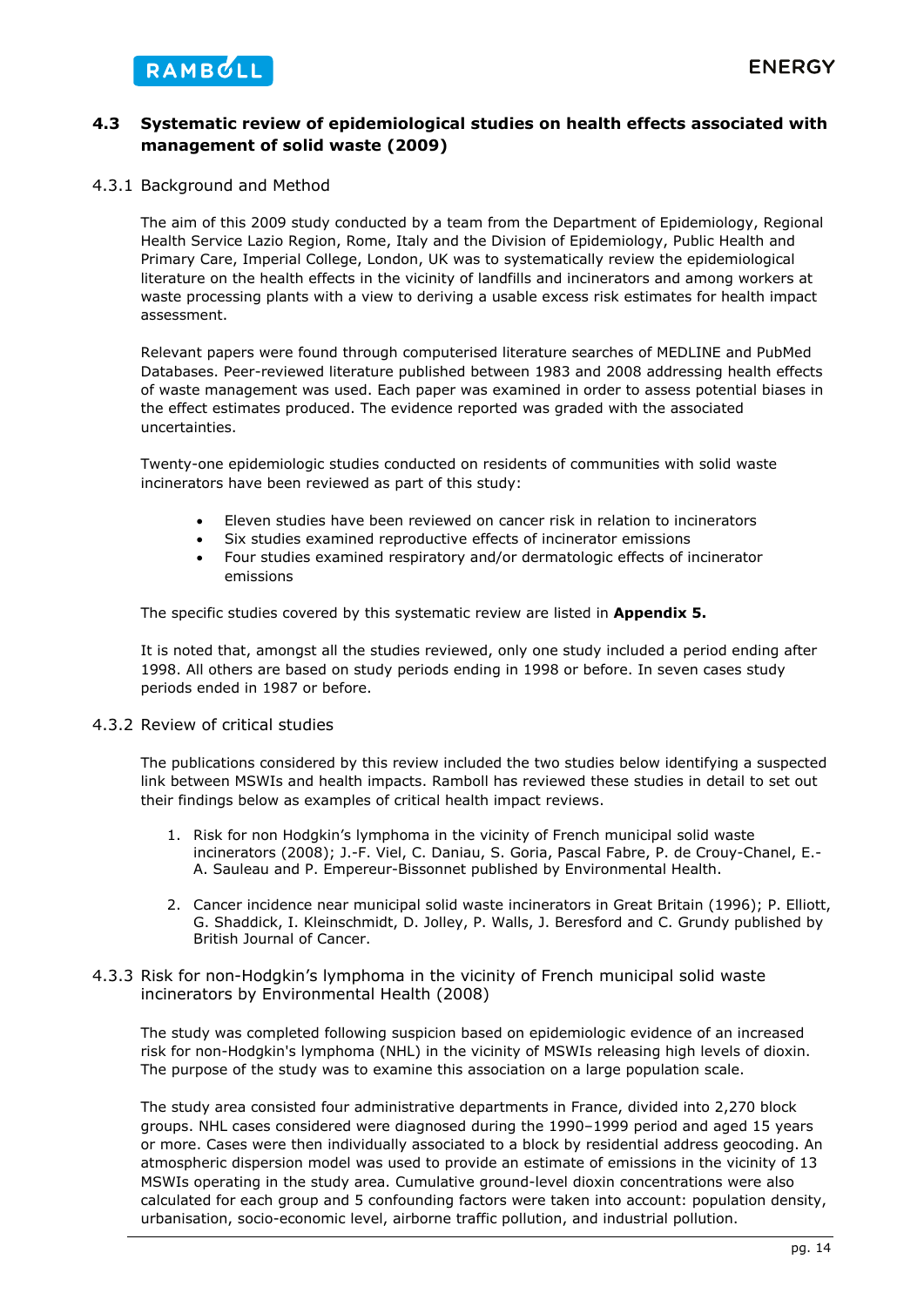## 4.3 Systematic review of epidemiological studies on health effects associated with management of solid waste (2009)

### 4.3.1 Background and Method

The aim of this 2009 study conducted by a team from the Department of Epidemiology, Regional Health Service Lazio Region, Rome, Italy and the Division of Epidemiology, Public Health and Primary Care, Imperial College, London, UK was to systematically review the epidemiological literature on the health effects in the vicinity of landfills and incinerators and among workers at waste processing plants with a view to deriving a usable excess risk estimates for health impact assessment.

Relevant papers were found through computerised literature searches of MEDLINE and PubMed Databases. Peer-reviewed literature published between 1983 and 2008 addressing health effects of waste management was used. Each paper was examined in order to assess potential biases in the effect estimates produced. The evidence reported was graded with the associated uncertainties.

Twenty-one epidemiologic studies conducted on residents of communities with solid waste incinerators have been reviewed as part of this study:

- Eleven studies have been reviewed on cancer risk in relation to incinerators
- Six studies examined reproductive effects of incinerator emissions
- Four studies examined respiratory and/or dermatologic effects of incinerator emissions

The specific studies covered by this systematic review are listed in **Appendix 5.**

It is noted that, amongst all the studies reviewed, only one study included a period ending after 1998. All others are based on study periods ending in 1998 or before. In seven cases study periods ended in 1987 or before.

### 4.3.2 Review of critical studies

The publications considered by this review included the two studies below identifying a suspected link between MSWIs and health impacts. Ramboll has reviewed these studies in detail to set out their findings below as examples of critical health impact reviews.

1. Risk for non Hodgkin's lymphoma in the vicinity of French municipal solid waste incinerators (2008); J.-F. Viel, C. Daniau, S. Goria, Pascal Fabre, P. de Crouy-Chanel, E.-A. Sauleau and P. Empereur-Bissonnet published by Environmental Health.
2. Cancer incidence near municipal solid waste incinerators in Great Britain (1996); P. Elliott, G. Shaddick, I. Kleinschmidt, D. Jolley, P. Walls, J. Beresford and C. Grundy published by British Journal of Cancer.

### 4.3.3 Risk for non-Hodgkin's lymphoma in the vicinity of French municipal solid waste incinerators by Environmental Health (2008)

The study was completed following suspicion based on epidemiologic evidence of an increased risk for non-Hodgkin's lymphoma (NHL) in the vicinity of MSWIs releasing high levels of dioxin. The purpose of the study was to examine this association on a large population scale.

The study area consisted four administrative departments in France, divided into 2,270 block groups. NHL cases considered were diagnosed during the 1990–1999 period and aged 15 years or more. Cases were then individually associated to a block by residential address geocoding. An atmospheric dispersion model was used to provide an estimate of emissions in the vicinity of 13 MSWIs operating in the study area. Cumulative ground-level dioxin concentrations were also calculated for each group and 5 confounding factors were taken into account: population density, urbanisation, socio-economic level, airborne traffic pollution, and industrial pollution.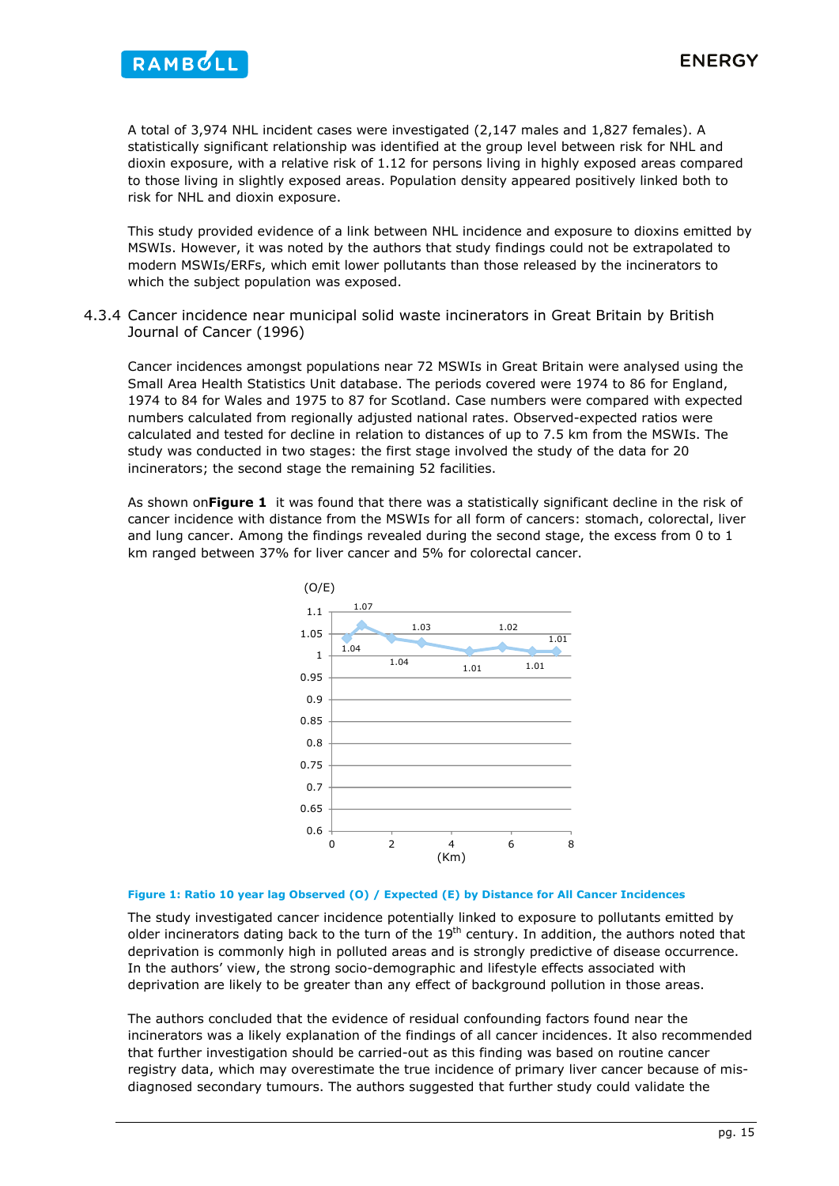A total of 3,974 NHL incident cases were investigated (2,147 males and 1,827 females). A statistically significant relationship was identified at the group level between risk for NHL and dioxin exposure, with a relative risk of 1.12 for persons living in highly exposed areas compared to those living in slightly exposed areas. Population density appeared positively linked both to risk for NHL and dioxin exposure.

This study provided evidence of a link between NHL incidence and exposure to dioxins emitted by MSWIs. However, it was noted by the authors that study findings could not be extrapolated to modern MSWIs/ERFs, which emit lower pollutants than those released by the incinerators to which the subject population was exposed.

### 4.3.4 Cancer incidence near municipal solid waste incinerators in Great Britain by British Journal of Cancer (1996)

Cancer incidences amongst populations near 72 MSWIs in Great Britain were analysed using the Small Area Health Statistics Unit database. The periods covered were 1974 to 86 for England, 1974 to 84 for Wales and 1975 to 87 for Scotland. Case numbers were compared with expected numbers calculated from regionally adjusted national rates. Observed-expected ratios were calculated and tested for decline in relation to distances of up to 7.5 km from the MSWIs. The study was conducted in two stages: the first stage involved the study of the data for 20 incinerators; the second stage the remaining 52 facilities.

As shown on**Figure 1** it was found that there was a statistically significant decline in the risk of cancer incidence with distance from the MSWIs for all form of cancers: stomach, colorectal, liver and lung cancer. Among the findings revealed during the second stage, the excess from 0 to 1 km ranged between 37% for liver cancer and 5% for colorectal cancer.

**Figure 1: Ratio 10 year lag Observed (O) / Expected (E) by Distance for All Cancer Incidences**

The study investigated cancer incidence potentially linked to exposure to pollutants emitted by older incinerators dating back to the turn of the 19th century. In addition, the authors noted that deprivation is commonly high in polluted areas and is strongly predictive of disease occurrence. In the authors' view, the strong socio-demographic and lifestyle effects associated with deprivation are likely to be greater than any effect of background pollution in those areas.

The authors concluded that the evidence of residual confounding factors found near the incinerators was a likely explanation of the findings of all cancer incidences. It also recommended that further investigation should be carried-out as this finding was based on routine cancer registry data, which may overestimate the true incidence of primary liver cancer because of mis-diagnosed secondary tumours. The authors suggested that further study could validate the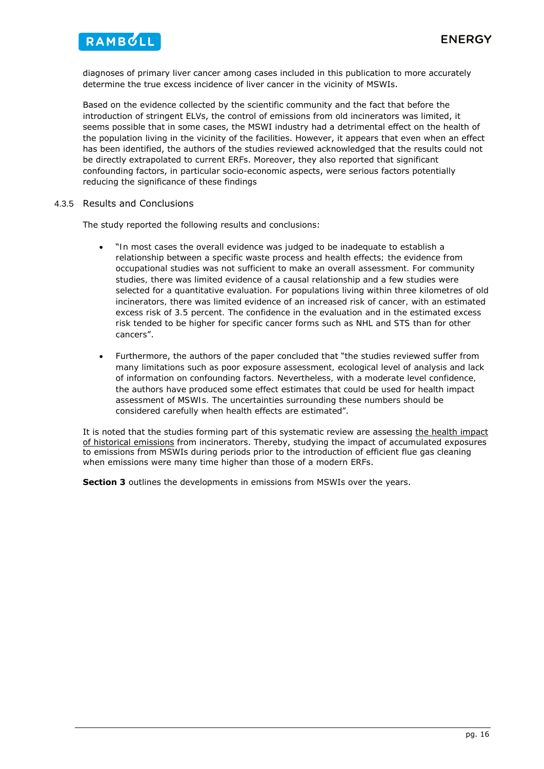diagnoses of primary liver cancer among cases included in this publication to more accurately determine the true excess incidence of liver cancer in the vicinity of MSWIs.

Based on the evidence collected by the scientific community and the fact that before the introduction of stringent ELVs, the control of emissions from old incinerators was limited, it seems possible that in some cases, the MSWI industry had a detrimental effect on the health of the population living in the vicinity of the facilities. However, it appears that even when an effect has been identified, the authors of the studies reviewed acknowledged that the results could not be directly extrapolated to current ERFs. Moreover, they also reported that significant confounding factors, in particular socio-economic aspects, were serious factors potentially reducing the significance of these findings

### 4.3.5 Results and Conclusions

The study reported the following results and conclusions:

- "In most cases the overall evidence was judged to be inadequate to establish a relationship between a specific waste process and health effects; the evidence from occupational studies was not sufficient to make an overall assessment. For community studies, there was limited evidence of a causal relationship and a few studies were selected for a quantitative evaluation. For populations living within three kilometres of old incinerators, there was limited evidence of an increased risk of cancer, with an estimated excess risk of 3.5 percent. The confidence in the evaluation and in the estimated excess risk tended to be higher for specific cancer forms such as NHL and STS than for other cancers".

- Furthermore, the authors of the paper concluded that "the studies reviewed suffer from many limitations such as poor exposure assessment, ecological level of analysis and lack of information on confounding factors. Nevertheless, with a moderate level confidence, the authors have produced some effect estimates that could be used for health impact assessment of MSWIs. The uncertainties surrounding these numbers should be considered carefully when health effects are estimated".

It is noted that the studies forming part of this systematic review are assessing <u>the health impact of historical emissions</u> from incinerators. Thereby, studying the impact of accumulated exposures to emissions from MSWIs during periods prior to the introduction of efficient flue gas cleaning when emissions were many time higher than those of a modern ERFs.

**Section 3** outlines the developments in emissions from MSWIs over the years.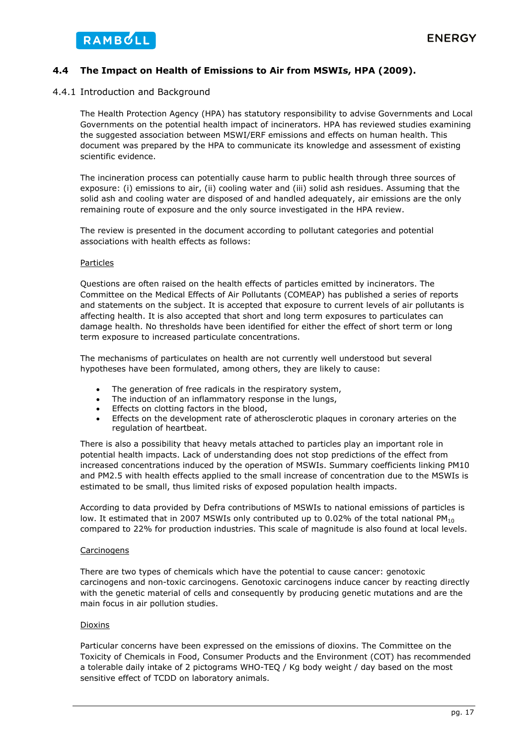## 4.4 The Impact on Health of Emissions to Air from MSWIs, HPA (2009).

### 4.4.1 Introduction and Background

The Health Protection Agency (HPA) has statutory responsibility to advise Governments and Local Governments on the potential health impact of incinerators. HPA has reviewed studies examining the suggested association between MSWI/ERF emissions and effects on human health. This document was prepared by the HPA to communicate its knowledge and assessment of existing scientific evidence.

The incineration process can potentially cause harm to public health through three sources of exposure: (i) emissions to air, (ii) cooling water and (iii) solid ash residues. Assuming that the solid ash and cooling water are disposed of and handled adequately, air emissions are the only remaining route of exposure and the only source investigated in the HPA review.

The review is presented in the document according to pollutant categories and potential associations with health effects as follows:

Particles

Questions are often raised on the health effects of particles emitted by incinerators. The Committee on the Medical Effects of Air Pollutants (COMEAP) has published a series of reports and statements on the subject. It is accepted that exposure to current levels of air pollutants is affecting health. It is also accepted that short and long term exposures to particulates can damage health. No thresholds have been identified for either the effect of short term or long term exposure to increased particulate concentrations.

The mechanisms of particulates on health are not currently well understood but several hypotheses have been formulated, among others, they are likely to cause:

- The generation of free radicals in the respiratory system,
- The induction of an inflammatory response in the lungs,
- Effects on clotting factors in the blood,
- Effects on the development rate of atherosclerotic plaques in coronary arteries on the regulation of heartbeat.

There is also a possibility that heavy metals attached to particles play an important role in potential health impacts. Lack of understanding does not stop predictions of the effect from increased concentrations induced by the operation of MSWIs. Summary coefficients linking PM10 and PM2.5 with health effects applied to the small increase of concentration due to the MSWIs is estimated to be small, thus limited risks of exposed population health impacts.

According to data provided by Defra contributions of MSWIs to national emissions of particles is low. It estimated that in 2007 MSWIs only contributed up to 0.02% of the total national $PM_{10}$ compared to 22% for production industries. This scale of magnitude is also found at local levels.

Carcinogens

There are two types of chemicals which have the potential to cause cancer: genotoxic carcinogens and non-toxic carcinogens. Genotoxic carcinogens induce cancer by reacting directly with the genetic material of cells and consequently by producing genetic mutations and are the main focus in air pollution studies.

Dioxins

Particular concerns have been expressed on the emissions of dioxins. The Committee on the Toxicity of Chemicals in Food, Consumer Products and the Environment (COT) has recommended a tolerable daily intake of 2 pictograms WHO-TEQ / Kg body weight / day based on the most sensitive effect of TCDD on laboratory animals.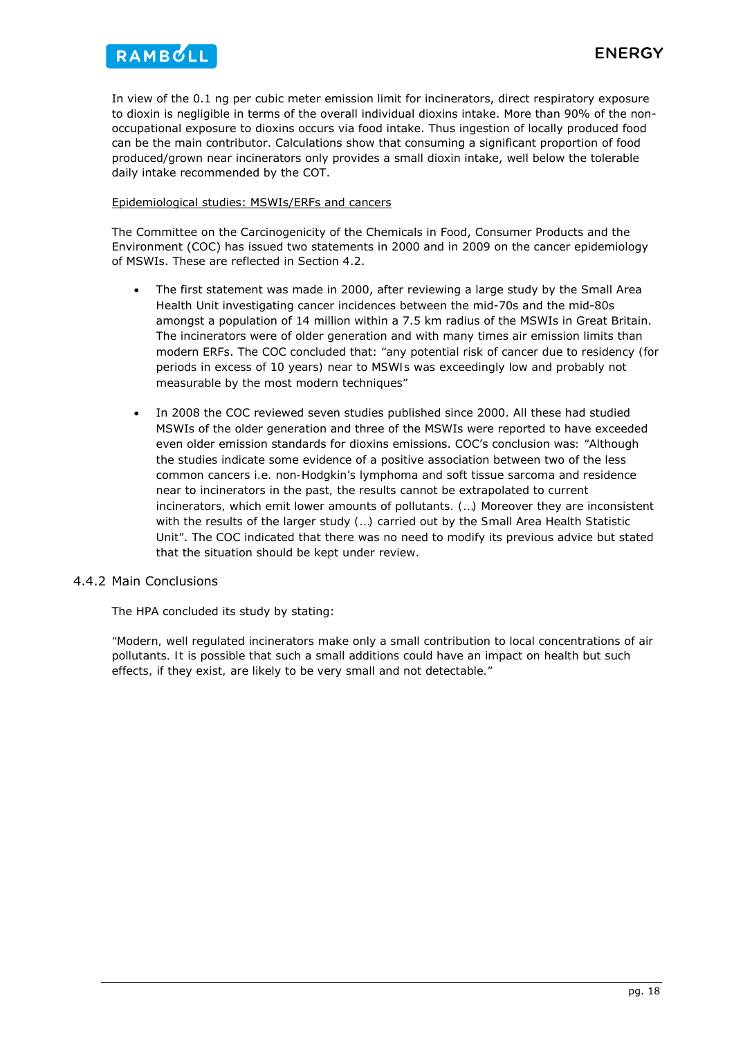In view of the 0.1 ng per cubic meter emission limit for incinerators, direct respiratory exposure to dioxin is negligible in terms of the overall individual dioxins intake. More than 90% of the non-occupational exposure to dioxins occurs via food intake. Thus ingestion of locally produced food can be the main contributor. Calculations show that consuming a significant proportion of food produced/grown near incinerators only provides a small dioxin intake, well below the tolerable daily intake recommended by the COT.

<u>Epidemiological studies: MSWIs/ERFs and cancers</u>

The Committee on the Carcinogenicity of the Chemicals in Food, Consumer Products and the Environment (COC) has issued two statements in 2000 and in 2009 on the cancer epidemiology of MSWIs. These are reflected in Section 4.2.

- The first statement was made in 2000, after reviewing a large study by the Small Area Health Unit investigating cancer incidences between the mid-70s and the mid-80s amongst a population of 14 million within a 7.5 km radius of the MSWIs in Great Britain. The incinerators were of older generation and with many times air emission limits than modern ERFs. The COC concluded that: "any potential risk of cancer due to residency (for periods in excess of 10 years) near to MSWIs was exceedingly low and probably not measurable by the most modern techniques"

- In 2008 the COC reviewed seven studies published since 2000. All these had studied MSWIs of the older generation and three of the MSWIs were reported to have exceeded even older emission standards for dioxins emissions. COC's conclusion was: "Although the studies indicate some evidence of a positive association between two of the less common cancers i.e. non-Hodgkin's lymphoma and soft tissue sarcoma and residence near to incinerators in the past, the results cannot be extrapolated to current incinerators, which emit lower amounts of pollutants. (...) Moreover they are inconsistent with the results of the larger study (...) carried out by the Small Area Health Statistic Unit". The COC indicated that there was no need to modify its previous advice but stated that the situation should be kept under review.

### 4.4.2 Main Conclusions

The HPA concluded its study by stating:

"Modern, well regulated incinerators make only a small contribution to local concentrations of air pollutants. It is possible that such a small additions could have an impact on health but such effects, if they exist, are likely to be very small and not detectable."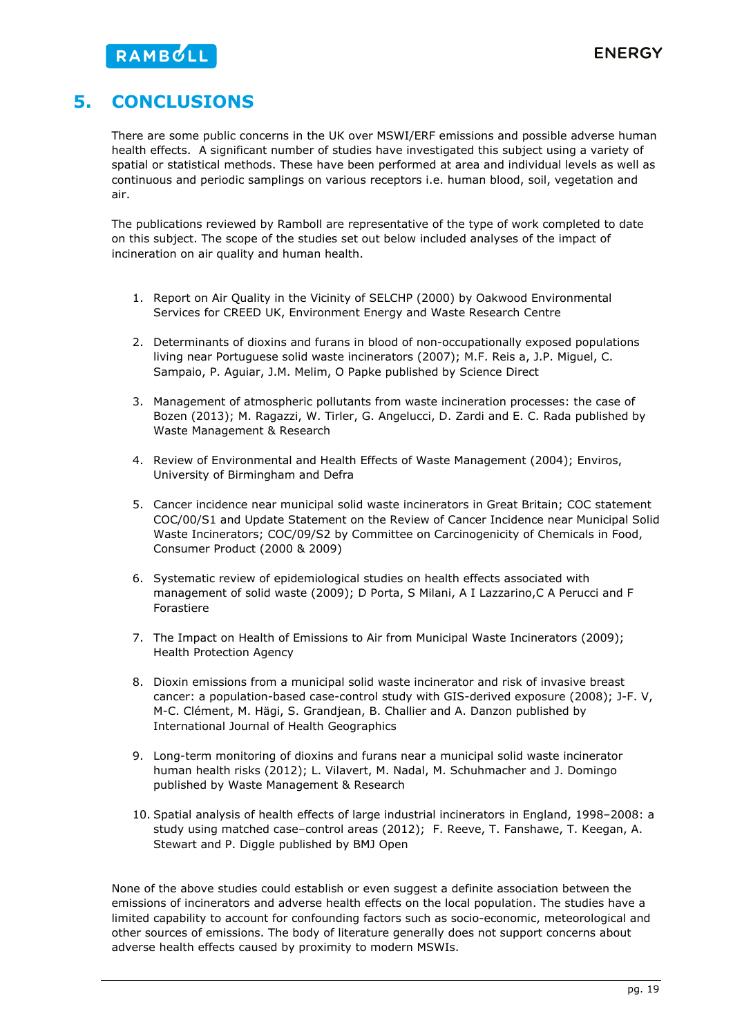# 5. CONCLUSIONS

There are some public concerns in the UK over MSWI/ERF emissions and possible adverse human health effects. A significant number of studies have investigated this subject using a variety of spatial or statistical methods. These have been performed at area and individual levels as well as continuous and periodic samplings on various receptors i.e. human blood, soil, vegetation and air.

The publications reviewed by Ramboll are representative of the type of work completed to date on this subject. The scope of the studies set out below included analyses of the impact of incineration on air quality and human health.

1. Report on Air Quality in the Vicinity of SELCHP (2000) by Oakwood Environmental Services for CREED UK, Environment Energy and Waste Research Centre

2. Determinants of dioxins and furans in blood of non-occupationally exposed populations living near Portuguese solid waste incinerators (2007); M.F. Reis a, J.P. Miguel, C. Sampaio, P. Aguiar, J.M. Melim, O Papke published by Science Direct

3. Management of atmospheric pollutants from waste incineration processes: the case of Bozen (2013); M. Ragazzi, W. Tirler, G. Angelucci, D. Zardi and E. C. Rada published by Waste Management & Research

4. Review of Environmental and Health Effects of Waste Management (2004); Enviros, University of Birmingham and Defra

5. Cancer incidence near municipal solid waste incinerators in Great Britain; COC statement COC/00/S1 and Update Statement on the Review of Cancer Incidence near Municipal Solid Waste Incinerators; COC/09/S2 by Committee on Carcinogenicity of Chemicals in Food, Consumer Product (2000 & 2009)

6. Systematic review of epidemiological studies on health effects associated with management of solid waste (2009); D Porta, S Milani, A I Lazzarino,C A Perucci and F Forastiere

7. The Impact on Health of Emissions to Air from Municipal Waste Incinerators (2009); Health Protection Agency

8. Dioxin emissions from a municipal solid waste incinerator and risk of invasive breast cancer: a population-based case-control study with GIS-derived exposure (2008); J-F. V, M-C. Clément, M. Hägi, S. Grandjean, B. Challier and A. Danzon published by International Journal of Health Geographics

9. Long-term monitoring of dioxins and furans near a municipal solid waste incinerator human health risks (2012); L. Vilavert, M. Nadal, M. Schuhmacher and J. Domingo published by Waste Management & Research

10. Spatial analysis of health effects of large industrial incinerators in England, 1998–2008: a study using matched case–control areas (2012); F. Reeve, T. Fanshawe, T. Keegan, A. Stewart and P. Diggle published by BMJ Open

None of the above studies could establish or even suggest a definite association between the emissions of incinerators and adverse health effects on the local population. The studies have a limited capability to account for confounding factors such as socio-economic, meteorological and other sources of emissions. The body of literature generally does not support concerns about adverse health effects caused by proximity to modern MSWIs.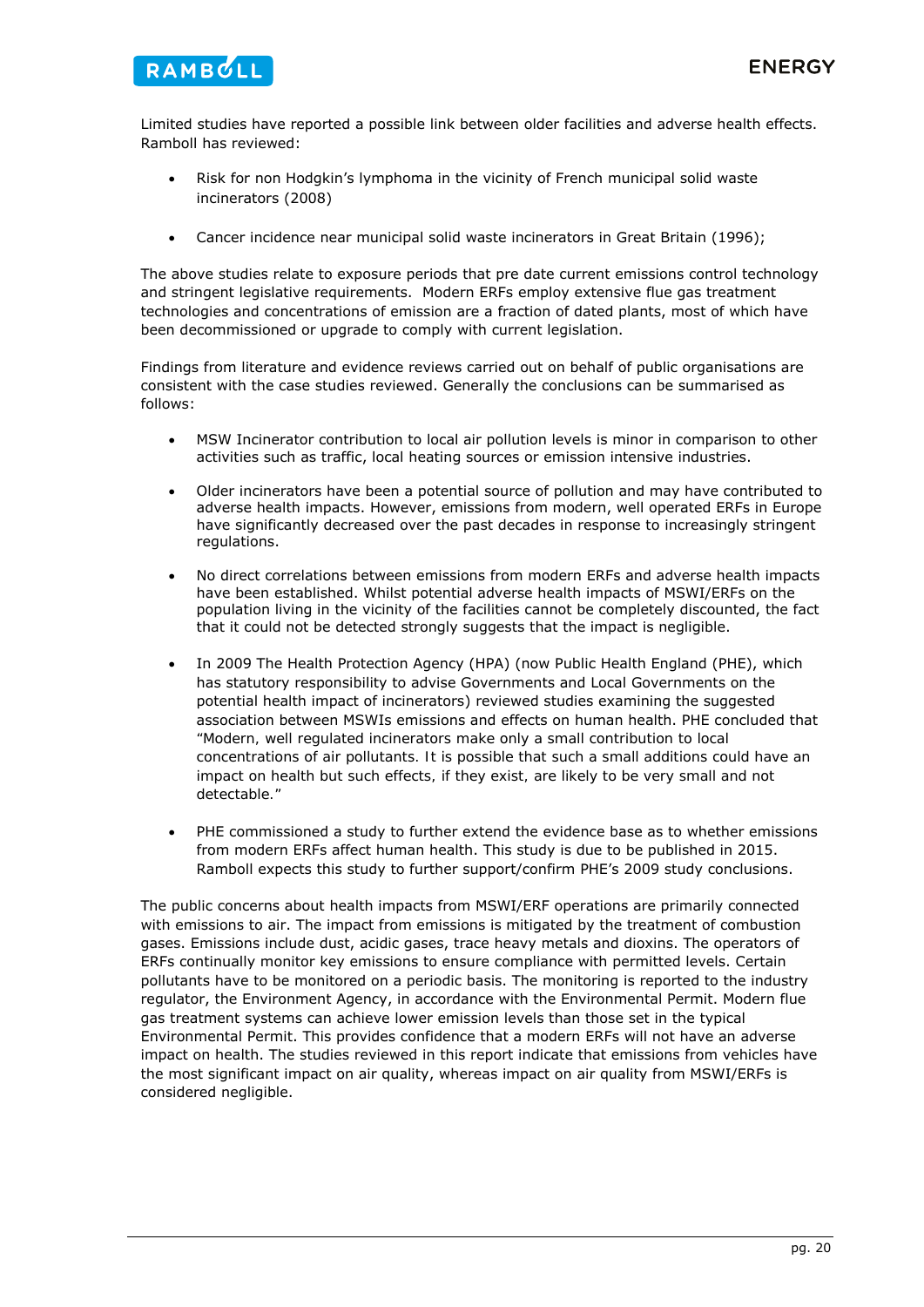Limited studies have reported a possible link between older facilities and adverse health effects. Ramboll has reviewed:

- Risk for non Hodgkin's lymphoma in the vicinity of French municipal solid waste incinerators (2008)
- Cancer incidence near municipal solid waste incinerators in Great Britain (1996);

The above studies relate to exposure periods that pre date current emissions control technology and stringent legislative requirements. Modern ERFs employ extensive flue gas treatment technologies and concentrations of emission are a fraction of dated plants, most of which have been decommissioned or upgrade to comply with current legislation.

Findings from literature and evidence reviews carried out on behalf of public organisations are consistent with the case studies reviewed. Generally the conclusions can be summarised as follows:

- MSW Incinerator contribution to local air pollution levels is minor in comparison to other activities such as traffic, local heating sources or emission intensive industries.
- Older incinerators have been a potential source of pollution and may have contributed to adverse health impacts. However, emissions from modern, well operated ERFs in Europe have significantly decreased over the past decades in response to increasingly stringent regulations.
- No direct correlations between emissions from modern ERFs and adverse health impacts have been established. Whilst potential adverse health impacts of MSWI/ERFs on the population living in the vicinity of the facilities cannot be completely discounted, the fact that it could not be detected strongly suggests that the impact is negligible.
- In 2009 The Health Protection Agency (HPA) (now Public Health England (PHE), which has statutory responsibility to advise Governments and Local Governments on the potential health impact of incinerators) reviewed studies examining the suggested association between MSWIs emissions and effects on human health. PHE concluded that "Modern, well regulated incinerators make only a small contribution to local concentrations of air pollutants. It is possible that such a small additions could have an impact on health but such effects, if they exist, are likely to be very small and not detectable."
- PHE commissioned a study to further extend the evidence base as to whether emissions from modern ERFs affect human health. This study is due to be published in 2015. Ramboll expects this study to further support/confirm PHE's 2009 study conclusions.

The public concerns about health impacts from MSWI/ERF operations are primarily connected with emissions to air. The impact from emissions is mitigated by the treatment of combustion gases. Emissions include dust, acidic gases, trace heavy metals and dioxins. The operators of ERFs continually monitor key emissions to ensure compliance with permitted levels. Certain pollutants have to be monitored on a periodic basis. The monitoring is reported to the industry regulator, the Environment Agency, in accordance with the Environmental Permit. Modern flue gas treatment systems can achieve lower emission levels than those set in the typical Environmental Permit. This provides confidence that a modern ERFs will not have an adverse impact on health. The studies reviewed in this report indicate that emissions from vehicles have the most significant impact on air quality, whereas impact on air quality from MSWI/ERFs is considered negligible.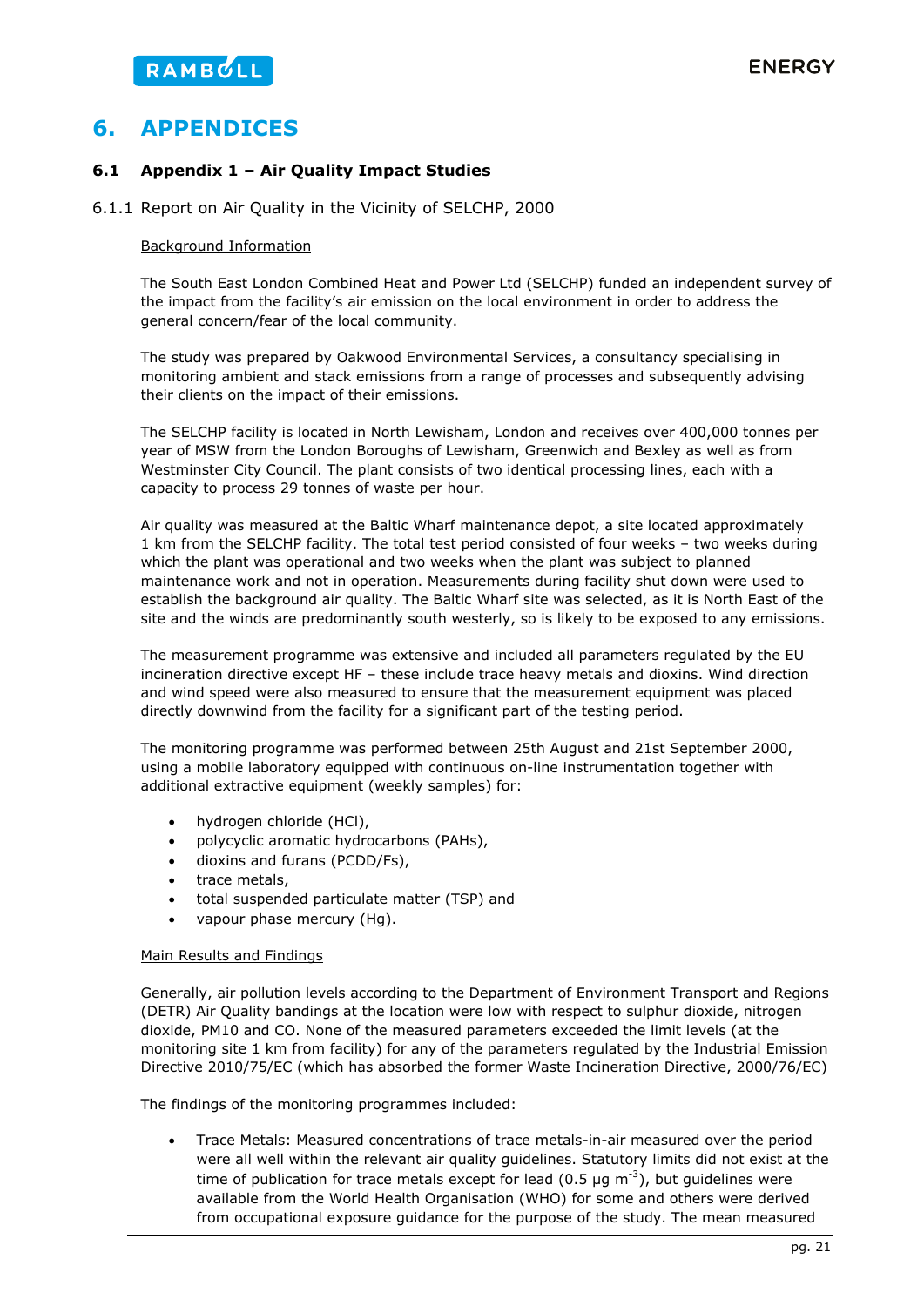# 6. APPENDICES

## 6.1 Appendix 1 – Air Quality Impact Studies

### 6.1.1 Report on Air Quality in the Vicinity of SELCHP, 2000

Background Information

The South East London Combined Heat and Power Ltd (SELCHP) funded an independent survey of the impact from the facility's air emission on the local environment in order to address the general concern/fear of the local community.

The study was prepared by Oakwood Environmental Services, a consultancy specialising in monitoring ambient and stack emissions from a range of processes and subsequently advising their clients on the impact of their emissions.

The SELCHP facility is located in North Lewisham, London and receives over 400,000 tonnes per year of MSW from the London Boroughs of Lewisham, Greenwich and Bexley as well as from Westminster City Council. The plant consists of two identical processing lines, each with a capacity to process 29 tonnes of waste per hour.

Air quality was measured at the Baltic Wharf maintenance depot, a site located approximately 1 km from the SELCHP facility. The total test period consisted of four weeks – two weeks during which the plant was operational and two weeks when the plant was subject to planned maintenance work and not in operation. Measurements during facility shut down were used to establish the background air quality. The Baltic Wharf site was selected, as it is North East of the site and the winds are predominantly south westerly, so is likely to be exposed to any emissions.

The measurement programme was extensive and included all parameters regulated by the EU incineration directive except HF – these include trace heavy metals and dioxins. Wind direction and wind speed were also measured to ensure that the measurement equipment was placed directly downwind from the facility for a significant part of the testing period.

The monitoring programme was performed between 25th August and 21st September 2000, using a mobile laboratory equipped with continuous on-line instrumentation together with additional extractive equipment (weekly samples) for:

- hydrogen chloride (HCl),
- polycyclic aromatic hydrocarbons (PAHs),
- dioxins and furans (PCDD/Fs),
- trace metals,
- total suspended particulate matter (TSP) and
- vapour phase mercury (Hg).

Main Results and Findings

Generally, air pollution levels according to the Department of Environment Transport and Regions (DETR) Air Quality bandings at the location were low with respect to sulphur dioxide, nitrogen dioxide, PM10 and CO. None of the measured parameters exceeded the limit levels (at the monitoring site 1 km from facility) for any of the parameters regulated by the Industrial Emission Directive 2010/75/EC (which has absorbed the former Waste Incineration Directive, 2000/76/EC)

The findings of the monitoring programmes included:

- Trace Metals: Measured concentrations of trace metals-in-air measured over the period were all well within the relevant air quality guidelines. Statutory limits did not exist at the time of publication for trace metals except for lead (0.5 µg $m^{-3}$), but guidelines were available from the World Health Organisation (WHO) for some and others were derived from occupational exposure guidance for the purpose of the study. The mean measured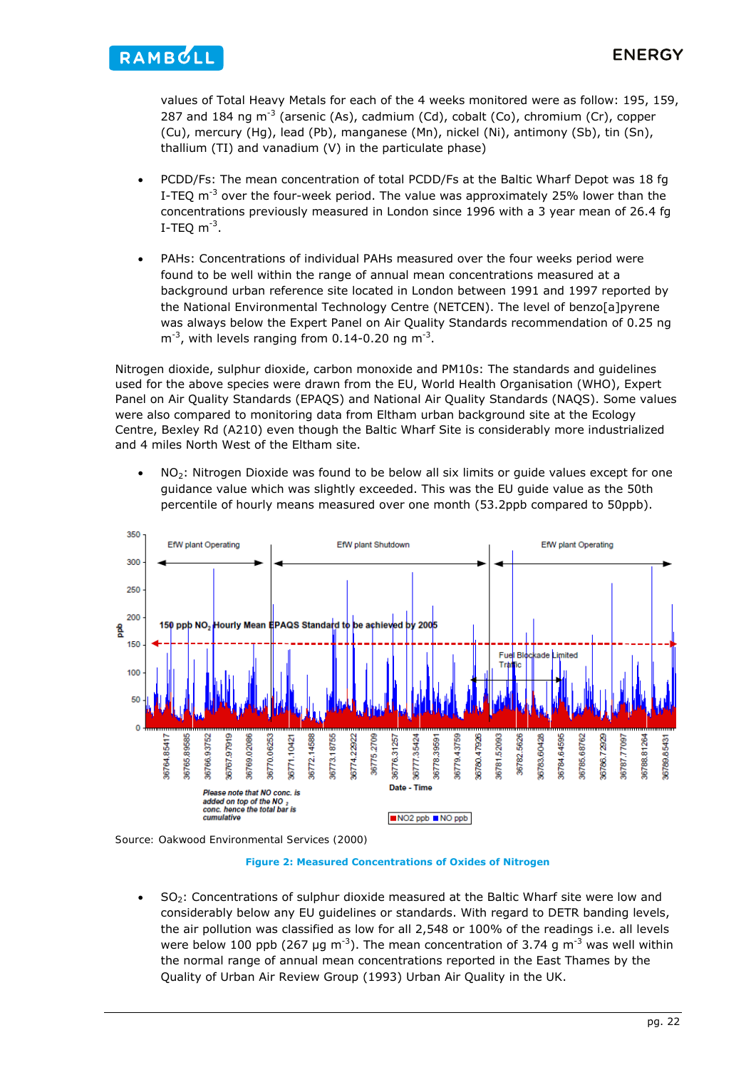values of Total Heavy Metals for each of the 4 weeks monitored were as follow: 195, 159, 287 and 184 ng m$^{-3}$ (arsenic (As), cadmium (Cd), cobalt (Co), chromium (Cr), copper (Cu), mercury (Hg), lead (Pb), manganese (Mn), nickel (Ni), antimony (Sb), tin (Sn), thallium (TI) and vanadium (V) in the particulate phase)

- PCDD/Fs: The mean concentration of total PCDD/Fs at the Baltic Wharf Depot was 18 fg I-TEQ m$^{-3}$ over the four-week period. The value was approximately 25% lower than the concentrations previously measured in London since 1996 with a 3 year mean of 26.4 fg I-TEQ m$^{-3}$.

- PAHs: Concentrations of individual PAHs measured over the four weeks period were found to be well within the range of annual mean concentrations measured at a background urban reference site located in London between 1991 and 1997 reported by the National Environmental Technology Centre (NETCEN). The level of benzo[a]pyrene was always below the Expert Panel on Air Quality Standards recommendation of 0.25 ng m$^{-3}$, with levels ranging from 0.14-0.20 ng m$^{-3}$.

Nitrogen dioxide, sulphur dioxide, carbon monoxide and PM10s: The standards and guidelines used for the above species were drawn from the EU, World Health Organisation (WHO), Expert Panel on Air Quality Standards (EPAQS) and National Air Quality Standards (NAQS). Some values were also compared to monitoring data from Eltham urban background site at the Ecology Centre, Bexley Rd (A210) even though the Baltic Wharf Site is considerably more industrialized and 4 miles North West of the Eltham site.

- $NO_2$: Nitrogen Dioxide was found to be below all six limits or guide values except for one guidance value which was slightly exceeded. This was the EU guide value as the 50th percentile of hourly means measured over one month (53.2ppb compared to 50ppb).

Source: Oakwood Environmental Services (2000)

**Figure 2: Measured Concentrations of Oxides of Nitrogen**

- $SO_2$: Concentrations of sulphur dioxide measured at the Baltic Wharf site were low and considerably below any EU guidelines or standards. With regard to DETR banding levels, the air pollution was classified as low for all 2,548 or 100% of the readings i.e. all levels were below 100 ppb (267 μg m$^{-3}$). The mean concentration of 3.74 g m$^{-3}$ was well within the normal range of annual mean concentrations reported in the East Thames by the Quality of Urban Air Review Group (1993) Urban Air Quality in the UK.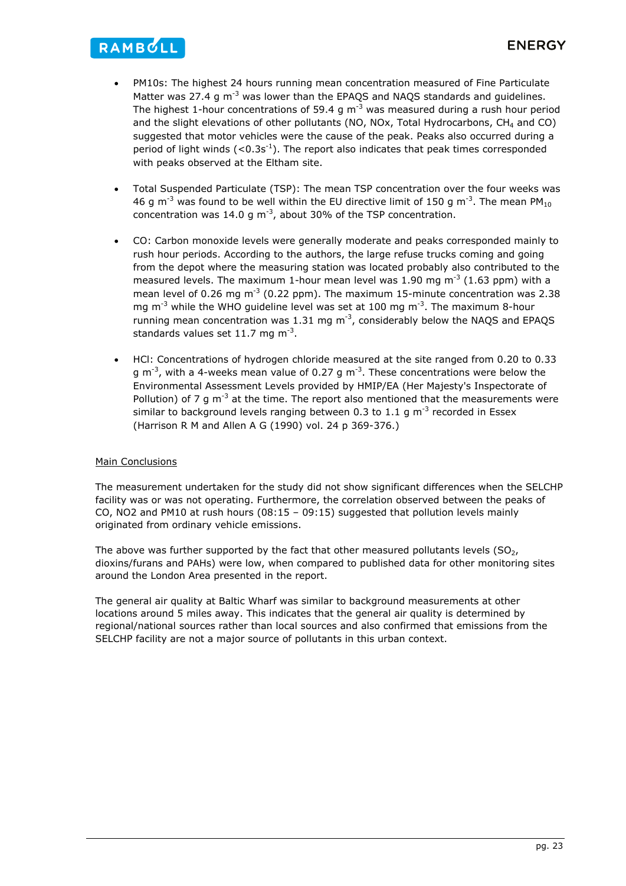- PM10s: The highest 24 hours running mean concentration measured of Fine Particulate Matter was 27.4 g $m^{-3}$ was lower than the EPAQS and NAQS standards and guidelines. The highest 1-hour concentrations of 59.4 g $m^{-3}$ was measured during a rush hour period and the slight elevations of other pollutants (NO, NOx, Total Hydrocarbons, $CH_4$ and CO) suggested that motor vehicles were the cause of the peak. Peaks also occurred during a period of light winds (<0.3$s^{-1}$). The report also indicates that peak times corresponded with peaks observed at the Eltham site.

- Total Suspended Particulate (TSP): The mean TSP concentration over the four weeks was 46 g $m^{-3}$ was found to be well within the EU directive limit of 150 g $m^{-3}$. The mean $PM_{10}$ concentration was 14.0 g $m^{-3}$, about 30% of the TSP concentration.

- CO: Carbon monoxide levels were generally moderate and peaks corresponded mainly to rush hour periods. According to the authors, the large refuse trucks coming and going from the depot where the measuring station was located probably also contributed to the measured levels. The maximum 1-hour mean level was 1.90 mg $m^{-3}$ (1.63 ppm) with a mean level of 0.26 mg $m^{-3}$ (0.22 ppm). The maximum 15-minute concentration was 2.38 mg $m^{-3}$ while the WHO guideline level was set at 100 mg $m^{-3}$. The maximum 8-hour running mean concentration was 1.31 mg $m^{-3}$, considerably below the NAQS and EPAQS standards values set 11.7 mg $m^{-3}$.

- HCl: Concentrations of hydrogen chloride measured at the site ranged from 0.20 to 0.33 g $m^{-3}$, with a 4-weeks mean value of 0.27 g $m^{-3}$. These concentrations were below the Environmental Assessment Levels provided by HMIP/EA (Her Majesty's Inspectorate of Pollution) of 7 g $m^{-3}$ at the time. The report also mentioned that the measurements were similar to background levels ranging between 0.3 to 1.1 g $m^{-3}$ recorded in Essex (Harrison R M and Allen A G (1990) vol. 24 p 369-376.)

Main Conclusions

The measurement undertaken for the study did not show significant differences when the SELCHP facility was or was not operating. Furthermore, the correlation observed between the peaks of CO, NO2 and PM10 at rush hours (08:15 – 09:15) suggested that pollution levels mainly originated from ordinary vehicle emissions.

The above was further supported by the fact that other measured pollutants levels ($SO_2$, dioxins/furans and PAHs) were low, when compared to published data for other monitoring sites around the London Area presented in the report.

The general air quality at Baltic Wharf was similar to background measurements at other locations around 5 miles away. This indicates that the general air quality is determined by regional/national sources rather than local sources and also confirmed that emissions from the SELCHP facility are not a major source of pollutants in this urban context.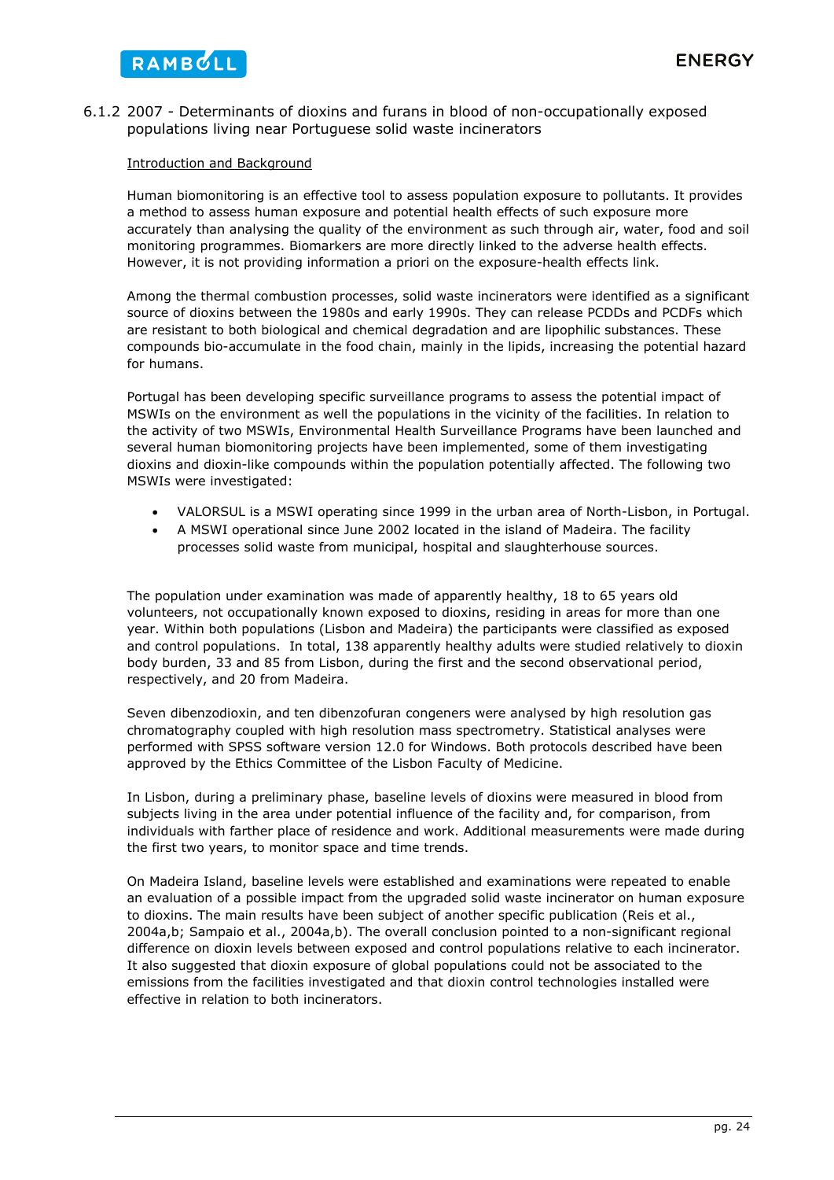### 6.1.2 2007 - Determinants of dioxins and furans in blood of non-occupationally exposed populations living near Portuguese solid waste incinerators

Introduction and Background

Human biomonitoring is an effective tool to assess population exposure to pollutants. It provides a method to assess human exposure and potential health effects of such exposure more accurately than analysing the quality of the environment as such through air, water, food and soil monitoring programmes. Biomarkers are more directly linked to the adverse health effects. However, it is not providing information a priori on the exposure-health effects link.

Among the thermal combustion processes, solid waste incinerators were identified as a significant source of dioxins between the 1980s and early 1990s. They can release PCDDs and PCDFs which are resistant to both biological and chemical degradation and are lipophilic substances. These compounds bio-accumulate in the food chain, mainly in the lipids, increasing the potential hazard for humans.

Portugal has been developing specific surveillance programs to assess the potential impact of MSWIs on the environment as well the populations in the vicinity of the facilities. In relation to the activity of two MSWIs, Environmental Health Surveillance Programs have been launched and several human biomonitoring projects have been implemented, some of them investigating dioxins and dioxin-like compounds within the population potentially affected. The following two MSWIs were investigated:

- VALORSUL is a MSWI operating since 1999 in the urban area of North-Lisbon, in Portugal.
- A MSWI operational since June 2002 located in the island of Madeira. The facility processes solid waste from municipal, hospital and slaughterhouse sources.

The population under examination was made of apparently healthy, 18 to 65 years old volunteers, not occupationally known exposed to dioxins, residing in areas for more than one year. Within both populations (Lisbon and Madeira) the participants were classified as exposed and control populations. In total, 138 apparently healthy adults were studied relatively to dioxin body burden, 33 and 85 from Lisbon, during the first and the second observational period, respectively, and 20 from Madeira.

Seven dibenzodioxin, and ten dibenzofuran congeners were analysed by high resolution gas chromatography coupled with high resolution mass spectrometry. Statistical analyses were performed with SPSS software version 12.0 for Windows. Both protocols described have been approved by the Ethics Committee of the Lisbon Faculty of Medicine.

In Lisbon, during a preliminary phase, baseline levels of dioxins were measured in blood from subjects living in the area under potential influence of the facility and, for comparison, from individuals with farther place of residence and work. Additional measurements were made during the first two years, to monitor space and time trends.

On Madeira Island, baseline levels were established and examinations were repeated to enable an evaluation of a possible impact from the upgraded solid waste incinerator on human exposure to dioxins. The main results have been subject of another specific publication (Reis et al., 2004a,b; Sampaio et al., 2004a,b). The overall conclusion pointed to a non-significant regional difference on dioxin levels between exposed and control populations relative to each incinerator. It also suggested that dioxin exposure of global populations could not be associated to the emissions from the facilities investigated and that dioxin control technologies installed were effective in relation to both incinerators.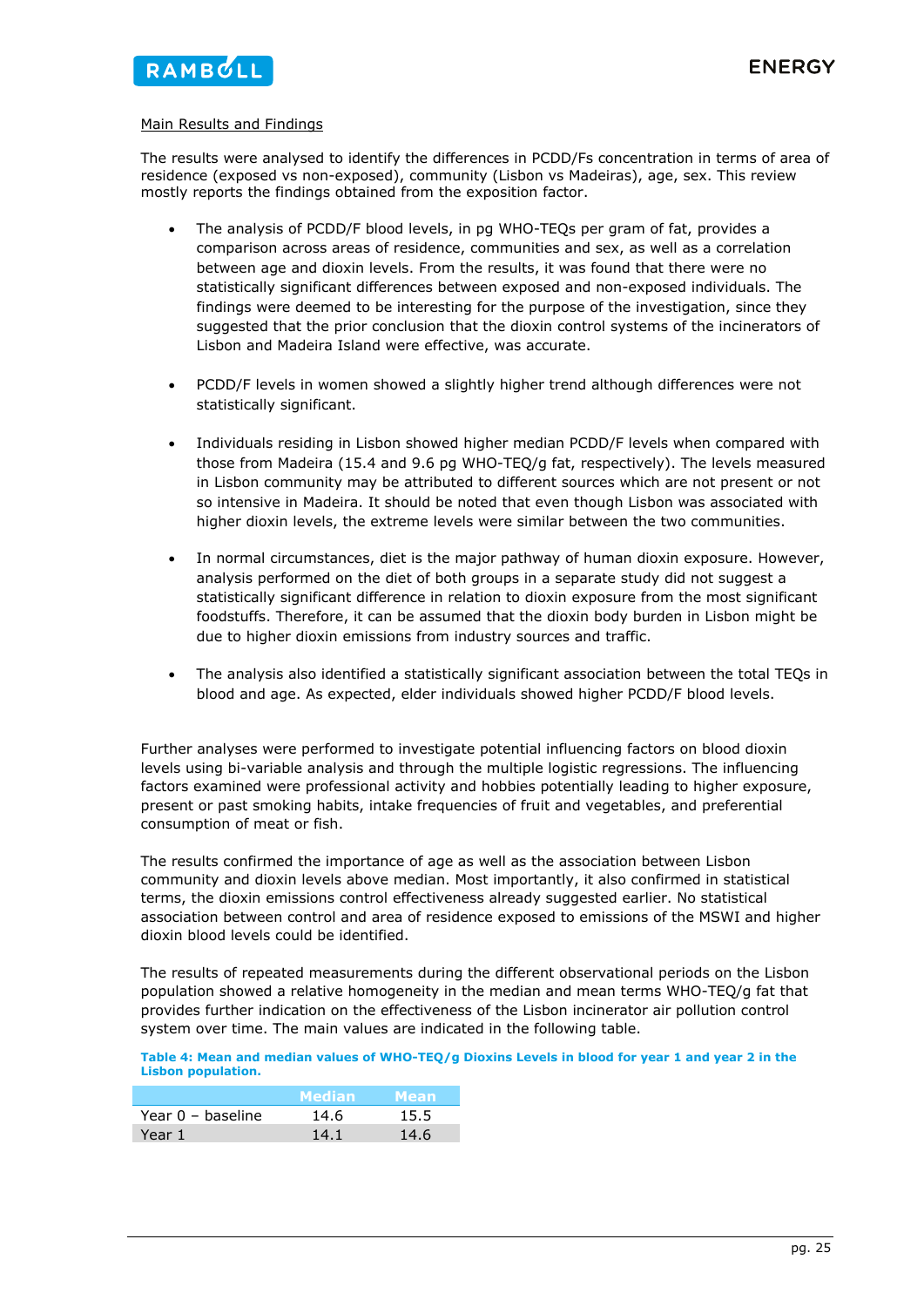Main Results and Findings

The results were analysed to identify the differences in PCDD/Fs concentration in terms of area of residence (exposed vs non-exposed), community (Lisbon vs Madeiras), age, sex. This review mostly reports the findings obtained from the exposition factor.

- The analysis of PCDD/F blood levels, in pg WHO-TEQs per gram of fat, provides a comparison across areas of residence, communities and sex, as well as a correlation between age and dioxin levels. From the results, it was found that there were no statistically significant differences between exposed and non-exposed individuals. The findings were deemed to be interesting for the purpose of the investigation, since they suggested that the prior conclusion that the dioxin control systems of the incinerators of Lisbon and Madeira Island were effective, was accurate.

- PCDD/F levels in women showed a slightly higher trend although differences were not statistically significant.

- Individuals residing in Lisbon showed higher median PCDD/F levels when compared with those from Madeira (15.4 and 9.6 pg WHO-TEQ/g fat, respectively). The levels measured in Lisbon community may be attributed to different sources which are not present or not so intensive in Madeira. It should be noted that even though Lisbon was associated with higher dioxin levels, the extreme levels were similar between the two communities.

- In normal circumstances, diet is the major pathway of human dioxin exposure. However, analysis performed on the diet of both groups in a separate study did not suggest a statistically significant difference in relation to dioxin exposure from the most significant foodstuffs. Therefore, it can be assumed that the dioxin body burden in Lisbon might be due to higher dioxin emissions from industry sources and traffic.

- The analysis also identified a statistically significant association between the total TEQs in blood and age. As expected, elder individuals showed higher PCDD/F blood levels.

Further analyses were performed to investigate potential influencing factors on blood dioxin levels using bi-variable analysis and through the multiple logistic regressions. The influencing factors examined were professional activity and hobbies potentially leading to higher exposure, present or past smoking habits, intake frequencies of fruit and vegetables, and preferential consumption of meat or fish.

The results confirmed the importance of age as well as the association between Lisbon community and dioxin levels above median. Most importantly, it also confirmed in statistical terms, the dioxin emissions control effectiveness already suggested earlier. No statistical association between control and area of residence exposed to emissions of the MSWI and higher dioxin blood levels could be identified.

The results of repeated measurements during the different observational periods on the Lisbon population showed a relative homogeneity in the median and mean terms WHO-TEQ/g fat that provides further indication on the effectiveness of the Lisbon incinerator air pollution control system over time. The main values are indicated in the following table.

**Table 4: Mean and median values of WHO-TEQ/g Dioxins Levels in blood for year 1 and year 2 in the Lisbon population.**

| | Median | Mean |
|---|---|---|
| Year 0 – baseline | 14.6 | 15.5 |
| Year 1 | 14.1 | 14.6 |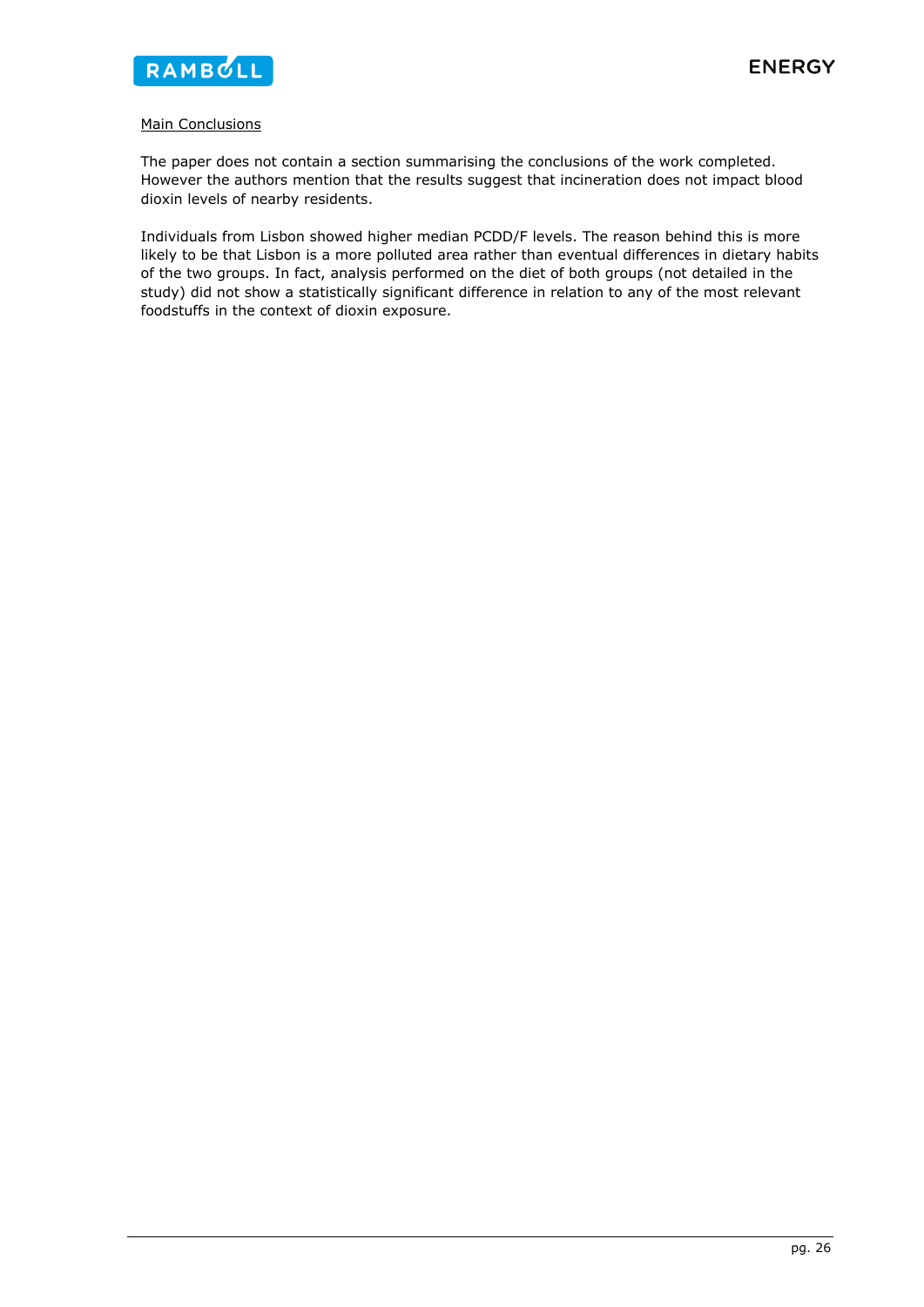<u>Main Conclusions</u>

The paper does not contain a section summarising the conclusions of the work completed. However the authors mention that the results suggest that incineration does not impact blood dioxin levels of nearby residents.

Individuals from Lisbon showed higher median PCDD/F levels. The reason behind this is more likely to be that Lisbon is a more polluted area rather than eventual differences in dietary habits of the two groups. In fact, analysis performed on the diet of both groups (not detailed in the study) did not show a statistically significant difference in relation to any of the most relevant foodstuffs in the context of dioxin exposure.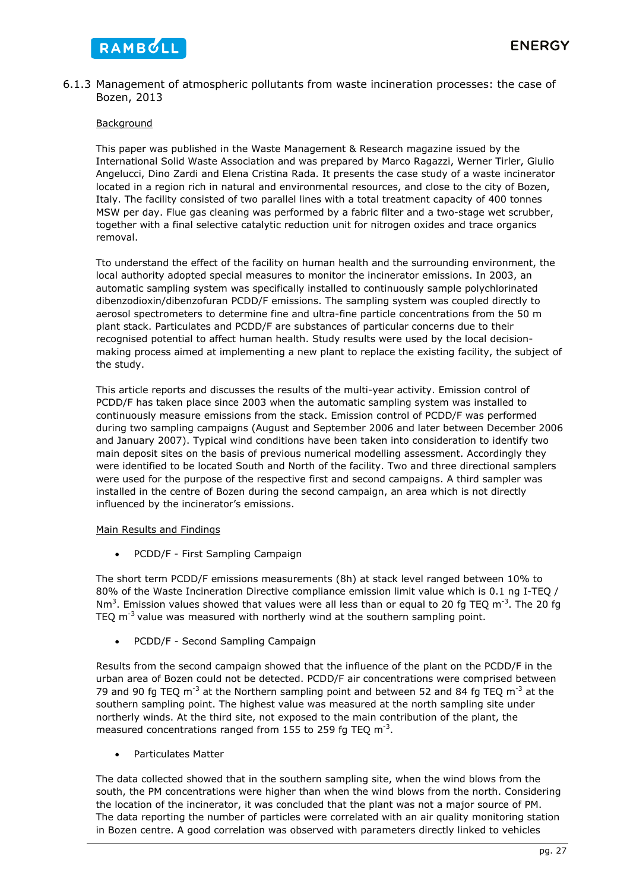### 6.1.3 Management of atmospheric pollutants from waste incineration processes: the case of Bozen, 2013

Background

This paper was published in the Waste Management & Research magazine issued by the International Solid Waste Association and was prepared by Marco Ragazzi, Werner Tirler, Giulio Angelucci, Dino Zardi and Elena Cristina Rada. It presents the case study of a waste incinerator located in a region rich in natural and environmental resources, and close to the city of Bozen, Italy. The facility consisted of two parallel lines with a total treatment capacity of 400 tonnes MSW per day. Flue gas cleaning was performed by a fabric filter and a two-stage wet scrubber, together with a final selective catalytic reduction unit for nitrogen oxides and trace organics removal.

Tto understand the effect of the facility on human health and the surrounding environment, the local authority adopted special measures to monitor the incinerator emissions. In 2003, an automatic sampling system was specifically installed to continuously sample polychlorinated dibenzodioxin/dibenzofuran PCDD/F emissions. The sampling system was coupled directly to aerosol spectrometers to determine fine and ultra-fine particle concentrations from the 50 m plant stack. Particulates and PCDD/F are substances of particular concerns due to their recognised potential to affect human health. Study results were used by the local decision-making process aimed at implementing a new plant to replace the existing facility, the subject of the study.

This article reports and discusses the results of the multi-year activity. Emission control of PCDD/F has taken place since 2003 when the automatic sampling system was installed to continuously measure emissions from the stack. Emission control of PCDD/F was performed during two sampling campaigns (August and September 2006 and later between December 2006 and January 2007). Typical wind conditions have been taken into consideration to identify two main deposit sites on the basis of previous numerical modelling assessment. Accordingly they were identified to be located South and North of the facility. Two and three directional samplers were used for the purpose of the respective first and second campaigns. A third sampler was installed in the centre of Bozen during the second campaign, an area which is not directly influenced by the incinerator's emissions.

Main Results and Findings

- PCDD/F - First Sampling Campaign

The short term PCDD/F emissions measurements (8h) at stack level ranged between 10% to 80% of the Waste Incineration Directive compliance emission limit value which is 0.1 ng I-TEQ / $Nm^3$. Emission values showed that values were all less than or equal to 20 fg TEQ $m^{-3}$. The 20 fg TEQ $m^{-3}$ value was measured with northerly wind at the southern sampling point.

- PCDD/F - Second Sampling Campaign

Results from the second campaign showed that the influence of the plant on the PCDD/F in the urban area of Bozen could not be detected. PCDD/F air concentrations were comprised between 79 and 90 fg TEQ $m^{-3}$ at the Northern sampling point and between 52 and 84 fg TEQ $m^{-3}$ at the southern sampling point. The highest value was measured at the north sampling site under northerly winds. At the third site, not exposed to the main contribution of the plant, the measured concentrations ranged from 155 to 259 fg TEQ $m^{-3}$.

- Particulates Matter

The data collected showed that in the southern sampling site, when the wind blows from the south, the PM concentrations were higher than when the wind blows from the north. Considering the location of the incinerator, it was concluded that the plant was not a major source of PM. The data reporting the number of particles were correlated with an air quality monitoring station in Bozen centre. A good correlation was observed with parameters directly linked to vehicles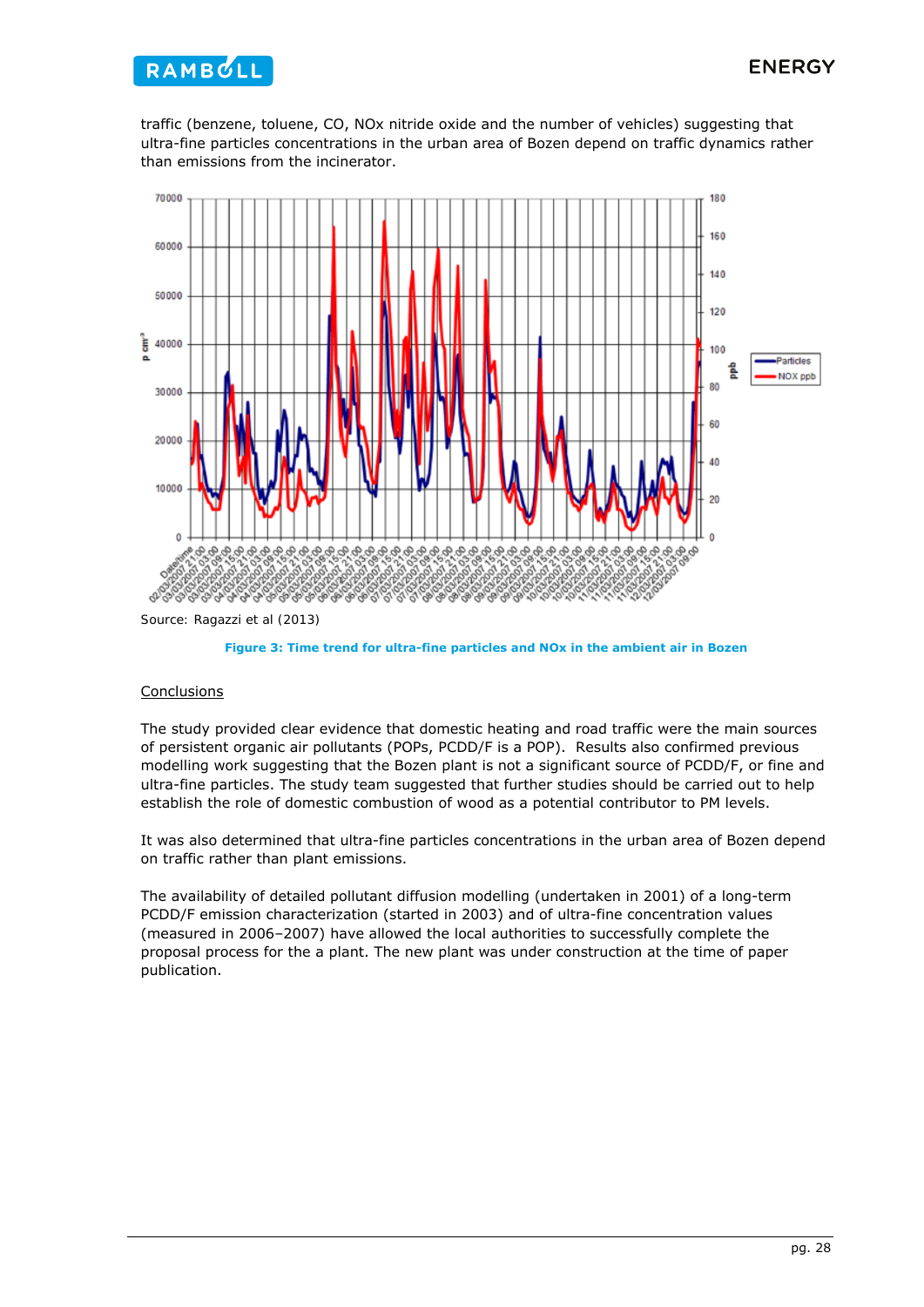traffic (benzene, toluene, CO, NOx nitride oxide and the number of vehicles) suggesting that ultra-fine particles concentrations in the urban area of Bozen depend on traffic dynamics rather than emissions from the incinerator.

Source: Ragazzi et al (2013)

**Figure 3: Time trend for ultra-fine particles and NOx in the ambient air in Bozen**

Conclusions

The study provided clear evidence that domestic heating and road traffic were the main sources of persistent organic air pollutants (POPs, PCDD/F is a POP). Results also confirmed previous modelling work suggesting that the Bozen plant is not a significant source of PCDD/F, or fine and ultra-fine particles. The study team suggested that further studies should be carried out to help establish the role of domestic combustion of wood as a potential contributor to PM levels.

It was also determined that ultra-fine particles concentrations in the urban area of Bozen depend on traffic rather than plant emissions.

The availability of detailed pollutant diffusion modelling (undertaken in 2001) of a long-term PCDD/F emission characterization (started in 2003) and of ultra-fine concentration values (measured in 2006–2007) have allowed the local authorities to successfully complete the proposal process for the a plant. The new plant was under construction at the time of paper publication.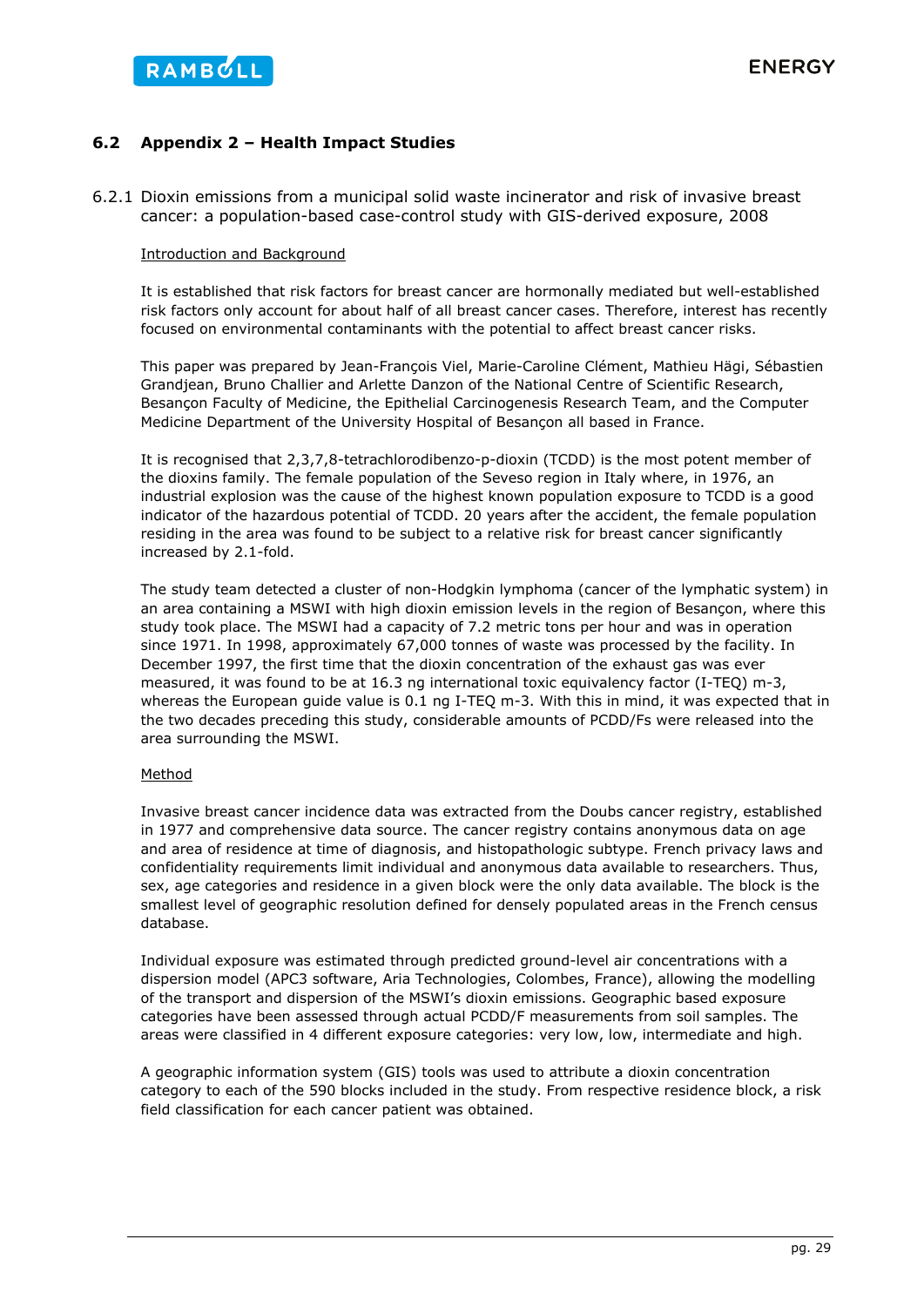## 6.2 Appendix 2 – Health Impact Studies

### 6.2.1 Dioxin emissions from a municipal solid waste incinerator and risk of invasive breast cancer: a population-based case-control study with GIS-derived exposure, 2008

Introduction and Background

It is established that risk factors for breast cancer are hormonally mediated but well-established risk factors only account for about half of all breast cancer cases. Therefore, interest has recently focused on environmental contaminants with the potential to affect breast cancer risks.

This paper was prepared by Jean-François Viel, Marie-Caroline Clément, Mathieu Hägi, Sébastien Grandjean, Bruno Challier and Arlette Danzon of the National Centre of Scientific Research, Besançon Faculty of Medicine, the Epithelial Carcinogenesis Research Team, and the Computer Medicine Department of the University Hospital of Besançon all based in France.

It is recognised that 2,3,7,8-tetrachlorodibenzo-p-dioxin (TCDD) is the most potent member of the dioxins family. The female population of the Seveso region in Italy where, in 1976, an industrial explosion was the cause of the highest known population exposure to TCDD is a good indicator of the hazardous potential of TCDD. 20 years after the accident, the female population residing in the area was found to be subject to a relative risk for breast cancer significantly increased by 2.1-fold.

The study team detected a cluster of non-Hodgkin lymphoma (cancer of the lymphatic system) in an area containing a MSWI with high dioxin emission levels in the region of Besançon, where this study took place. The MSWI had a capacity of 7.2 metric tons per hour and was in operation since 1971. In 1998, approximately 67,000 tonnes of waste was processed by the facility. In December 1997, the first time that the dioxin concentration of the exhaust gas was ever measured, it was found to be at 16.3 ng international toxic equivalency factor (I-TEQ) m-3, whereas the European guide value is 0.1 ng I-TEQ m-3. With this in mind, it was expected that in the two decades preceding this study, considerable amounts of PCDD/Fs were released into the area surrounding the MSWI.

Method

Invasive breast cancer incidence data was extracted from the Doubs cancer registry, established in 1977 and comprehensive data source. The cancer registry contains anonymous data on age and area of residence at time of diagnosis, and histopathologic subtype. French privacy laws and confidentiality requirements limit individual and anonymous data available to researchers. Thus, sex, age categories and residence in a given block were the only data available. The block is the smallest level of geographic resolution defined for densely populated areas in the French census database.

Individual exposure was estimated through predicted ground-level air concentrations with a dispersion model (APC3 software, Aria Technologies, Colombes, France), allowing the modelling of the transport and dispersion of the MSWI's dioxin emissions. Geographic based exposure categories have been assessed through actual PCDD/F measurements from soil samples. The areas were classified in 4 different exposure categories: very low, low, intermediate and high.

A geographic information system (GIS) tools was used to attribute a dioxin concentration category to each of the 590 blocks included in the study. From respective residence block, a risk field classification for each cancer patient was obtained.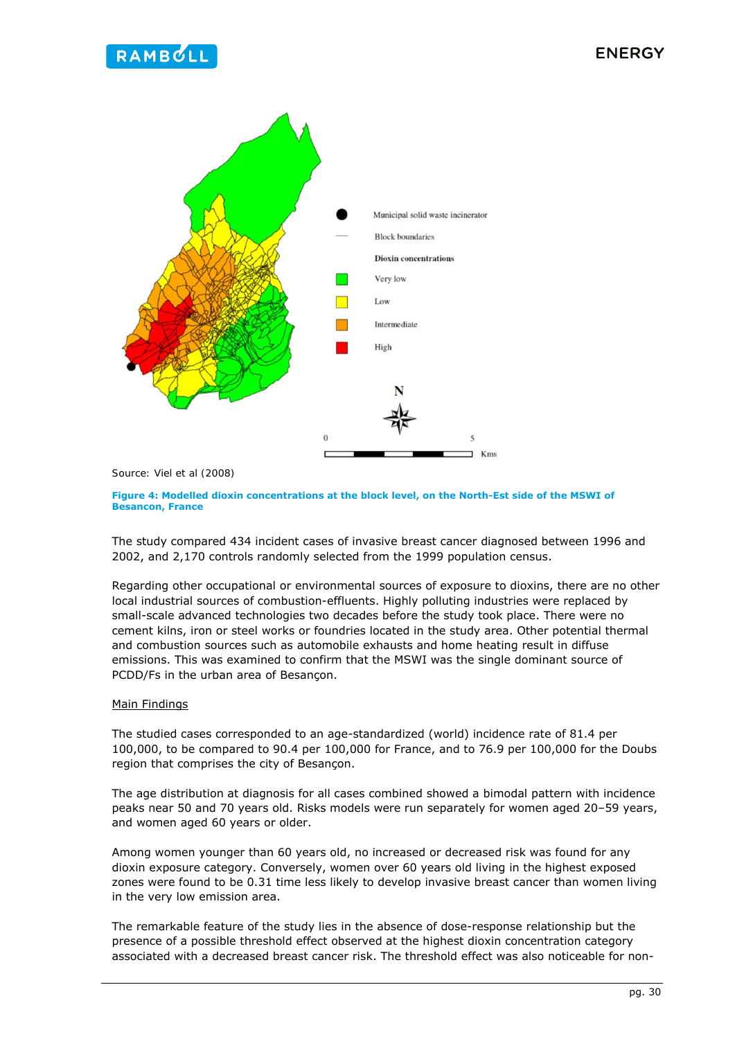Source: Viel et al (2008)

**Figure 4: Modelled dioxin concentrations at the block level, on the North-Est side of the MSWI of Besancon, France**

The study compared 434 incident cases of invasive breast cancer diagnosed between 1996 and 2002, and 2,170 controls randomly selected from the 1999 population census.

Regarding other occupational or environmental sources of exposure to dioxins, there are no other local industrial sources of combustion-effluents. Highly polluting industries were replaced by small-scale advanced technologies two decades before the study took place. There were no cement kilns, iron or steel works or foundries located in the study area. Other potential thermal and combustion sources such as automobile exhausts and home heating result in diffuse emissions. This was examined to confirm that the MSWI was the single dominant source of PCDD/Fs in the urban area of Besançon.

<u>Main Findings</u>

The studied cases corresponded to an age-standardized (world) incidence rate of 81.4 per 100,000, to be compared to 90.4 per 100,000 for France, and to 76.9 per 100,000 for the Doubs region that comprises the city of Besançon.

The age distribution at diagnosis for all cases combined showed a bimodal pattern with incidence peaks near 50 and 70 years old. Risks models were run separately for women aged 20–59 years, and women aged 60 years or older.

Among women younger than 60 years old, no increased or decreased risk was found for any dioxin exposure category. Conversely, women over 60 years old living in the highest exposed zones were found to be 0.31 time less likely to develop invasive breast cancer than women living in the very low emission area.

The remarkable feature of the study lies in the absence of dose-response relationship but the presence of a possible threshold effect observed at the highest dioxin concentration category associated with a decreased breast cancer risk. The threshold effect was also noticeable for non-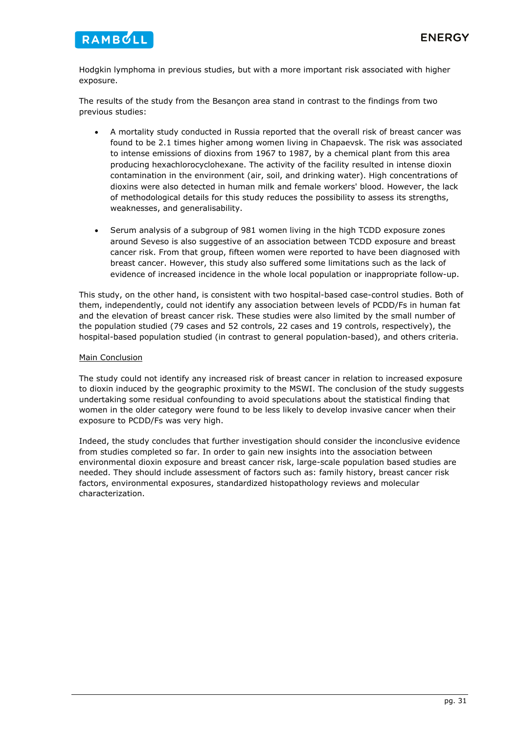Hodgkin lymphoma in previous studies, but with a more important risk associated with higher exposure.

The results of the study from the Besançon area stand in contrast to the findings from two previous studies:

- A mortality study conducted in Russia reported that the overall risk of breast cancer was found to be 2.1 times higher among women living in Chapaevsk. The risk was associated to intense emissions of dioxins from 1967 to 1987, by a chemical plant from this area producing hexachlorocyclohexane. The activity of the facility resulted in intense dioxin contamination in the environment (air, soil, and drinking water). High concentrations of dioxins were also detected in human milk and female workers' blood. However, the lack of methodological details for this study reduces the possibility to assess its strengths, weaknesses, and generalisability.

- Serum analysis of a subgroup of 981 women living in the high TCDD exposure zones around Seveso is also suggestive of an association between TCDD exposure and breast cancer risk. From that group, fifteen women were reported to have been diagnosed with breast cancer. However, this study also suffered some limitations such as the lack of evidence of increased incidence in the whole local population or inappropriate follow-up.

This study, on the other hand, is consistent with two hospital-based case-control studies. Both of them, independently, could not identify any association between levels of PCDD/Fs in human fat and the elevation of breast cancer risk. These studies were also limited by the small number of the population studied (79 cases and 52 controls, 22 cases and 19 controls, respectively), the hospital-based population studied (in contrast to general population-based), and others criteria.

<u>Main Conclusion</u>

The study could not identify any increased risk of breast cancer in relation to increased exposure to dioxin induced by the geographic proximity to the MSWI. The conclusion of the study suggests undertaking some residual confounding to avoid speculations about the statistical finding that women in the older category were found to be less likely to develop invasive cancer when their exposure to PCDD/Fs was very high.

Indeed, the study concludes that further investigation should consider the inconclusive evidence from studies completed so far. In order to gain new insights into the association between environmental dioxin exposure and breast cancer risk, large-scale population based studies are needed. They should include assessment of factors such as: family history, breast cancer risk factors, environmental exposures, standardized histopathology reviews and molecular characterization.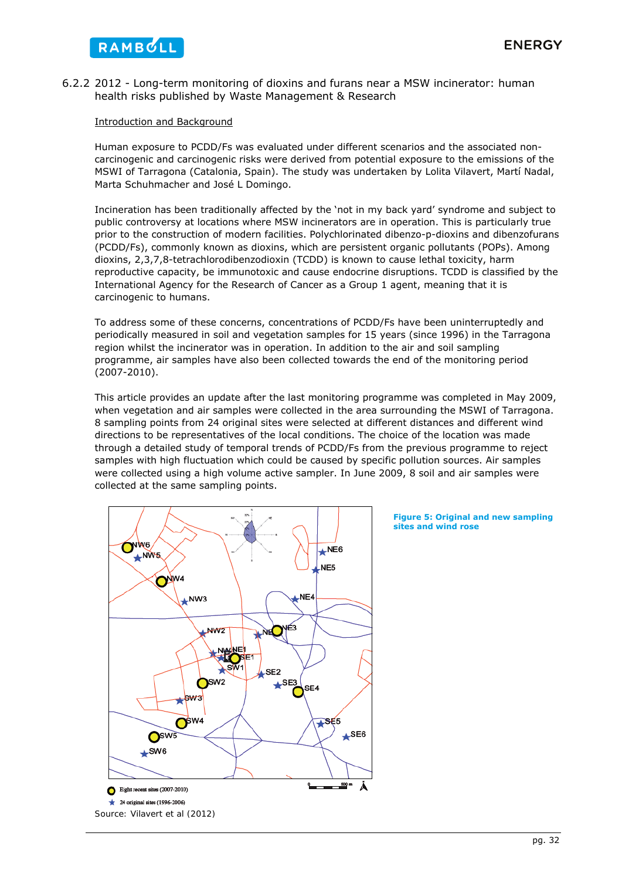### 6.2.2 2012 - Long-term monitoring of dioxins and furans near a MSW incinerator: human health risks published by Waste Management & Research

Introduction and Background

Human exposure to PCDD/Fs was evaluated under different scenarios and the associated non-carcinogenic and carcinogenic risks were derived from potential exposure to the emissions of the MSWI of Tarragona (Catalonia, Spain). The study was undertaken by Lolita Vilavert, Martí Nadal, Marta Schuhmacher and José L Domingo.

Incineration has been traditionally affected by the 'not in my back yard' syndrome and subject to public controversy at locations where MSW incinerators are in operation. This is particularly true prior to the construction of modern facilities. Polychlorinated dibenzo-p-dioxins and dibenzofurans (PCDD/Fs), commonly known as dioxins, which are persistent organic pollutants (POPs). Among dioxins, 2,3,7,8-tetrachlorodibenzodioxin (TCDD) is known to cause lethal toxicity, harm reproductive capacity, be immunotoxic and cause endocrine disruptions. TCDD is classified by the International Agency for the Research of Cancer as a Group 1 agent, meaning that it is carcinogenic to humans.

To address some of these concerns, concentrations of PCDD/Fs have been uninterruptedly and periodically measured in soil and vegetation samples for 15 years (since 1996) in the Tarragona region whilst the incinerator was in operation. In addition to the air and soil sampling programme, air samples have also been collected towards the end of the monitoring period (2007-2010).

This article provides an update after the last monitoring programme was completed in May 2009, when vegetation and air samples were collected in the area surrounding the MSWI of Tarragona. 8 sampling points from 24 original sites were selected at different distances and different wind directions to be representatives of the local conditions. The choice of the location was made through a detailed study of temporal trends of PCDD/Fs from the previous programme to reject samples with high fluctuation which could be caused by specific pollution sources. Air samples were collected using a high volume active sampler. In June 2009, 8 soil and air samples were collected at the same sampling points.

Figure 5: Original and new sampling sites and wind rose

Source: Vilavert et al (2012)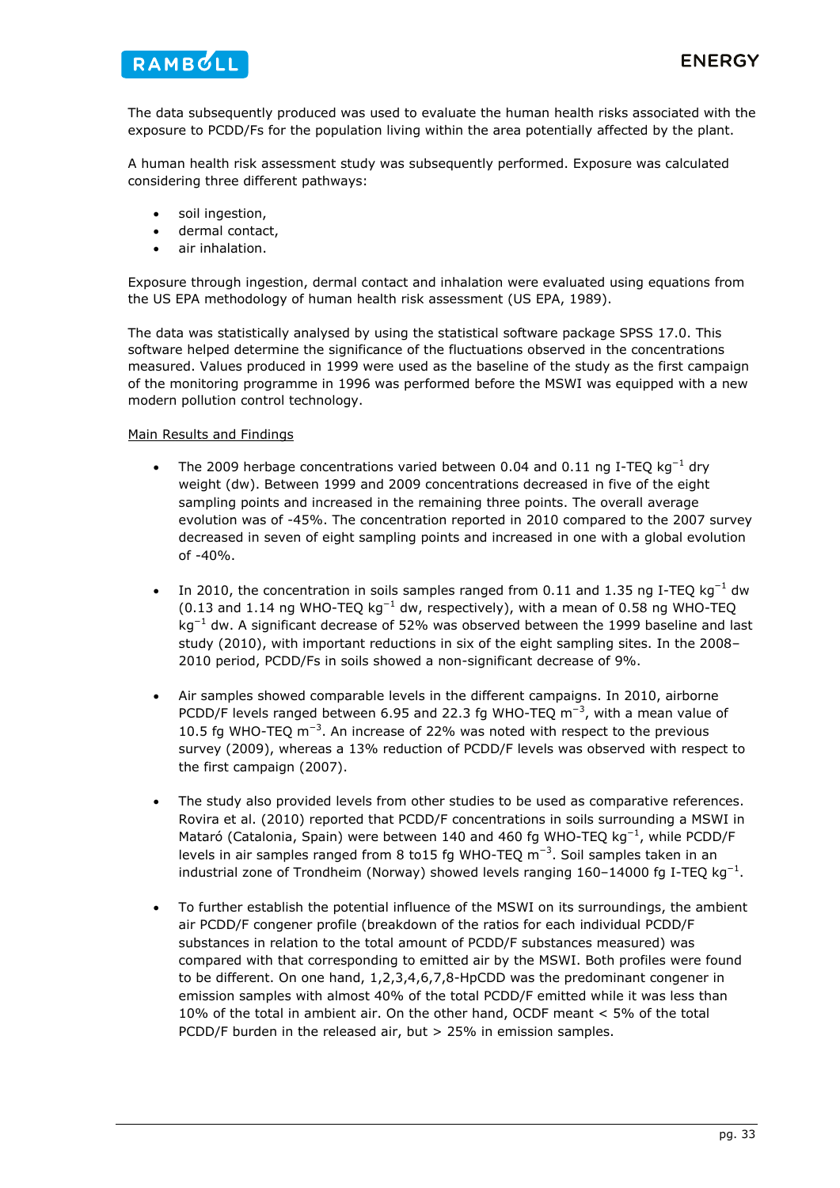The data subsequently produced was used to evaluate the human health risks associated with the exposure to PCDD/Fs for the population living within the area potentially affected by the plant.

A human health risk assessment study was subsequently performed. Exposure was calculated considering three different pathways:

- soil ingestion,
- dermal contact,
- air inhalation.

Exposure through ingestion, dermal contact and inhalation were evaluated using equations from the US EPA methodology of human health risk assessment (US EPA, 1989).

The data was statistically analysed by using the statistical software package SPSS 17.0. This software helped determine the significance of the fluctuations observed in the concentrations measured. Values produced in 1999 were used as the baseline of the study as the first campaign of the monitoring programme in 1996 was performed before the MSWI was equipped with a new modern pollution control technology.

Main Results and Findings

- The 2009 herbage concentrations varied between 0.04 and 0.11 ng I-TEQ $kg^{-1}$ dry weight (dw). Between 1999 and 2009 concentrations decreased in five of the eight sampling points and increased in the remaining three points. The overall average evolution was of -45%. The concentration reported in 2010 compared to the 2007 survey decreased in seven of eight sampling points and increased in one with a global evolution of -40%.

- In 2010, the concentration in soils samples ranged from 0.11 and 1.35 ng I-TEQ $kg^{-1}$ dw (0.13 and 1.14 ng WHO-TEQ $kg^{-1}$ dw, respectively), with a mean of 0.58 ng WHO-TEQ $kg^{-1}$ dw. A significant decrease of 52% was observed between the 1999 baseline and last study (2010), with important reductions in six of the eight sampling sites. In the 2008–2010 period, PCDD/Fs in soils showed a non-significant decrease of 9%.

- Air samples showed comparable levels in the different campaigns. In 2010, airborne PCDD/F levels ranged between 6.95 and 22.3 fg WHO-TEQ $m^{-3}$, with a mean value of 10.5 fg WHO-TEQ $m^{-3}$. An increase of 22% was noted with respect to the previous survey (2009), whereas a 13% reduction of PCDD/F levels was observed with respect to the first campaign (2007).

- The study also provided levels from other studies to be used as comparative references. Rovira et al. (2010) reported that PCDD/F concentrations in soils surrounding a MSWI in Mataró (Catalonia, Spain) were between 140 and 460 fg WHO-TEQ $kg^{-1}$, while PCDD/F levels in air samples ranged from 8 to15 fg WHO-TEQ $m^{-3}$. Soil samples taken in an industrial zone of Trondheim (Norway) showed levels ranging 160–14000 fg I-TEQ $kg^{-1}$.

- To further establish the potential influence of the MSWI on its surroundings, the ambient air PCDD/F congener profile (breakdown of the ratios for each individual PCDD/F substances in relation to the total amount of PCDD/F substances measured) was compared with that corresponding to emitted air by the MSWI. Both profiles were found to be different. On one hand, 1,2,3,4,6,7,8-HpCDD was the predominant congener in emission samples with almost 40% of the total PCDD/F emitted while it was less than 10% of the total in ambient air. On the other hand, OCDF meant < 5% of the total PCDD/F burden in the released air, but > 25% in emission samples.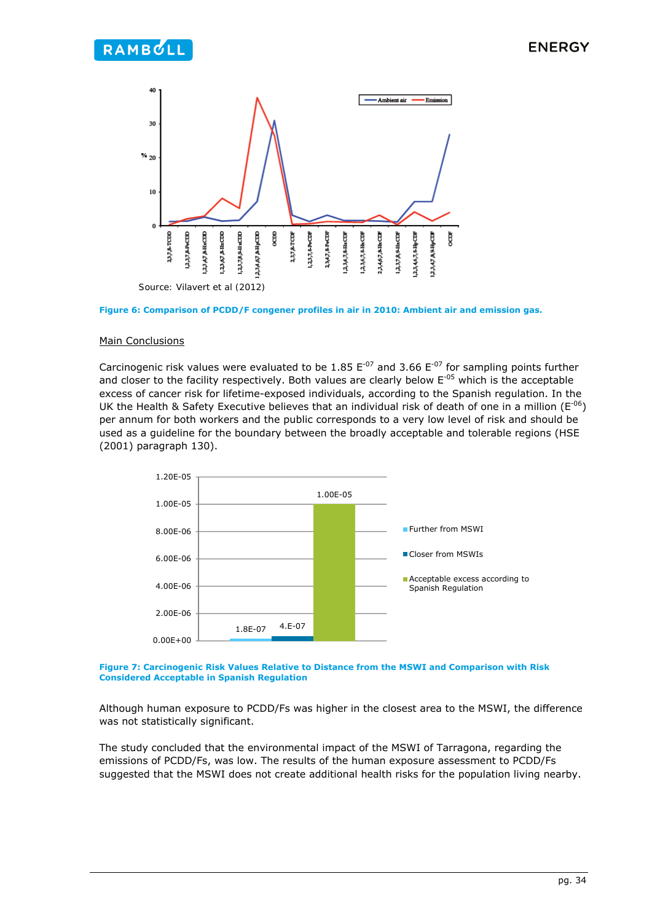Source: Vilavert et al (2012)

**Figure 6: Comparison of PCDD/F congener profiles in air in 2010: Ambient air and emission gas.**

<u>Main Conclusions</u>

Carcinogenic risk values were evaluated to be 1.85 $E^{-07}$ and 3.66 $E^{-07}$ for sampling points further and closer to the facility respectively. Both values are clearly below $E^{-05}$ which is the acceptable excess of cancer risk for lifetime-exposed individuals, according to the Spanish regulation. In the UK the Health & Safety Executive believes that an individual risk of death of one in a million ($E^{-06}$) per annum for both workers and the public corresponds to a very low level of risk and should be used as a guideline for the boundary between the broadly acceptable and tolerable regions (HSE (2001) paragraph 130).

**Figure 7: Carcinogenic Risk Values Relative to Distance from the MSWI and Comparison with Risk Considered Acceptable in Spanish Regulation**

Although human exposure to PCDD/Fs was higher in the closest area to the MSWI, the difference was not statistically significant.

The study concluded that the environmental impact of the MSWI of Tarragona, regarding the emissions of PCDD/Fs, was low. The results of the human exposure assessment to PCDD/Fs suggested that the MSWI does not create additional health risks for the population living nearby.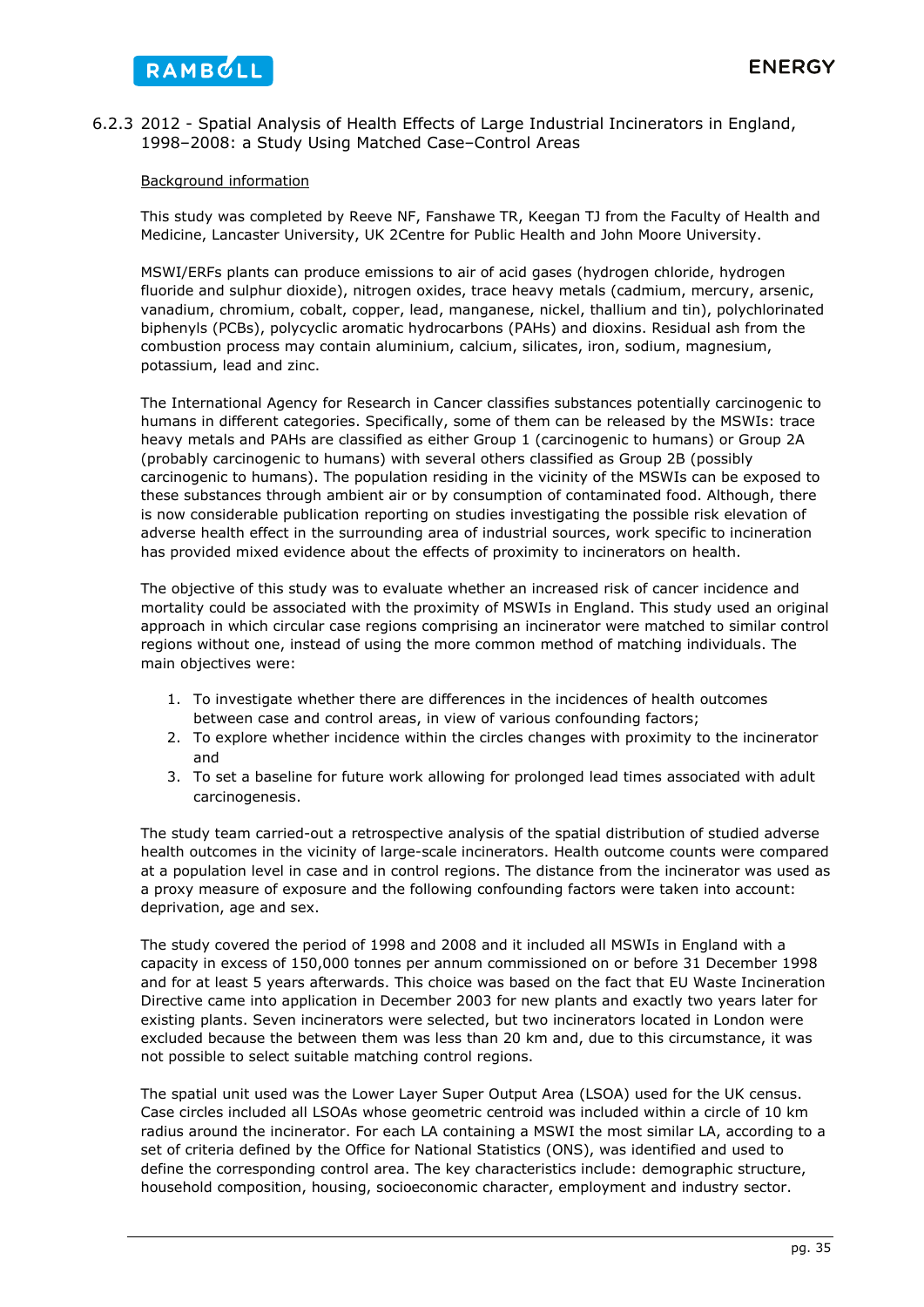### 6.2.3 2012 - Spatial Analysis of Health Effects of Large Industrial Incinerators in England, 1998–2008: a Study Using Matched Case–Control Areas

Background information

This study was completed by Reeve NF, Fanshawe TR, Keegan TJ from the Faculty of Health and Medicine, Lancaster University, UK 2Centre for Public Health and John Moore University.

MSWI/ERFs plants can produce emissions to air of acid gases (hydrogen chloride, hydrogen fluoride and sulphur dioxide), nitrogen oxides, trace heavy metals (cadmium, mercury, arsenic, vanadium, chromium, cobalt, copper, lead, manganese, nickel, thallium and tin), polychlorinated biphenyls (PCBs), polycyclic aromatic hydrocarbons (PAHs) and dioxins. Residual ash from the combustion process may contain aluminium, calcium, silicates, iron, sodium, magnesium, potassium, lead and zinc.

The International Agency for Research in Cancer classifies substances potentially carcinogenic to humans in different categories. Specifically, some of them can be released by the MSWIs: trace heavy metals and PAHs are classified as either Group 1 (carcinogenic to humans) or Group 2A (probably carcinogenic to humans) with several others classified as Group 2B (possibly carcinogenic to humans). The population residing in the vicinity of the MSWIs can be exposed to these substances through ambient air or by consumption of contaminated food. Although, there is now considerable publication reporting on studies investigating the possible risk elevation of adverse health effect in the surrounding area of industrial sources, work specific to incineration has provided mixed evidence about the effects of proximity to incinerators on health.

The objective of this study was to evaluate whether an increased risk of cancer incidence and mortality could be associated with the proximity of MSWIs in England. This study used an original approach in which circular case regions comprising an incinerator were matched to similar control regions without one, instead of using the more common method of matching individuals. The main objectives were:

1. To investigate whether there are differences in the incidences of health outcomes between case and control areas, in view of various confounding factors;
2. To explore whether incidence within the circles changes with proximity to the incinerator and
3. To set a baseline for future work allowing for prolonged lead times associated with adult carcinogenesis.

The study team carried-out a retrospective analysis of the spatial distribution of studied adverse health outcomes in the vicinity of large-scale incinerators. Health outcome counts were compared at a population level in case and in control regions. The distance from the incinerator was used as a proxy measure of exposure and the following confounding factors were taken into account: deprivation, age and sex.

The study covered the period of 1998 and 2008 and it included all MSWIs in England with a capacity in excess of 150,000 tonnes per annum commissioned on or before 31 December 1998 and for at least 5 years afterwards. This choice was based on the fact that EU Waste Incineration Directive came into application in December 2003 for new plants and exactly two years later for existing plants. Seven incinerators were selected, but two incinerators located in London were excluded because the between them was less than 20 km and, due to this circumstance, it was not possible to select suitable matching control regions.

The spatial unit used was the Lower Layer Super Output Area (LSOA) used for the UK census. Case circles included all LSOAs whose geometric centroid was included within a circle of 10 km radius around the incinerator. For each LA containing a MSWI the most similar LA, according to a set of criteria defined by the Office for National Statistics (ONS), was identified and used to define the corresponding control area. The key characteristics include: demographic structure, household composition, housing, socioeconomic character, employment and industry sector.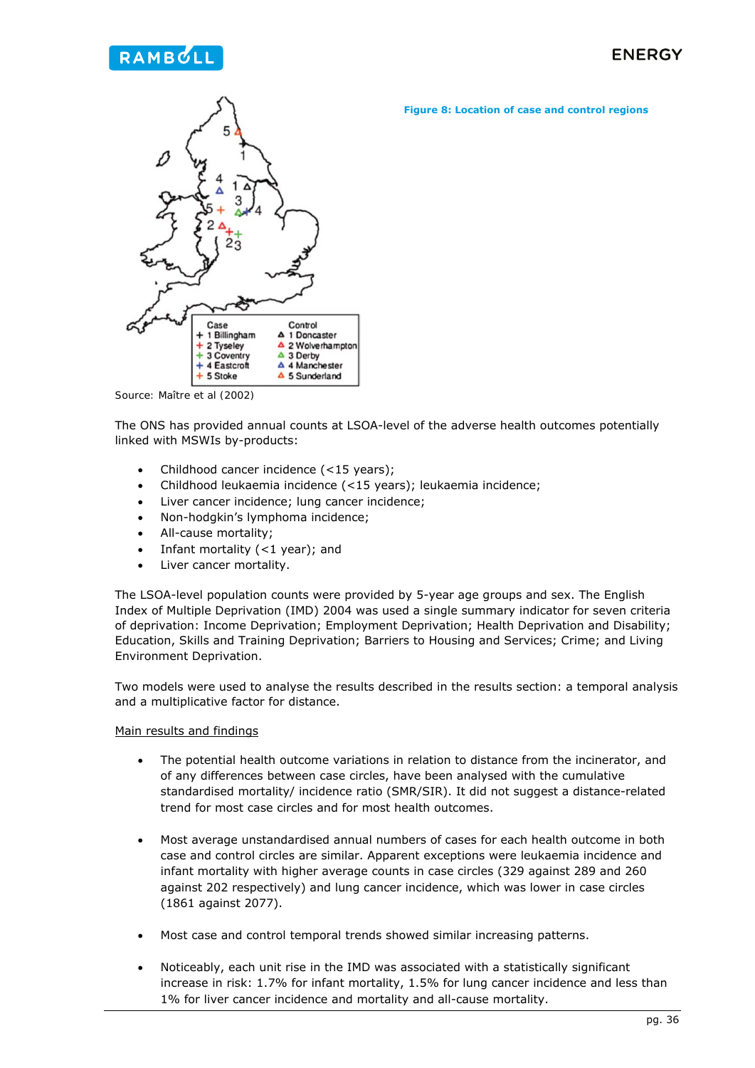Figure 8: Location of case and control regions

| Case | Control |
|---|---|
| + 1 Billingham | △ 1 Doncaster |
| + 2 Tyseley | △ 2 Wolverhampton |
| + 3 Coventry | △ 3 Derby |
| + 4 Eastcroft | △ 4 Manchester |
| + 5 Stoke | △ 5 Sunderland |

Source: Maître et al (2002)

The ONS has provided annual counts at LSOA-level of the adverse health outcomes potentially linked with MSWIs by-products:

- Childhood cancer incidence (<15 years);
- Childhood leukaemia incidence (<15 years); leukaemia incidence;
- Liver cancer incidence; lung cancer incidence;
- Non-hodgkin's lymphoma incidence;
- All-cause mortality;
- Infant mortality (<1 year); and
- Liver cancer mortality.

The LSOA-level population counts were provided by 5-year age groups and sex. The English Index of Multiple Deprivation (IMD) 2004 was used a single summary indicator for seven criteria of deprivation: Income Deprivation; Employment Deprivation; Health Deprivation and Disability; Education, Skills and Training Deprivation; Barriers to Housing and Services; Crime; and Living Environment Deprivation.

Two models were used to analyse the results described in the results section: a temporal analysis and a multiplicative factor for distance.

Main results and findings

- The potential health outcome variations in relation to distance from the incinerator, and of any differences between case circles, have been analysed with the cumulative standardised mortality/ incidence ratio (SMR/SIR). It did not suggest a distance-related trend for most case circles and for most health outcomes.

- Most average unstandardised annual numbers of cases for each health outcome in both case and control circles are similar. Apparent exceptions were leukaemia incidence and infant mortality with higher average counts in case circles (329 against 289 and 260 against 202 respectively) and lung cancer incidence, which was lower in case circles (1861 against 2077).

- Most case and control temporal trends showed similar increasing patterns.

- Noticeably, each unit rise in the IMD was associated with a statistically significant increase in risk: 1.7% for infant mortality, 1.5% for lung cancer incidence and less than 1% for liver cancer incidence and mortality and all-cause mortality.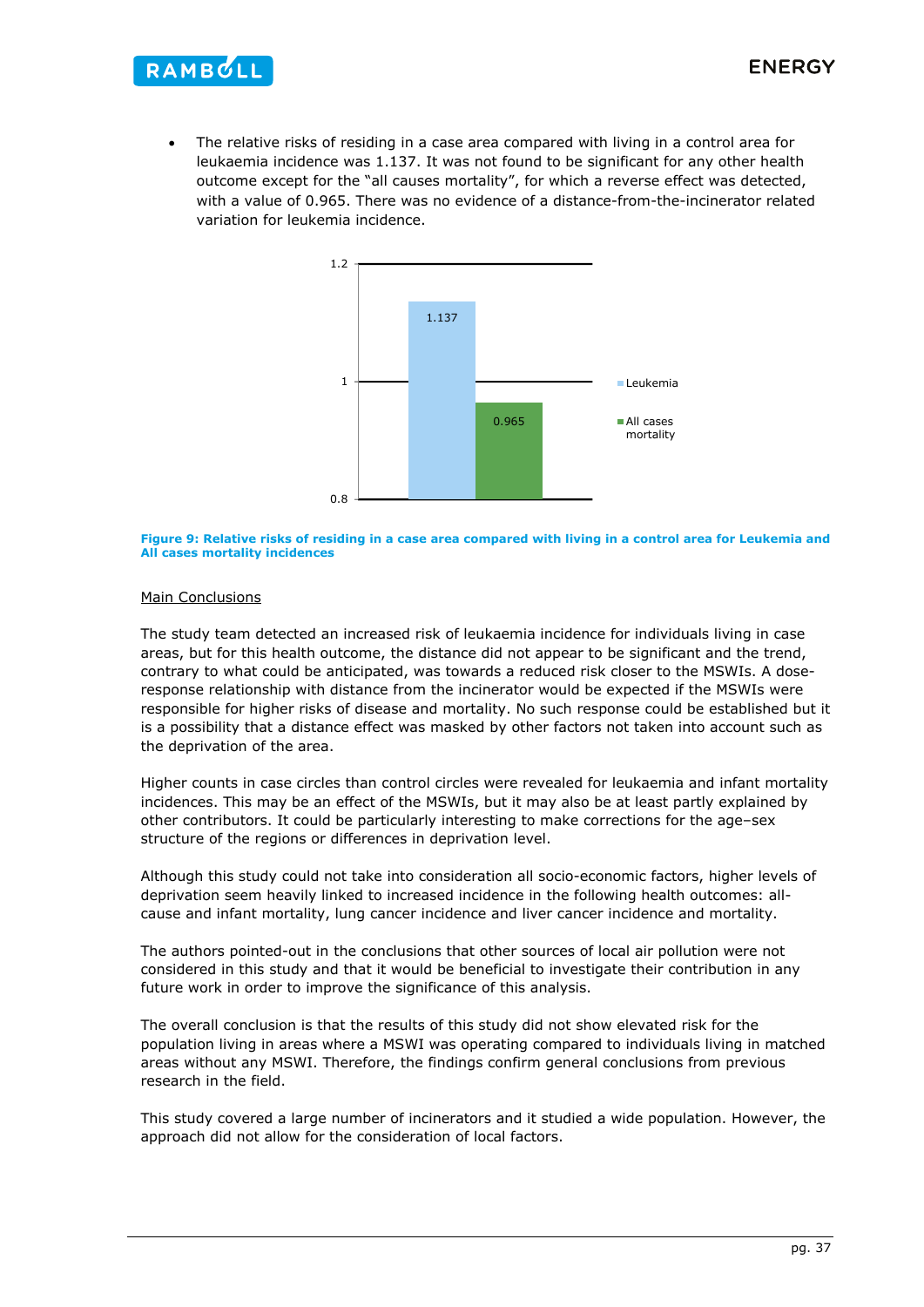- The relative risks of residing in a case area compared with living in a control area for leukaemia incidence was 1.137. It was not found to be significant for any other health outcome except for the "all causes mortality", for which a reverse effect was detected, with a value of 0.965. There was no evidence of a distance-from-the-incinerator related variation for leukemia incidence.

**Figure 9: Relative risks of residing in a case area compared with living in a control area for Leukemia and All cases mortality incidences**

Main Conclusions

The study team detected an increased risk of leukaemia incidence for individuals living in case areas, but for this health outcome, the distance did not appear to be significant and the trend, contrary to what could be anticipated, was towards a reduced risk closer to the MSWIs. A dose-response relationship with distance from the incinerator would be expected if the MSWIs were responsible for higher risks of disease and mortality. No such response could be established but it is a possibility that a distance effect was masked by other factors not taken into account such as the deprivation of the area.

Higher counts in case circles than control circles were revealed for leukaemia and infant mortality incidences. This may be an effect of the MSWIs, but it may also be at least partly explained by other contributors. It could be particularly interesting to make corrections for the age–sex structure of the regions or differences in deprivation level.

Although this study could not take into consideration all socio-economic factors, higher levels of deprivation seem heavily linked to increased incidence in the following health outcomes: all-cause and infant mortality, lung cancer incidence and liver cancer incidence and mortality.

The authors pointed-out in the conclusions that other sources of local air pollution were not considered in this study and that it would be beneficial to investigate their contribution in any future work in order to improve the significance of this analysis.

The overall conclusion is that the results of this study did not show elevated risk for the population living in areas where a MSWI was operating compared to individuals living in matched areas without any MSWI. Therefore, the findings confirm general conclusions from previous research in the field.

This study covered a large number of incinerators and it studied a wide population. However, the approach did not allow for the consideration of local factors.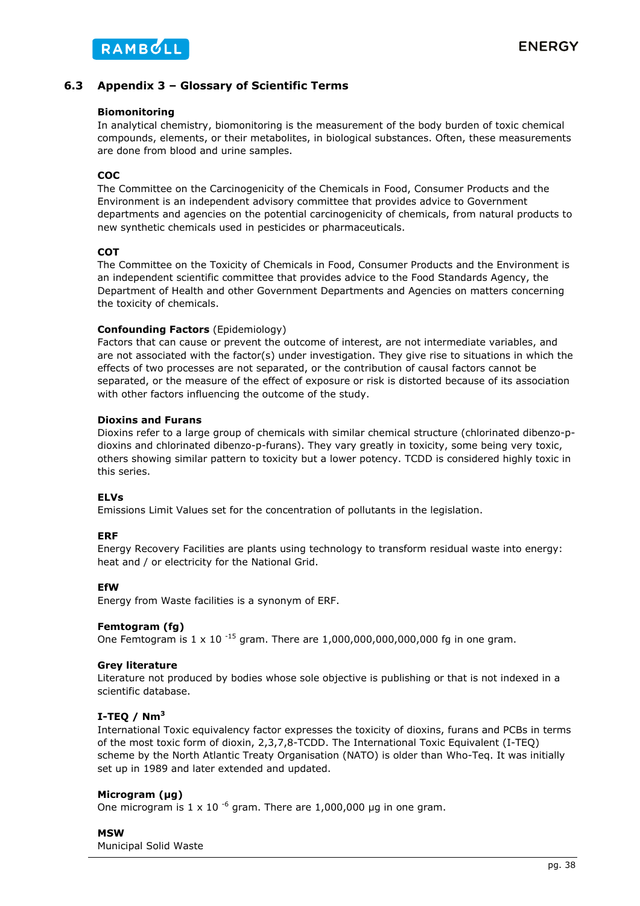## 6.3 Appendix 3 – Glossary of Scientific Terms

**Biomonitoring**
In analytical chemistry, biomonitoring is the measurement of the body burden of toxic chemical compounds, elements, or their metabolites, in biological substances. Often, these measurements are done from blood and urine samples.

**COC**
The Committee on the Carcinogenicity of the Chemicals in Food, Consumer Products and the Environment is an independent advisory committee that provides advice to Government departments and agencies on the potential carcinogenicity of chemicals, from natural products to new synthetic chemicals used in pesticides or pharmaceuticals.

**COT**
The Committee on the Toxicity of Chemicals in Food, Consumer Products and the Environment is an independent scientific committee that provides advice to the Food Standards Agency, the Department of Health and other Government Departments and Agencies on matters concerning the toxicity of chemicals.

**Confounding Factors** (Epidemiology)
Factors that can cause or prevent the outcome of interest, are not intermediate variables, and are not associated with the factor(s) under investigation. They give rise to situations in which the effects of two processes are not separated, or the contribution of causal factors cannot be separated, or the measure of the effect of exposure or risk is distorted because of its association with other factors influencing the outcome of the study.

**Dioxins and Furans**
Dioxins refer to a large group of chemicals with similar chemical structure (chlorinated dibenzo-p-dioxins and chlorinated dibenzo-p-furans). They vary greatly in toxicity, some being very toxic, others showing similar pattern to toxicity but a lower potency. TCDD is considered highly toxic in this series.

**ELVs**
Emissions Limit Values set for the concentration of pollutants in the legislation.

**ERF**
Energy Recovery Facilities are plants using technology to transform residual waste into energy: heat and / or electricity for the National Grid.

**EfW**
Energy from Waste facilities is a synonym of ERF.

**Femtogram (fg)**
One Femtogram is $1 \times 10^{-15}$ gram. There are 1,000,000,000,000,000 fg in one gram.

**Grey literature**
Literature not produced by bodies whose sole objective is publishing or that is not indexed in a scientific database.

**I-TEQ / Nm$^3$**
International Toxic equivalency factor expresses the toxicity of dioxins, furans and PCBs in terms of the most toxic form of dioxin, 2,3,7,8-TCDD. The International Toxic Equivalent (I-TEQ) scheme by the North Atlantic Treaty Organisation (NATO) is older than Who-Teq. It was initially set up in 1989 and later extended and updated.

**Microgram (µg)**
One microgram is $1 \times 10^{-6}$ gram. There are 1,000,000 µg in one gram.

**MSW**
Municipal Solid Waste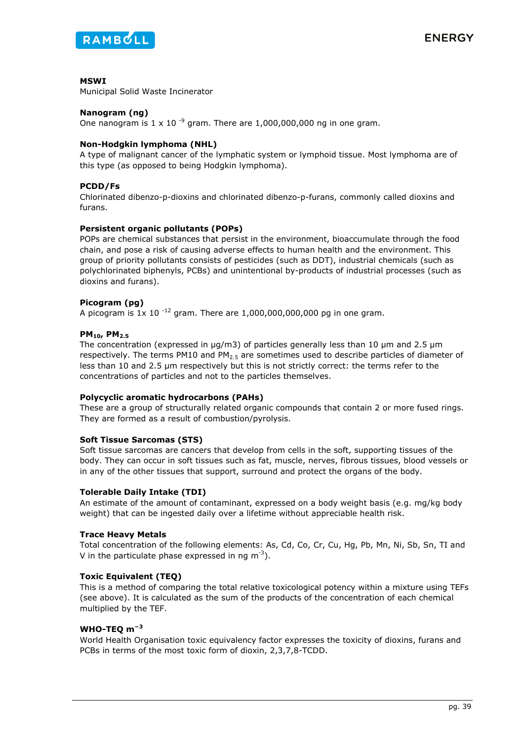**MSWI**
Municipal Solid Waste Incinerator

**Nanogram (ng)**
One nanogram is 1 x 10 $^{-9}$ gram. There are 1,000,000,000 ng in one gram.

**Non-Hodgkin lymphoma (NHL)**
A type of malignant cancer of the lymphatic system or lymphoid tissue. Most lymphoma are of this type (as opposed to being Hodgkin lymphoma).

**PCDD/Fs**
Chlorinated dibenzo-p-dioxins and chlorinated dibenzo-p-furans, commonly called dioxins and furans.

**Persistent organic pollutants (POPs)**
POPs are chemical substances that persist in the environment, bioaccumulate through the food chain, and pose a risk of causing adverse effects to human health and the environment. This group of priority pollutants consists of pesticides (such as DDT), industrial chemicals (such as polychlorinated biphenyls, PCBs) and unintentional by-products of industrial processes (such as dioxins and furans).

**Picogram (pg)**
A picogram is 1x 10 $^{-12}$ gram. There are 1,000,000,000,000 pg in one gram.

**$PM_{10}$, $PM_{2.5}$**
The concentration (expressed in µg/m3) of particles generally less than 10 µm and 2.5 µm respectively. The terms PM10 and $PM_{2.5}$ are sometimes used to describe particles of diameter of less than 10 and 2.5 µm respectively but this is not strictly correct: the terms refer to the concentrations of particles and not to the particles themselves.

**Polycyclic aromatic hydrocarbons (PAHs)**
These are a group of structurally related organic compounds that contain 2 or more fused rings. They are formed as a result of combustion/pyrolysis.

**Soft Tissue Sarcomas (STS)**
Soft tissue sarcomas are cancers that develop from cells in the soft, supporting tissues of the body. They can occur in soft tissues such as fat, muscle, nerves, fibrous tissues, blood vessels or in any of the other tissues that support, surround and protect the organs of the body.

**Tolerable Daily Intake (TDI)**
An estimate of the amount of contaminant, expressed on a body weight basis (e.g. mg/kg body weight) that can be ingested daily over a lifetime without appreciable health risk.

**Trace Heavy Metals**
Total concentration of the following elements: As, Cd, Co, Cr, Cu, Hg, Pb, Mn, Ni, Sb, Sn, Tl and V in the particulate phase expressed in ng $m^{-3}$).

**Toxic Equivalent (TEQ)**
This is a method of comparing the total relative toxicological potency within a mixture using TEFs (see above). It is calculated as the sum of the products of the concentration of each chemical multiplied by the TEF.

**WHO-TEQ $m^{-3}$**
World Health Organisation toxic equivalency factor expresses the toxicity of dioxins, furans and PCBs in terms of the most toxic form of dioxin, 2,3,7,8-TCDD.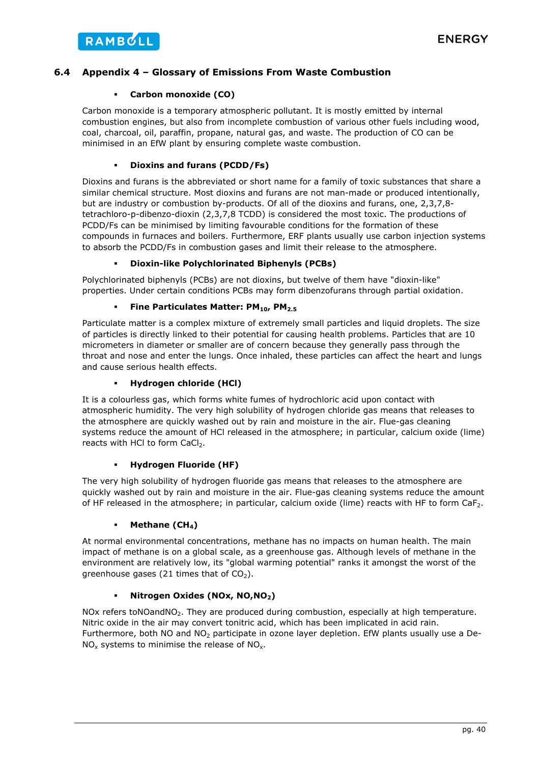## 6.4 Appendix 4 – Glossary of Emissions From Waste Combustion

- **Carbon monoxide (CO)**

Carbon monoxide is a temporary atmospheric pollutant. It is mostly emitted by internal combustion engines, but also from incomplete combustion of various other fuels including wood, coal, charcoal, oil, paraffin, propane, natural gas, and waste. The production of CO can be minimised in an EfW plant by ensuring complete waste combustion.

- **Dioxins and furans (PCDD/Fs)**

Dioxins and furans is the abbreviated or short name for a family of toxic substances that share a similar chemical structure. Most dioxins and furans are not man-made or produced intentionally, but are industry or combustion by-products. Of all of the dioxins and furans, one, 2,3,7,8-tetrachloro-p-dibenzo-dioxin (2,3,7,8 TCDD) is considered the most toxic. The productions of PCDD/Fs can be minimised by limiting favourable conditions for the formation of these compounds in furnaces and boilers. Furthermore, ERF plants usually use carbon injection systems to absorb the PCDD/Fs in combustion gases and limit their release to the atmosphere.

- **Dioxin-like Polychlorinated Biphenyls (PCBs)**

Polychlorinated biphenyls (PCBs) are not dioxins, but twelve of them have "dioxin-like" properties. Under certain conditions PCBs may form dibenzofurans through partial oxidation.

- **Fine Particulates Matter: $PM_{10}$, $PM_{2.5}$**

Particulate matter is a complex mixture of extremely small particles and liquid droplets. The size of particles is directly linked to their potential for causing health problems. Particles that are 10 micrometers in diameter or smaller are of concern because they generally pass through the throat and nose and enter the lungs. Once inhaled, these particles can affect the heart and lungs and cause serious health effects.

- **Hydrogen chloride (HCl)**

It is a colourless gas, which forms white fumes of hydrochloric acid upon contact with atmospheric humidity. The very high solubility of hydrogen chloride gas means that releases to the atmosphere are quickly washed out by rain and moisture in the air. Flue-gas cleaning systems reduce the amount of HCl released in the atmosphere; in particular, calcium oxide (lime) reacts with HCl to form $CaCl_2$.

- **Hydrogen Fluoride (HF)**

The very high solubility of hydrogen fluoride gas means that releases to the atmosphere are quickly washed out by rain and moisture in the air. Flue-gas cleaning systems reduce the amount of HF released in the atmosphere; in particular, calcium oxide (lime) reacts with HF to form $CaF_2$.

- **Methane ($CH_4$)**

At normal environmental concentrations, methane has no impacts on human health. The main impact of methane is on a global scale, as a greenhouse gas. Although levels of methane in the environment are relatively low, its "global warming potential" ranks it amongst the worst of the greenhouse gases (21 times that of $CO_2$).

- **Nitrogen Oxides (NOx, NO,$NO_2$)**

NOx refers toNOand$NO_2$. They are produced during combustion, especially at high temperature. Nitric oxide in the air may convert tonitric acid, which has been implicated in acid rain. Furthermore, both NO and $NO_2$ participate in ozone layer depletion. EfW plants usually use a De-$NO_x$ systems to minimise the release of $NO_x$.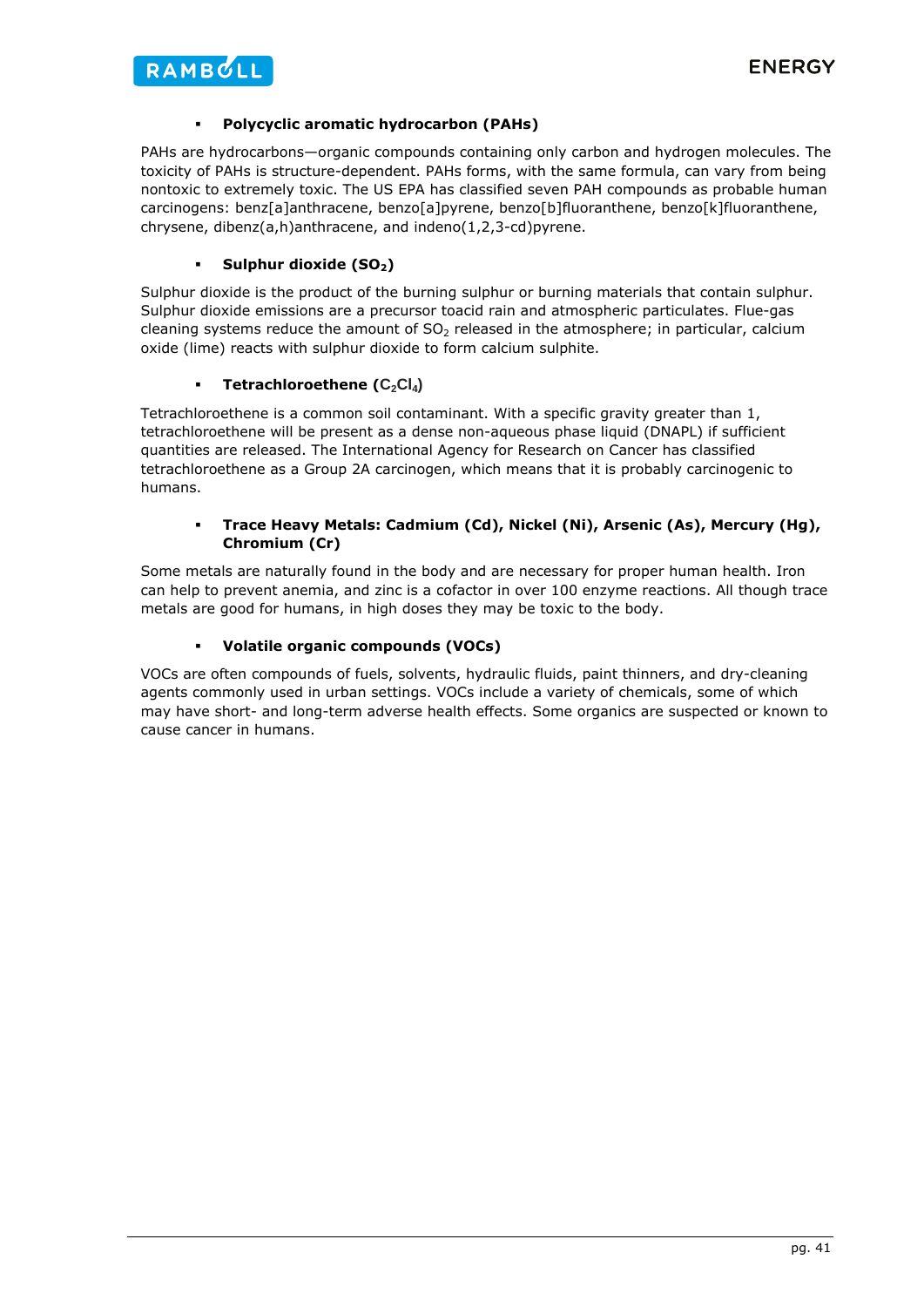- **Polycyclic aromatic hydrocarbon (PAHs)**

PAHs are hydrocarbons—organic compounds containing only carbon and hydrogen molecules. The toxicity of PAHs is structure-dependent. PAHs forms, with the same formula, can vary from being nontoxic to extremely toxic. The US EPA has classified seven PAH compounds as probable human carcinogens: benz[a]anthracene, benzo[a]pyrene, benzo[b]fluoranthene, benzo[k]fluoranthene, chrysene, dibenz(a,h)anthracene, and indeno(1,2,3-cd)pyrene.

- **Sulphur dioxide ($SO_2$)**

Sulphur dioxide is the product of the burning sulphur or burning materials that contain sulphur. Sulphur dioxide emissions are a precursor toacid rain and atmospheric particulates. Flue-gas cleaning systems reduce the amount of $SO_2$ released in the atmosphere; in particular, calcium oxide (lime) reacts with sulphur dioxide to form calcium sulphite.

- **Tetrachloroethene ($C_2Cl_4$)**

Tetrachloroethene is a common soil contaminant. With a specific gravity greater than 1, tetrachloroethene will be present as a dense non-aqueous phase liquid (DNAPL) if sufficient quantities are released. The International Agency for Research on Cancer has classified tetrachloroethene as a Group 2A carcinogen, which means that it is probably carcinogenic to humans.

- **Trace Heavy Metals: Cadmium (Cd), Nickel (Ni), Arsenic (As), Mercury (Hg), Chromium (Cr)**

Some metals are naturally found in the body and are necessary for proper human health. Iron can help to prevent anemia, and zinc is a cofactor in over 100 enzyme reactions. All though trace metals are good for humans, in high doses they may be toxic to the body.

- **Volatile organic compounds (VOCs)**

VOCs are often compounds of fuels, solvents, hydraulic fluids, paint thinners, and dry-cleaning agents commonly used in urban settings. VOCs include a variety of chemicals, some of which may have short- and long-term adverse health effects. Some organics are suspected or known to cause cancer in humans.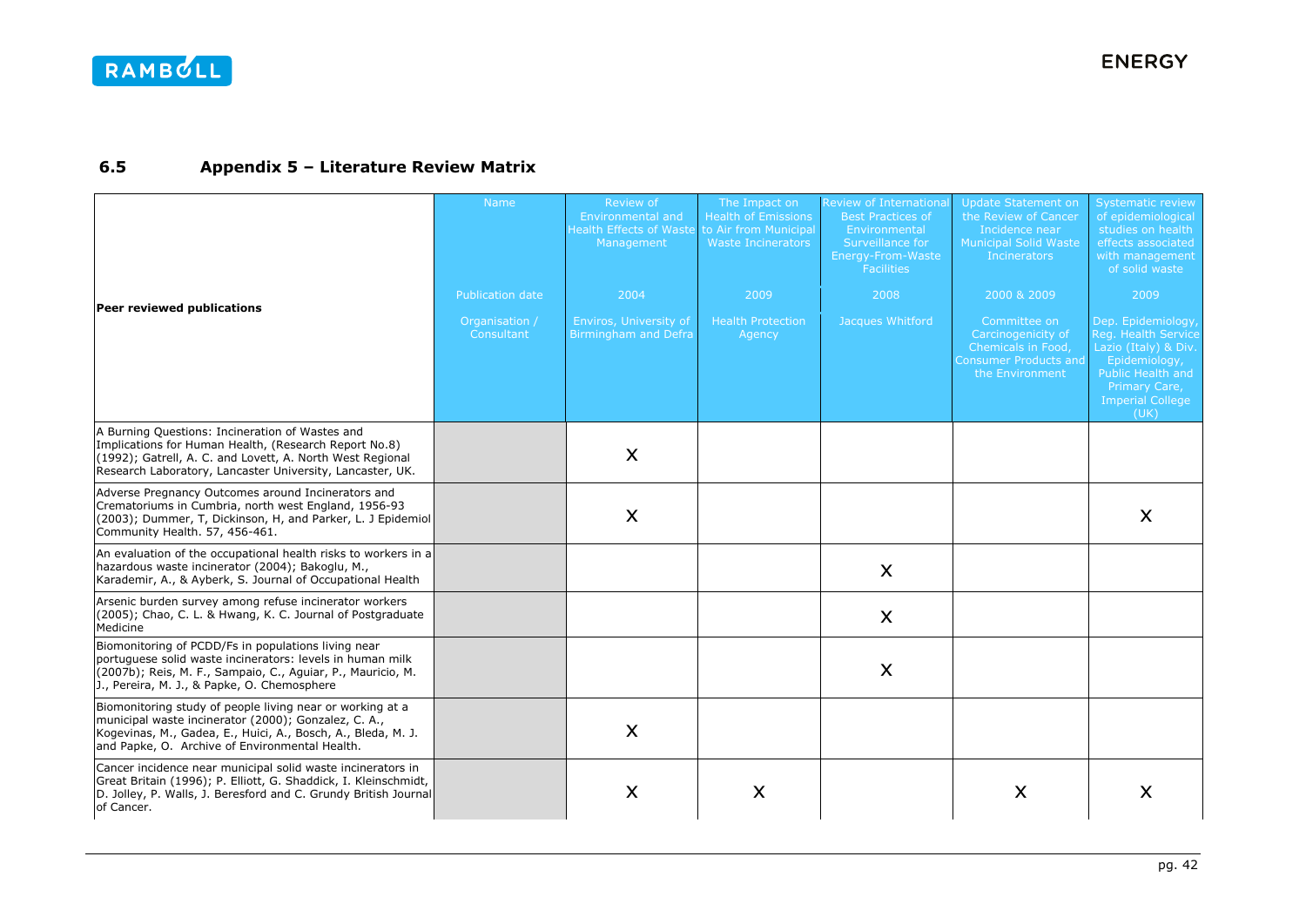## 6.5 Appendix 5 – Literature Review Matrix

| Peer reviewed publications | Name | Review of Environmental and Health Effects of Waste Management | The Impact on Health of Emissions to Air from Municipal Waste Incinerators | Review of International Best Practices of Environmental Surveillance for Energy-From-Waste Facilities | Update Statement on the Review of Cancer Incidence near Municipal Solid Waste Incinerators | Systematic review of epidemiological studies on health effects associated with management of solid waste |
|---|---|---|---|---|---|---|
| | Publication date | 2004 | 2009 | 2008 | 2000 & 2009 | 2009 |
| | Organisation / Consultant | Enviros, University of Birmingham and Defra | Health Protection Agency | Jacques Whitford | Committee on Carcinogenicity of Chemicals in Food, Consumer Products and the Environment | Dep. Epidemiology, Reg. Health Service Lazio (Italy) & Div. Epidemiology, Public Health and Primary Care, Imperial College (UK) |
| A Burning Questions: Incineration of Wastes and Implications for Human Health, (Research Report No.8) (1992); Gatrell, A. C. and Lovett, A. North West Regional Research Laboratory, Lancaster University, Lancaster, UK. | | X | | | | |
| Adverse Pregnancy Outcomes around Incinerators and Crematoriums in Cumbria, north west England, 1956-93 (2003); Dummer, T, Dickinson, H, and Parker, L. J Epidemiol Community Health. 57, 456-461. | | X | | | | X |
| An evaluation of the occupational health risks to workers in a hazardous waste incinerator (2004); Bakoglu, M., Karademir, A., & Ayberk, S. Journal of Occupational Health | | | | X | | |
| Arsenic burden survey among refuse incinerator workers (2005); Chao, C. L. & Hwang, K. C. Journal of Postgraduate Medicine | | | | X | | |
| Biomonitoring of PCDD/Fs in populations living near portuguese solid waste incinerators: levels in human milk (2007b); Reis, M. F., Sampaio, C., Aguiar, P., Mauricio, M. J., Pereira, M. J., & Papke, O. Chemosphere | | | | X | | |
| Biomonitoring study of people living near or working at a municipal waste incinerator (2000); Gonzalez, C. A., Kogevinas, M., Gadea, E., Huici, A., Bosch, A., Bleda, M. J. and Papke, O. Archive of Environmental Health. | | X | | | | |
| Cancer incidence near municipal solid waste incinerators in Great Britain (1996); P. Elliott, G. Shaddick, I. Kleinschmidt, D. Jolley, P. Walls, J. Beresford and C. Grundy British Journal of Cancer. | | X | X | | X | X |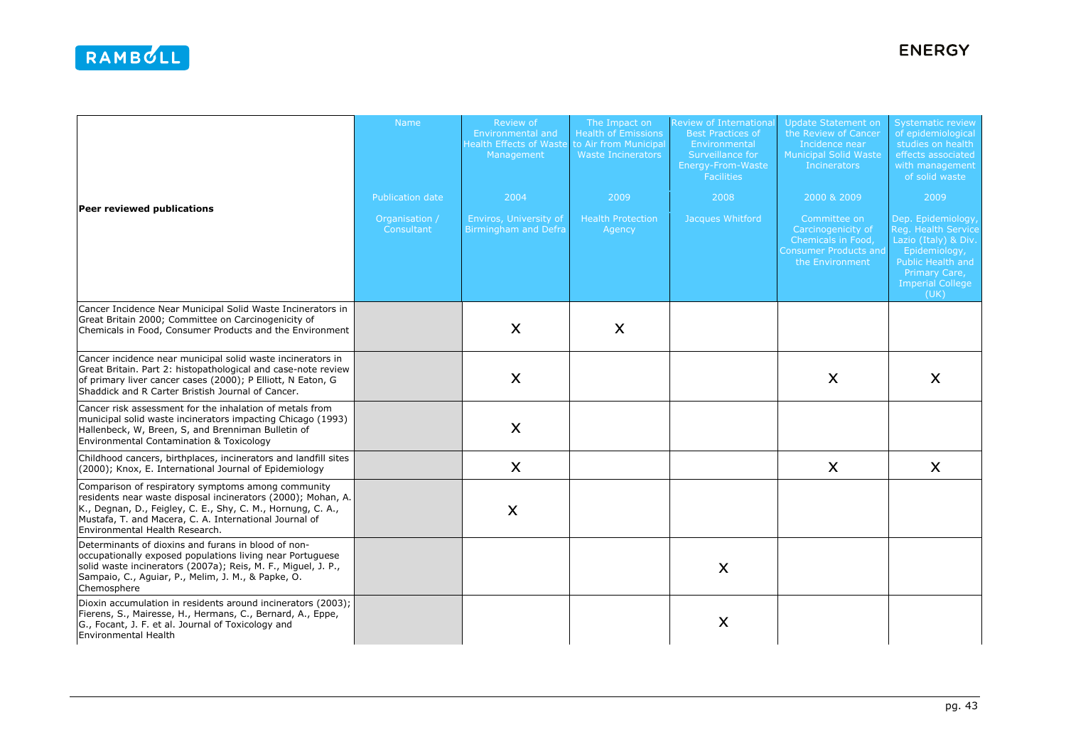| Peer reviewed publications | Name | Review of Environmental and Health Effects of Waste Management | The Impact on Health of Emissions to Air from Municipal Waste Incinerators | Review of International Best Practices of Environmental Surveillance for Energy-From-Waste Facilities | Update Statement on the Review of Cancer Incidence near Municipal Solid Waste Incinerators | Systematic review of epidemiological studies on health effects associated with management of solid waste |
|---|---|---|---|---|---|---|
| | Publication date | 2004 | 2009 | 2008 | 2000 & 2009 | 2009 |
| | Organisation / Consultant | Enviros, University of Birmingham and Defra | Health Protection Agency | Jacques Whitford | Committee on Carcinogenicity of Chemicals in Food, Consumer Products and the Environment | Dep. Epidemiology, Reg. Health Service Lazio (Italy) & Div. Epidemiology, Public Health and Primary Care, Imperial College (UK) |
| Cancer Incidence Near Municipal Solid Waste Incinerators in Great Britain 2000; Committee on Carcinogenicity of Chemicals in Food, Consumer Products and the Environment | | X | X | | | |
| Cancer incidence near municipal solid waste incinerators in Great Britain. Part 2: histopathological and case-note review of primary liver cancer cases (2000); P Elliott, N Eaton, G Shaddick and R Carter Bristish Journal of Cancer. | | X | | | X | X |
| Cancer risk assessment for the inhalation of metals from municipal solid waste incinerators impacting Chicago (1993) Hallenbeck, W, Breen, S, and Brenniman Bulletin of Environmental Contamination & Toxicology | | X | | | | |
| Childhood cancers, birthplaces, incinerators and landfill sites (2000); Knox, E. International Journal of Epidemiology | | X | | | X | X |
| Comparison of respiratory symptoms among community residents near waste disposal incinerators (2000); Mohan, A. K., Degnan, D., Feigley, C. E., Shy, C. M., Hornung, C. A., Mustafa, T. and Macera, C. A. International Journal of Environmental Health Research. | | X | | | | |
| Determinants of dioxins and furans in blood of non-occupationally exposed populations living near Portuguese solid waste incinerators (2007a); Reis, M. F., Miguel, J. P., Sampaio, C., Aguiar, P., Melim, J. M., & Papke, O. Chemosphere | | | | X | | |
| Dioxin accumulation in residents around incinerators (2003); Fierens, S., Mairesse, H., Hermans, C., Bernard, A., Eppe, G., Focant, J. F. et al. Journal of Toxicology and Environmental Health | | | | X | | |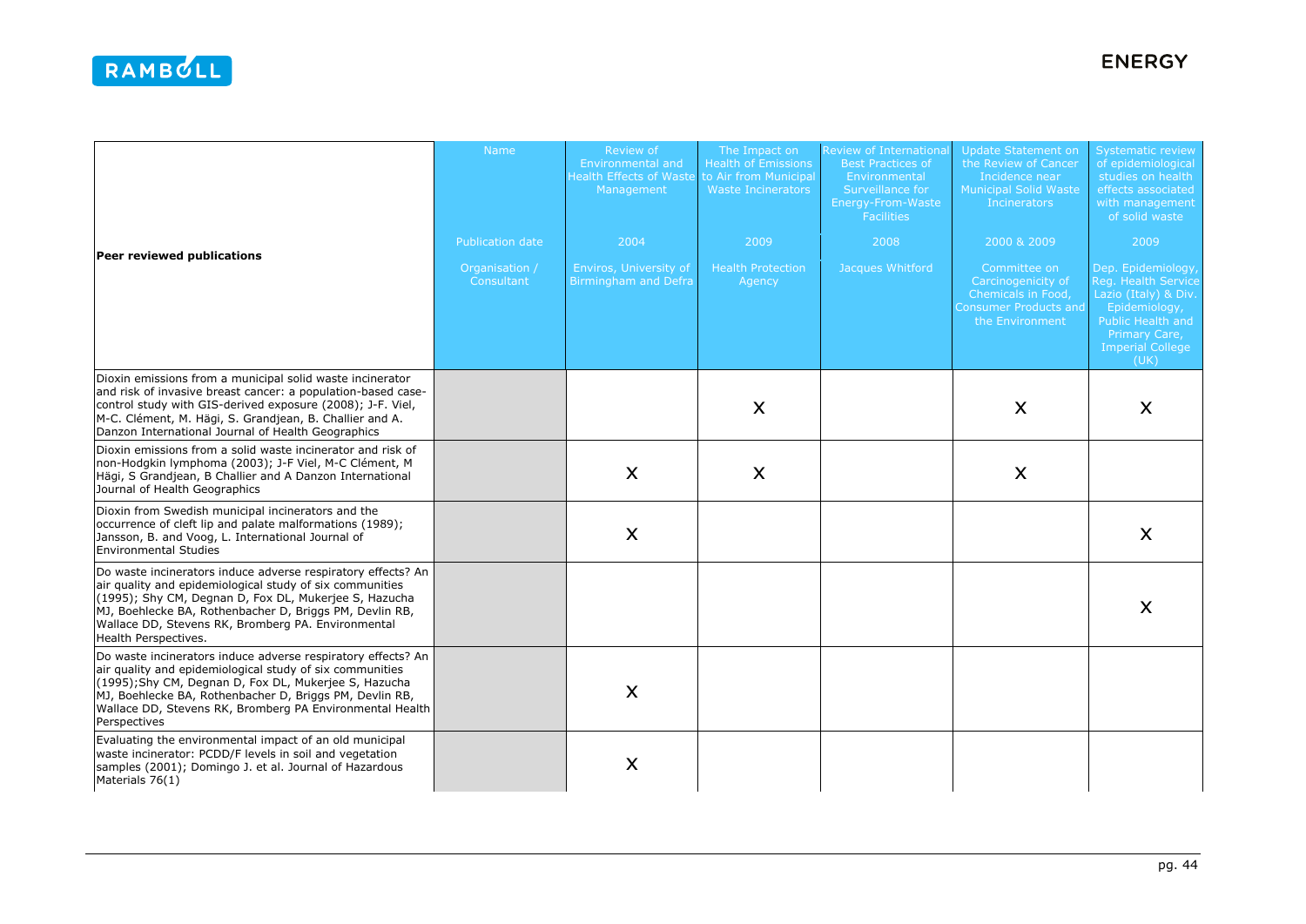| Peer reviewed publications | Name<br>Publication date<br>Organisation / Consultant | Review of Environmental and Health Effects of Waste Management<br>2004<br>Enviros, University of Birmingham and Defra | The Impact on Health of Emissions to Air from Municipal Waste Incinerators<br>2009<br>Health Protection Agency | Review of International Best Practices of Environmental Surveillance for Energy-From-Waste Facilities<br>2008<br>Jacques Whitford | Update Statement on the Review of Cancer Incidence near Municipal Solid Waste Incinerators<br>2000 & 2009<br>Committee on Carcinogenicity of Chemicals in Food, Consumer Products and the Environment | Systematic review of epidemiological studies on health effects associated with management of solid waste<br>2009<br>Dep. Epidemiology, Reg. Health Service Lazio (Italy) & Div. Epidemiology, Public Health and Primary Care, Imperial College (UK) |
|---|---|---|---|---|---|---|
| Dioxin emissions from a municipal solid waste incinerator and risk of invasive breast cancer: a population-based case-control study with GIS-derived exposure (2008); J-F. Viel, M-C. Clément, M. Hägi, S. Grandjean, B. Challier and A. Danzon International Journal of Health Geographics | | | X | | X | X |
| Dioxin emissions from a solid waste incinerator and risk of non-Hodgkin lymphoma (2003); J-F Viel, M-C Clément, M Hägi, S Grandjean, B Challier and A Danzon International Journal of Health Geographics | | X | X | | X | |
| Dioxin from Swedish municipal incinerators and the occurrence of cleft lip and palate malformations (1989); Jansson, B. and Voog, L. International Journal of Environmental Studies | | X | | | | X |
| Do waste incinerators induce adverse respiratory effects? An air quality and epidemiological study of six communities (1995); Shy CM, Degnan D, Fox DL, Mukerjee S, Hazucha MJ, Boehlecke BA, Rothenbacher D, Briggs PM, Devlin RB, Wallace DD, Stevens RK, Bromberg PA. Environmental Health Perspectives. | | | | | | X |
| Do waste incinerators induce adverse respiratory effects? An air quality and epidemiological study of six communities (1995);Shy CM, Degnan D, Fox DL, Mukerjee S, Hazucha MJ, Boehlecke BA, Rothenbacher D, Briggs PM, Devlin RB, Wallace DD, Stevens RK, Bromberg PA Environmental Health Perspectives | | X | | | | |
| Evaluating the environmental impact of an old municipal waste incinerator: PCDD/F levels in soil and vegetation samples (2001); Domingo J. et al. Journal of Hazardous Materials 76(1) | | X | | | | |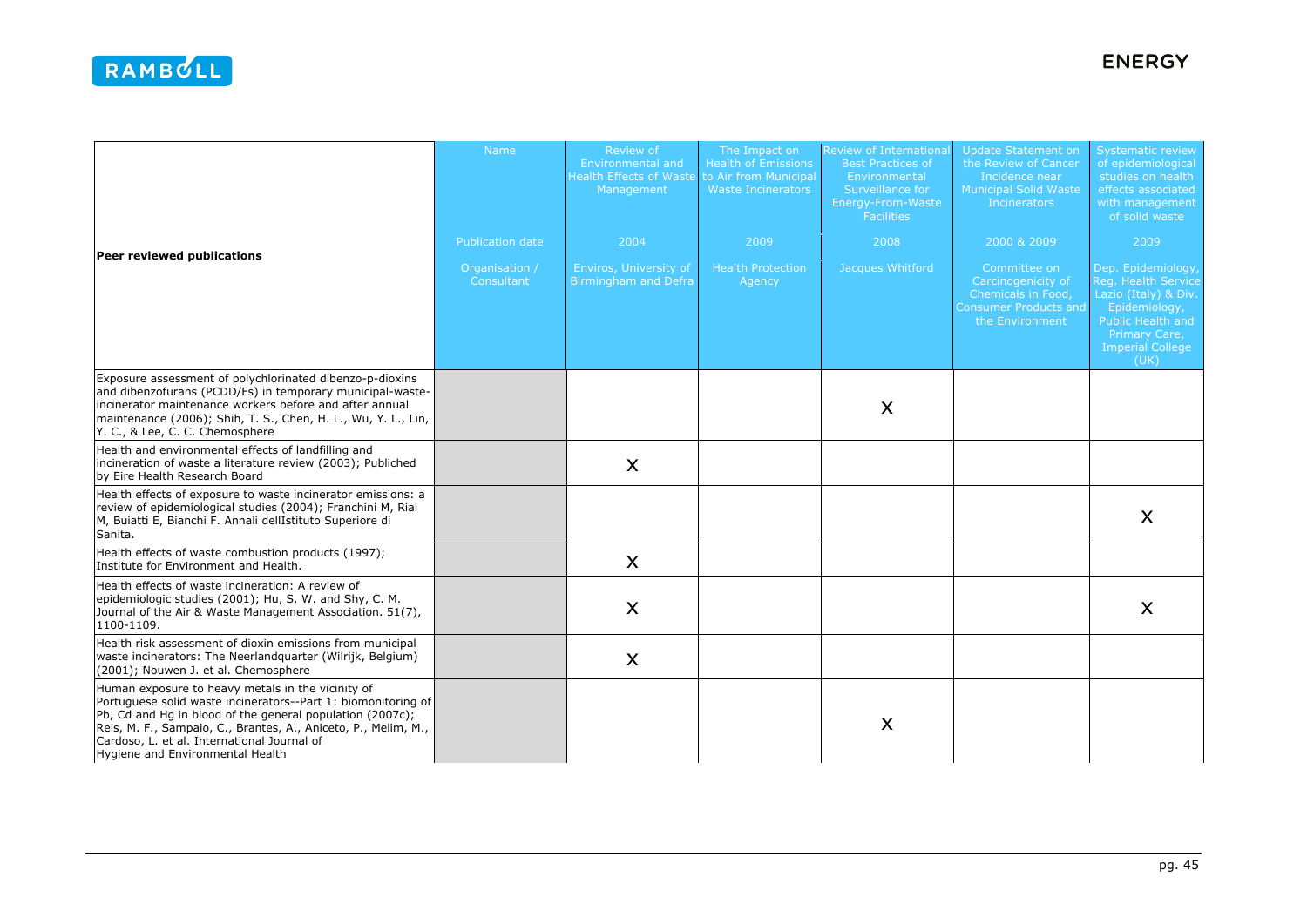| Peer reviewed publications | Name | Review of Environmental and Health Effects of Waste Management | The Impact on Health of Emissions to Air from Municipal Waste Incinerators | Review of International Best Practices of Environmental Surveillance for Energy-From-Waste Facilities | Update Statement on the Review of Cancer Incidence near Municipal Solid Waste Incinerators | Systematic review of epidemiological studies on health effects associated with management of solid waste |
|---|---|---|---|---|---|---|
| | Publication date | 2004 | 2009 | 2008 | 2000 & 2009 | 2009 |
| | Organisation / Consultant | Enviros, University of Birmingham and Defra | Health Protection Agency | Jacques Whitford | Committee on Carcinogenicity of Chemicals in Food, Consumer Products and the Environment | Dep. Epidemiology, Reg. Health Service Lazio (Italy) & Div. Epidemiology, Public Health and Primary Care, Imperial College (UK) |
| Exposure assessment of polychlorinated dibenzo-p-dioxins and dibenzofurans (PCDD/Fs) in temporary municipal-waste-incinerator maintenance workers before and after annual maintenance (2006); Shih, T. S., Chen, H. L., Wu, Y. L., Lin, Y. C., & Lee, C. C. Chemosphere | | | | X | | |
| Health and environmental effects of landfilling and incineration of waste a literature review (2003); Published by Eire Health Research Board | | X | | | | |
| Health effects of exposure to waste incinerator emissions: a review of epidemiological studies (2004); Franchini M, Rial M, Buiatti E, Bianchi F. Annali dellIstituto Superiore di Sanita. | | | | | | X |
| Health effects of waste combustion products (1997); Institute for Environment and Health. | | X | | | | |
| Health effects of waste incineration: A review of epidemiologic studies (2001); Hu, S. W. and Shy, C. M. Journal of the Air & Waste Management Association. 51(7), 1100-1109. | | X | | | | X |
| Health risk assessment of dioxin emissions from municipal waste incinerators: The Neerlandquarter (Wilrijk, Belgium) (2001); Nouwen J. et al. Chemosphere | | X | | | | |
| Human exposure to heavy metals in the vicinity of Portuguese solid waste incinerators--Part 1: biomonitoring of Pb, Cd and Hg in blood of the general population (2007c); Reis, M. F., Sampaio, C., Brantes, A., Aniceto, P., Melim, M., Cardoso, L. et al. International Journal of Hygiene and Environmental Health | | | | X | | |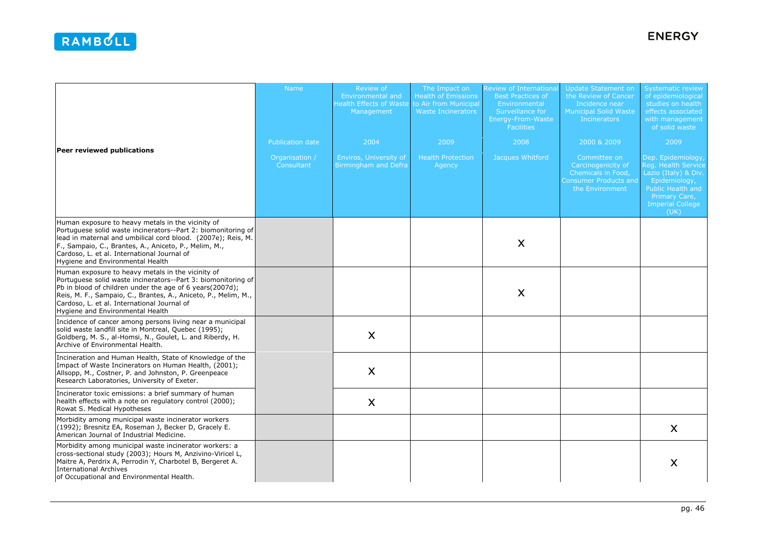| **Peer reviewed publications** | Name<br><br>Publication date<br><br>Organisation / Consultant | Review of Environmental and Health Effects of Waste Management<br><br>2004<br><br>Enviros, University of Birmingham and Defra | The Impact on Health of Emissions to Air from Municipal Waste Incinerators<br><br>2009<br><br>Health Protection Agency | Review of International Best Practices of Environmental Surveillance for Energy-From-Waste Facilities<br><br>2008<br><br>Jacques Whitford | Update Statement on the Review of Cancer Incidence near Municipal Solid Waste Incinerators<br><br>2000 & 2009<br><br>Committee on Carcinogenicity of Chemicals in Food, Consumer Products and the Environment | Systematic review of epidemiological studies on health effects associated with management of solid waste<br><br>2009<br><br>Dep. Epidemiology, Reg. Health Service Lazio (Italy) & Div. Epidemiology, Public Health and Primary Care, Imperial College (UK) |
|---|---|---|---|---|---|---|
| Human exposure to heavy metals in the vicinity of Portuguese solid waste incinerators--Part 2: biomonitoring of lead in maternal and umbilical cord blood. (2007e); Reis, M. F., Sampaio, C., Brantes, A., Aniceto, P., Melim, M., Cardoso, L. et al. International Journal of Hygiene and Environmental Health | | | | X | | |
| Human exposure to heavy metals in the vicinity of Portuguese solid waste incinerators--Part 3: biomonitoring of Pb in blood of children under the age of 6 years(2007d); Reis, M. F., Sampaio, C., Brantes, A., Aniceto, P., Melim, M., Cardoso, L. et al. International Journal of Hygiene and Environmental Health | | | | X | | |
| Incidence of cancer among persons living near a municipal solid waste landfill site in Montreal, Quebec (1995); Goldberg, M. S., al-Homsi, N., Goulet, L. and Riberdy, H. Archive of Environmental Health. | | X | | | | |
| Incineration and Human Health, State of Knowledge of the Impact of Waste Incinerators on Human Health, (2001); Allsopp, M., Costner, P. and Johnston, P. Greenpeace Research Laboratories, University of Exeter. | | X | | | | |
| Incinerator toxic emissions: a brief summary of human health effects with a note on regulatory control (2000); Rowat S. Medical Hypotheses | | X | | | | |
| Morbidity among municipal waste incinerator workers (1992); Bresnitz EA, Roseman J, Becker D, Gracely E. American Journal of Industrial Medicine. | | | | | | X |
| Morbidity among municipal waste incinerator workers: a cross-sectional study (2003); Hours M, Anzivino-Viricel L, Maitre A, Perdrix A, Perrodin Y, Charbotel B, Bergeret A. International Archives of Occupational and Environmental Health. | | | | | | X |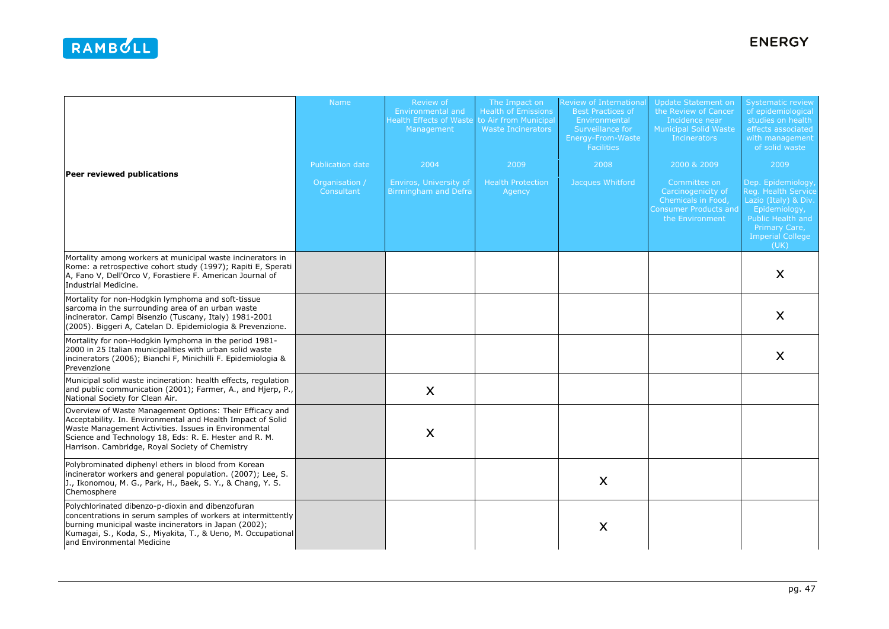| Peer reviewed publications | Name<br><br>Publication date<br><br>Organisation / Consultant | Review of Environmental and Health Effects of Waste Management<br><br>2004<br><br>Enviros, University of Birmingham and Defra | The Impact on Health of Emissions to Air from Municipal Waste Incinerators<br><br>2009<br><br>Health Protection Agency | Review of International Best Practices of Environmental Surveillance for Energy-From-Waste Facilities<br><br>2008<br><br>Jacques Whitford | Update Statement on the Review of Cancer Incidence near Municipal Solid Waste Incinerators<br><br>2000 & 2009<br><br>Committee on Carcinogenicity of Chemicals in Food, Consumer Products and the Environment | Systematic review of epidemiological studies on health effects associated with management of solid waste<br><br>2009<br><br>Dep. Epidemiology, Reg. Health Service Lazio (Italy) & Div. Epidemiology, Public Health and Primary Care, Imperial College (UK) |
|---|---|---|---|---|---|---|
| Mortality among workers at municipal waste incinerators in Rome: a retrospective cohort study (1997); Rapiti E, Sperati A, Fano V, Dell'Orco V, Forastiere F. American Journal of Industrial Medicine. | | | | | | X |
| Mortality for non-Hodgkin lymphoma and soft-tissue sarcoma in the surrounding area of an urban waste incinerator. Campi Bisenzio (Tuscany, Italy) 1981-2001 (2005). Biggeri A, Catelan D. Epidemiologia & Prevenzione. | | | | | | X |
| Mortality for non-Hodgkin lymphoma in the period 1981-2000 in 25 Italian municipalities with urban solid waste incinerators (2006); Bianchi F, Minichilli F. Epidemiologia & Prevenzione | | | | | | X |
| Municipal solid waste incineration: health effects, regulation and public communication (2001); Farmer, A., and Hjerp, P., National Society for Clean Air. | | X | | | | |
| Overview of Waste Management Options: Their Efficacy and Acceptability. In. Environmental and Health Impact of Solid Waste Management Activities. Issues in Environmental Science and Technology 18, Eds: R. E. Hester and R. M. Harrison. Cambridge, Royal Society of Chemistry | | X | | | | |
| Polybrominated diphenyl ethers in blood from Korean incinerator workers and general population. (2007); Lee, S. J., Ikonomou, M. G., Park, H., Baek, S. Y., & Chang, Y. S. Chemosphere | | | | X | | |
| Polychlorinated dibenzo-p-dioxin and dibenzofuran concentrations in serum samples of workers at intermittently burning municipal waste incinerators in Japan (2002); Kumagai, S., Koda, S., Miyakita, T., & Ueno, M. Occupational and Environmental Medicine | | | | X | | |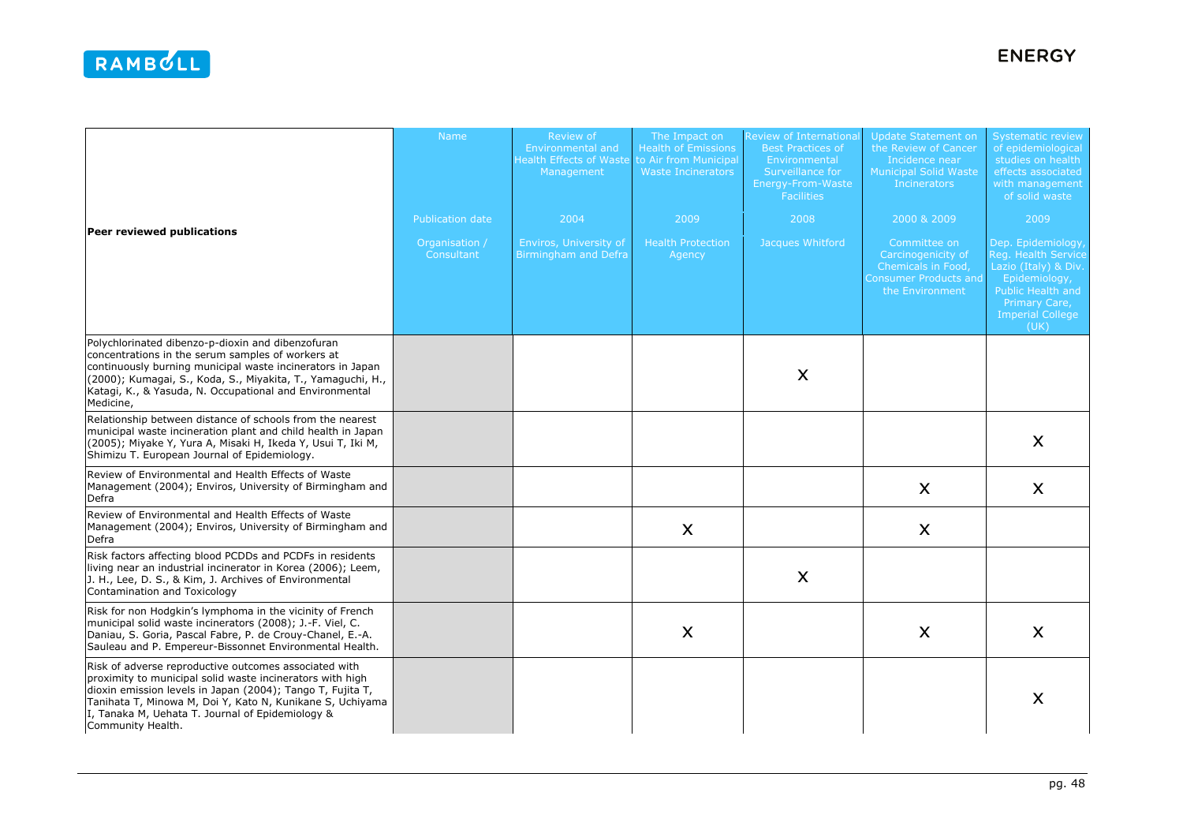| Peer reviewed publications | Name | Review of Environmental and Health Effects of Waste Management | The Impact on Health of Emissions to Air from Municipal Waste Incinerators | Review of International Best Practices of Environmental Surveillance for Energy-From-Waste Facilities | Update Statement on the Review of Cancer Incidence near Municipal Solid Waste Incinerators | Systematic review of epidemiological studies on health effects associated with management of solid waste |
|---|---|---|---|---|---|---|
| | Publication date | 2004 | 2009 | 2008 | 2000 & 2009 | 2009 |
| | Organisation / Consultant | Enviros, University of Birmingham and Defra | Health Protection Agency | Jacques Whitford | Committee on Carcinogenicity of Chemicals in Food, Consumer Products and the Environment | Dep. Epidemiology, Reg. Health Service Lazio (Italy) & Div. Epidemiology, Public Health and Primary Care, Imperial College (UK) |
| Polychlorinated dibenzo-p-dioxin and dibenzofuran concentrations in the serum samples of workers at continuously burning municipal waste incinerators in Japan (2000); Kumagai, S., Koda, S., Miyakita, T., Yamaguchi, H., Katagi, K., & Yasuda, N. Occupational and Environmental Medicine, | | | | X | | |
| Relationship between distance of schools from the nearest municipal waste incineration plant and child health in Japan (2005); Miyake Y, Yura A, Misaki H, Ikeda Y, Usui T, Iki M, Shimizu T. European Journal of Epidemiology. | | | | | | X |
| Review of Environmental and Health Effects of Waste Management (2004); Enviros, University of Birmingham and Defra | | | | | X | X |
| Review of Environmental and Health Effects of Waste Management (2004); Enviros, University of Birmingham and Defra | | | X | | X | |
| Risk factors affecting blood PCDDs and PCDFs in residents living near an industrial incinerator in Korea (2006); Leem, J. H., Lee, D. S., & Kim, J. Archives of Environmental Contamination and Toxicology | | | | X | | |
| Risk for non Hodgkin's lymphoma in the vicinity of French municipal solid waste incinerators (2008); J.-F. Viel, C. Daniau, S. Goria, Pascal Fabre, P. de Crouy-Chanel, E.-A. Sauleau and P. Empereur-Bissonnet Environmental Health. | | | X | | X | X |
| Risk of adverse reproductive outcomes associated with proximity to municipal solid waste incinerators with high dioxin emission levels in Japan (2004); Tango T, Fujita T, Tanihata T, Minowa M, Doi Y, Kato N, Kunikane S, Uchiyama I, Tanaka M, Uehata T. Journal of Epidemiology & Community Health. | | | | | | X |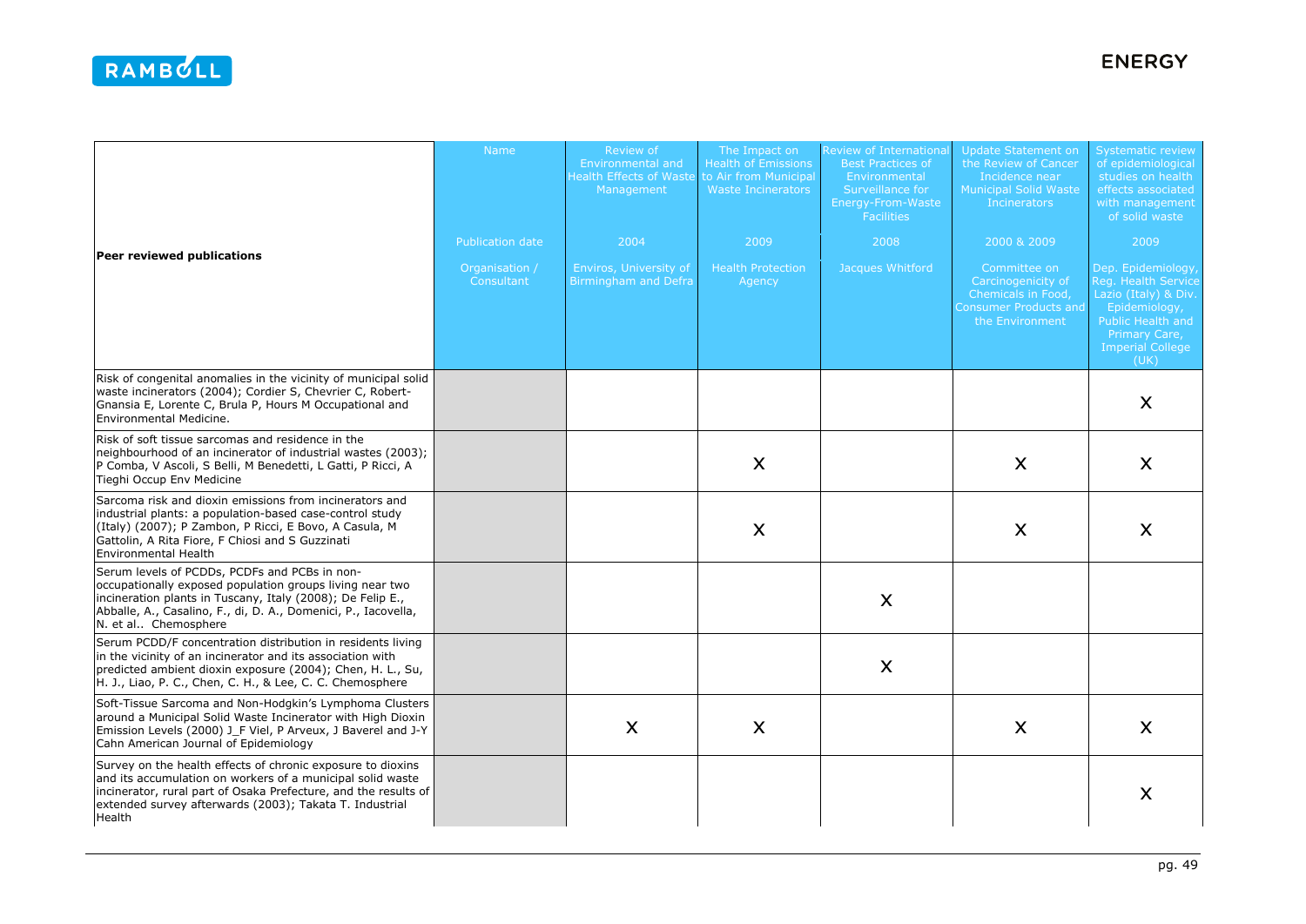| Peer reviewed publications | Name<br><br>Publication date<br><br>Organisation / Consultant | Review of Environmental and Health Effects of Waste Management<br><br>2004<br><br>Enviros, University of Birmingham and Defra | The Impact on Health of Emissions to Air from Municipal Waste Incinerators<br><br>2009<br><br>Health Protection Agency | Review of International Best Practices of Environmental Surveillance for Energy-From-Waste Facilities<br><br>2008<br><br>Jacques Whitford | Update Statement on the Review of Cancer Incidence near Municipal Solid Waste Incinerators<br><br>2000 & 2009<br><br>Committee on Carcinogenicity of Chemicals in Food, Consumer Products and the Environment | Systematic review of epidemiological studies on health effects associated with management of solid waste<br><br>2009<br><br>Dep. Epidemiology, Reg. Health Service Lazio (Italy) & Div. Epidemiology, Public Health and Primary Care, Imperial College (UK) |
|---|---|---|---|---|---|---|
| Risk of congenital anomalies in the vicinity of municipal solid waste incinerators (2004); Cordier S, Chevrier C, Robert-Gnansia E, Lorente C, Brula P, Hours M Occupational and Environmental Medicine. | | | | | | X |
| Risk of soft tissue sarcomas and residence in the neighbourhood of an incinerator of industrial wastes (2003); P Comba, V Ascoli, S Belli, M Benedetti, L Gatti, P Ricci, A Tieghi Occup Env Medicine | | | X | | X | X |
| Sarcoma risk and dioxin emissions from incinerators and industrial plants: a population-based case-control study (Italy) (2007); P Zambon, P Ricci, E Bovo, A Casula, M Gattolin, A Rita Fiore, F Chiosi and S Guzzinati Environmental Health | | | X | | X | X |
| Serum levels of PCDDs, PCDFs and PCBs in non-occupationally exposed population groups living near two incineration plants in Tuscany, Italy (2008); De Felip E., Abballe, A., Casalino, F., di, D. A., Domenici, P., Iacovella, N. et al.. Chemosphere | | | | X | | |
| Serum PCDD/F concentration distribution in residents living in the vicinity of an incinerator and its association with predicted ambient dioxin exposure (2004); Chen, H. L., Su, H. J., Liao, P. C., Chen, C. H., & Lee, C. C. Chemosphere | | | | X | | |
| Soft-Tissue Sarcoma and Non-Hodgkin's Lymphoma Clusters around a Municipal Solid Waste Incinerator with High Dioxin Emission Levels (2000) J_F Viel, P Arveux, J Baverel and J-Y Cahn American Journal of Epidemiology | | X | X | | X | X |
| Survey on the health effects of chronic exposure to dioxins and its accumulation on workers of a municipal solid waste incinerator, rural part of Osaka Prefecture, and the results of extended survey afterwards (2003); Takata T. Industrial Health | | | | | | X |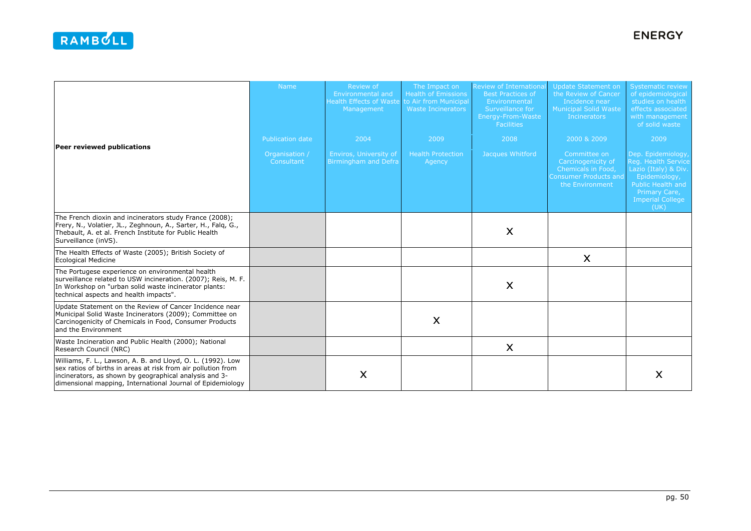| Peer reviewed publications | Name | Review of Environmental and Health Effects of Waste Management | The Impact on Health of Emissions to Air from Municipal Waste Incinerators | Review of International Best Practices of Environmental Surveillance for Energy-From-Waste Facilities | Update Statement on the Review of Cancer Incidence near Municipal Solid Waste Incinerators | Systematic review of epidemiological studies on health effects associated with management of solid waste |
|---|---|---|---|---|---|---|
| | Publication date | 2004 | 2009 | 2008 | 2000 & 2009 | 2009 |
| | Organisation / Consultant | Enviros, University of Birmingham and Defra | Health Protection Agency | Jacques Whitford | Committee on Carcinogenicity of Chemicals in Food, Consumer Products and the Environment | Dep. Epidemiology, Reg. Health Service Lazio (Italy) & Div. Epidemiology, Public Health and Primary Care, Imperial College (UK) |
| The French dioxin and incinerators study France (2008); Frery, N., Volatier, JL., Zeghnoun, A., Sarter, H., Falq, G., Thebault, A. et al. French Institute for Public Health Surveillance (inVS). | | | | X | | |
| The Health Effects of Waste (2005); British Society of Ecological Medicine | | | | | X | |
| The Portugese experience on environmental health surveillance related to USW incineration. (2007); Reis, M. F. In Workshop on "urban solid waste incinerator plants: technical aspects and health impacts". | | | | X | | |
| Update Statement on the Review of Cancer Incidence near Municipal Solid Waste Incinerators (2009); Committee on Carcinogenicity of Chemicals in Food, Consumer Products and the Environment | | | X | | | |
| Waste Incineration and Public Health (2000); National Research Council (NRC) | | | | X | | |
| Williams, F. L., Lawson, A. B. and Lloyd, O. L. (1992). Low sex ratios of births in areas at risk from air pollution from incinerators, as shown by geographical analysis and 3-dimensional mapping, International Journal of Epidemiology | | X | | | | X |